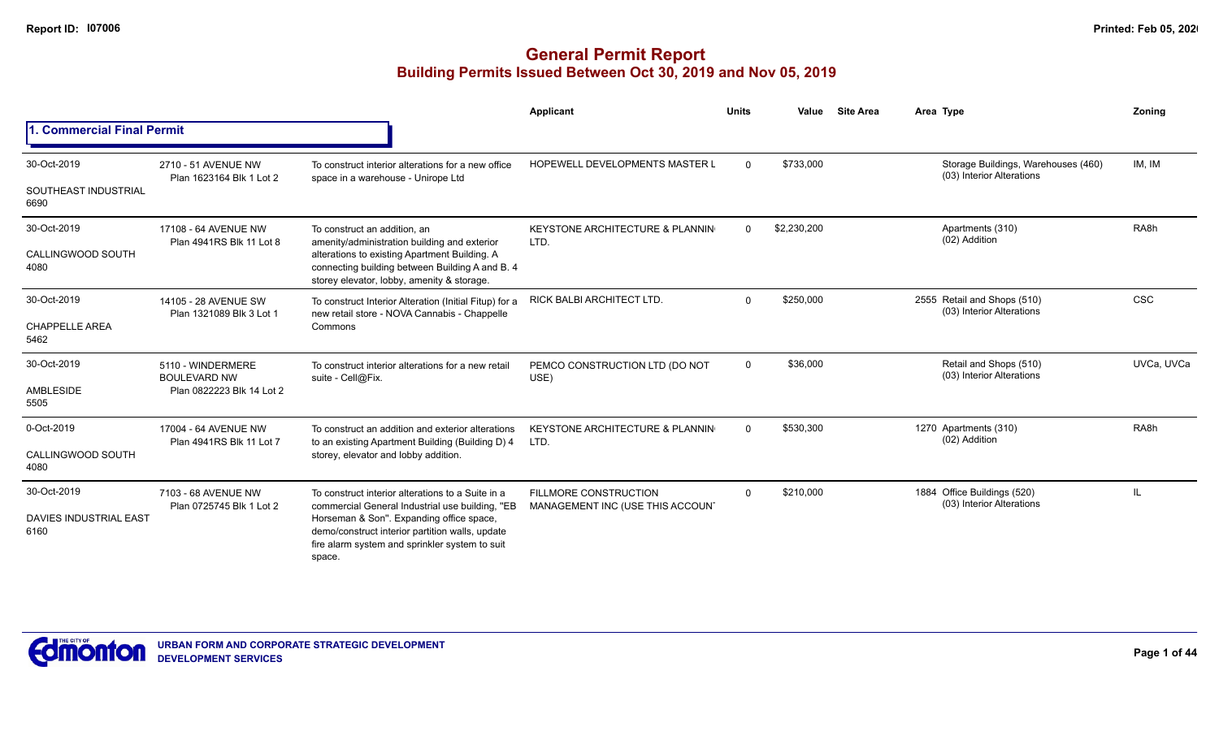# General Permit Report

## Building Permits Issued Between Oct 30, 2019 and Nov 05, 2019

Report ID: I07006

Printed: Feb 05, 2020

### 1. Commercial Final Permit

| Date / Neighbourhood | Address / Legal | Description | Applicant | Units | Value | Site Area | Area | Type | Zoning |
|---|---|---|---|---|---|---|---|---|---|
| 30-Oct-2019<br>SOUTHEAST INDUSTRIAL<br>6690 | 2710 - 51 AVENUE NW<br>Plan 1623164 Blk 1 Lot 2 | To construct interior alterations for a new office space in a warehouse - Unirope Ltd | HOPEWELL DEVELOPMENTS MASTER L | 0 | $733,000 | | | Storage Buildings, Warehouses (460)<br>(03) Interior Alterations | IM, IM |
| 30-Oct-2019<br>CALLINGWOOD SOUTH<br>4080 | 17108 - 64 AVENUE NW<br>Plan 4941RS Blk 11 Lot 8 | To construct an addition, an amenity/administration building and exterior alterations to existing Apartment Building. A connecting building between Building A and B. 4 storey elevator, lobby, amenity & storage. | KEYSTONE ARCHITECTURE & PLANNIN LTD. | 0 | $2,230,200 | | | Apartments (310)<br>(02) Addition | RA8h |
| 30-Oct-2019<br>CHAPPELLE AREA<br>5462 | 14105 - 28 AVENUE SW<br>Plan 1321089 Blk 3 Lot 1 | To construct Interior Alteration (Initial Fitup) for a new retail store - NOVA Cannabis - Chappelle Commons | RICK BALBI ARCHITECT LTD. | 0 | $250,000 | | 2555 | Retail and Shops (510)<br>(03) Interior Alterations | CSC |
| 30-Oct-2019<br>AMBLESIDE<br>5505 | 5110 - WINDERMERE BOULEVARD NW<br>Plan 0822223 Blk 14 Lot 2 | To construct interior alterations for a new retail suite - Cell@Fix. | PEMCO CONSTRUCTION LTD (DO NOT USE) | 0 | $36,000 | | | Retail and Shops (510)<br>(03) Interior Alterations | UVCa, UVCa |
| 0-Oct-2019<br>CALLINGWOOD SOUTH<br>4080 | 17004 - 64 AVENUE NW<br>Plan 4941RS Blk 11 Lot 7 | To construct an addition and exterior alterations to an existing Apartment Building (Building D) 4 storey, elevator and lobby addition. | KEYSTONE ARCHITECTURE & PLANNIN LTD. | 0 | $530,300 | | 1270 | Apartments (310)<br>(02) Addition | RA8h |
| 30-Oct-2019<br>DAVIES INDUSTRIAL EAST<br>6160 | 7103 - 68 AVENUE NW<br>Plan 0725745 Blk 1 Lot 2 | To construct interior alterations to a Suite in a commercial General Industrial use building, "EB Horseman & Son". Expanding office space, demo/construct interior partition walls, update fire alarm system and sprinkler system to suit space. | FILLMORE CONSTRUCTION MANAGEMENT INC (USE THIS ACCOUN | 0 | $210,000 | | 1884 | Office Buildings (520)<br>(03) Interior Alterations | IL |

URBAN FORM AND CORPORATE STRATEGIC DEVELOPMENT
DEVELOPMENT SERVICES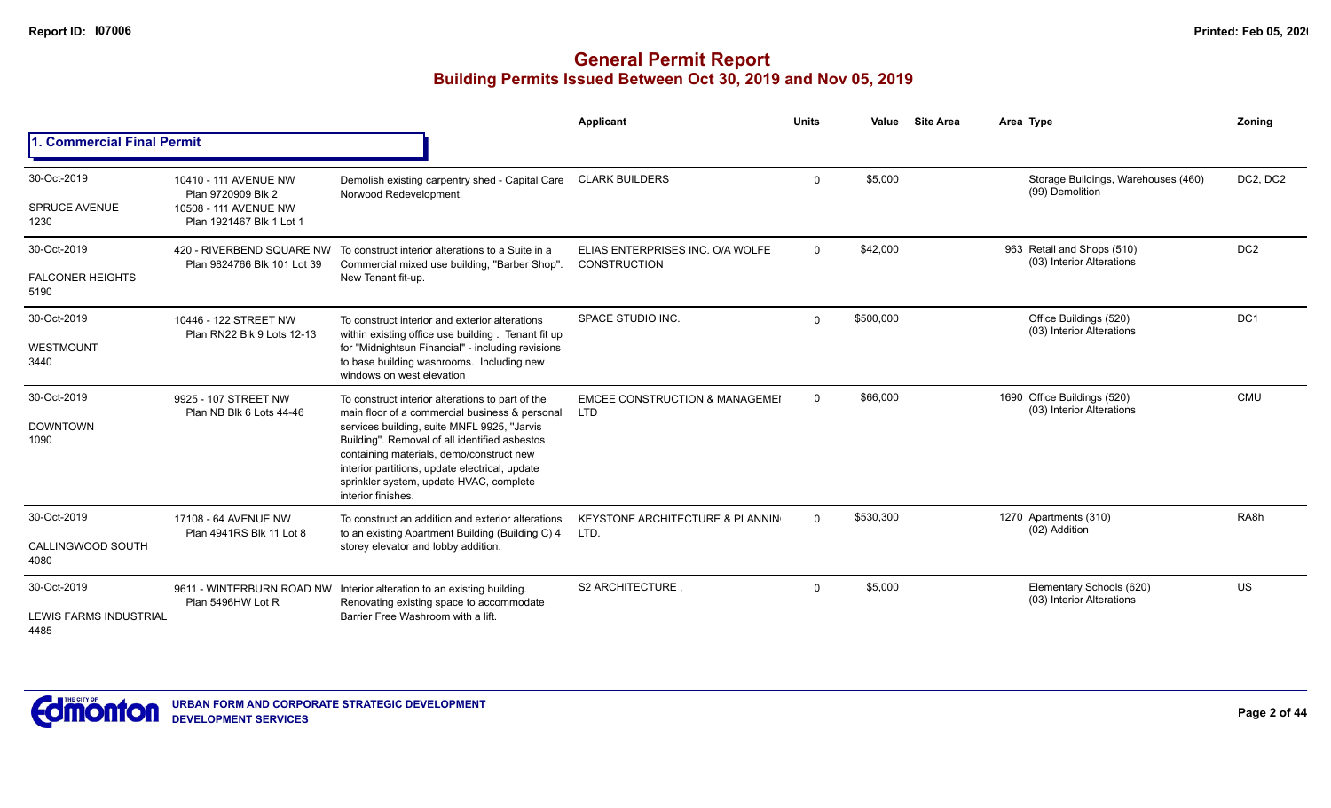# General Permit Report

## Building Permits Issued Between Oct 30, 2019 and Nov 05, 2019

### 1. Commercial Final Permit

| Date / Neighbourhood | Address / Legal | Description | Applicant | Units | Value | Site Area | Area Type | Zoning |
|---|---|---|---|---|---|---|---|---|
| 30-Oct-2019<br>SPRUCE AVENUE<br>1230 | 10410 - 111 AVENUE NW<br>Plan 9720909 Blk 2<br>10508 - 111 AVENUE NW<br>Plan 1921467 Blk 1 Lot 1 | Demolish existing carpentry shed - Capital Care Norwood Redevelopment. | CLARK BUILDERS | 0 | $5,000 | | Storage Buildings, Warehouses (460)<br>(99) Demolition | DC2, DC2 |
| 30-Oct-2019<br>FALCONER HEIGHTS<br>5190 | 420 - RIVERBEND SQUARE NW<br>Plan 9824766 Blk 101 Lot 39 | To construct interior alterations to a Suite in a Commercial mixed use building, "Barber Shop". New Tenant fit-up. | ELIAS ENTERPRISES INC. O/A WOLFE CONSTRUCTION | 0 | $42,000 | | 963 Retail and Shops (510)<br>(03) Interior Alterations | DC2 |
| 30-Oct-2019<br>WESTMOUNT<br>3440 | 10446 - 122 STREET NW<br>Plan RN22 Blk 9 Lots 12-13 | To construct interior and exterior alterations within existing office use building . Tenant fit up for "Midnightsun Financial" - including revisions to base building washrooms. Including new windows on west elevation | SPACE STUDIO INC. | 0 | $500,000 | | Office Buildings (520)<br>(03) Interior Alterations | DC1 |
| 30-Oct-2019<br>DOWNTOWN<br>1090 | 9925 - 107 STREET NW<br>Plan NB Blk 6 Lots 44-46 | To construct interior alterations to part of the main floor of a commercial business & personal services building, suite MNFL 9925, "Jarvis Building". Removal of all identified asbestos containing materials, demo/construct new interior partitions, update electrical, update sprinkler system, update HVAC, complete interior finishes. | EMCEE CONSTRUCTION & MANAGEMEI LTD | 0 | $66,000 | | 1690 Office Buildings (520)<br>(03) Interior Alterations | CMU |
| 30-Oct-2019<br>CALLINGWOOD SOUTH<br>4080 | 17108 - 64 AVENUE NW<br>Plan 4941RS Blk 11 Lot 8 | To construct an addition and exterior alterations to an existing Apartment Building (Building C) 4 storey elevator and lobby addition. | KEYSTONE ARCHITECTURE & PLANNIN LTD. | 0 | $530,300 | | 1270 Apartments (310)<br>(02) Addition | RA8h |
| 30-Oct-2019<br>LEWIS FARMS INDUSTRIAL<br>4485 | 9611 - WINTERBURN ROAD NW<br>Plan 5496HW Lot R | Interior alteration to an existing building. Renovating existing space to accommodate Barrier Free Washroom with a lift. | S2 ARCHITECTURE , | 0 | $5,000 | | Elementary Schools (620)<br>(03) Interior Alterations | US |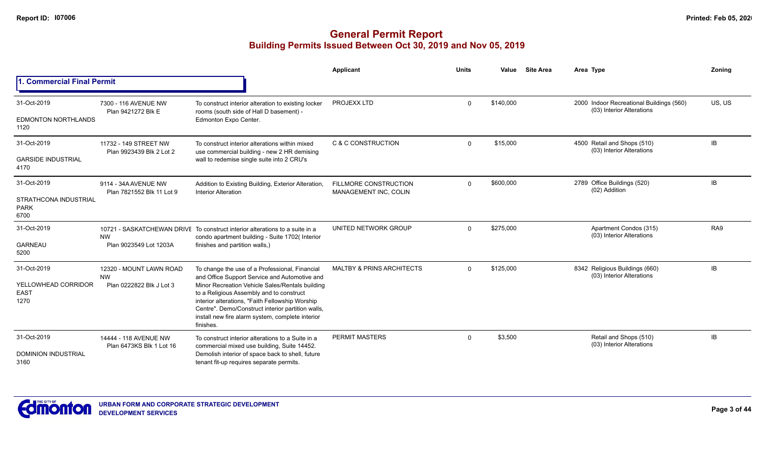# General Permit Report

## Building Permits Issued Between Oct 30, 2019 and Nov 05, 2019

### 1. Commercial Final Permit

| Date / Neighbourhood | Address / Legal | Description | Applicant | Units | Value | Site Area | Area Type | Zoning |
|---|---|---|---|---|---|---|---|---|
| 31-Oct-2019<br>EDMONTON NORTHLANDS<br>1120 | 7300 - 116 AVENUE NW<br>Plan 9421272 Blk E | To construct interior alteration to existing locker rooms (south side of Hall D basement) - Edmonton Expo Center. | PROJEXX LTD | 0 | $140,000 | | 2000 Indoor Recreational Buildings (560)<br>(03) Interior Alterations | US, US |
| 31-Oct-2019<br>GARSIDE INDUSTRIAL<br>4170 | 11732 - 149 STREET NW<br>Plan 9923439 Blk 2 Lot 2 | To construct interior alterations within mixed use commercial building - new 2 HR demising wall to redemise single suite into 2 CRU's | C & C CONSTRUCTION | 0 | $15,000 | | 4500 Retail and Shops (510)<br>(03) Interior Alterations | IB |
| 31-Oct-2019<br>STRATHCONA INDUSTRIAL PARK<br>6700 | 9114 - 34A AVENUE NW<br>Plan 7821552 Blk 11 Lot 9 | Addition to Existing Building, Exterior Alteration, Interior Alteration | FILLMORE CONSTRUCTION MANAGEMENT INC, COLIN | 0 | $600,000 | | 2789 Office Buildings (520)<br>(02) Addition | IB |
| 31-Oct-2019<br>GARNEAU<br>5200 | 10721 - SASKATCHEWAN DRIVE NW<br>Plan 9023549 Lot 1203A | To construct interior alterations to a suite in a condo apartment building - Suite 1702( Interior finishes and partition walls,) | UNITED NETWORK GROUP | 0 | $275,000 | | Apartment Condos (315)<br>(03) Interior Alterations | RA9 |
| 31-Oct-2019<br>YELLOWHEAD CORRIDOR EAST<br>1270 | 12320 - MOUNT LAWN ROAD NW<br>Plan 0222822 Blk J Lot 3 | To change the use of a Professional, Financial and Office Support Service and Automotive and Minor Recreation Vehicle Sales/Rentals building to a Religious Assembly and to construct interior alterations, "Faith Fellowship Worship Centre". Demo/Construct interior partition walls, install new fire alarm system, complete interior finishes. | MALTBY & PRINS ARCHITECTS | 0 | $125,000 | | 8342 Religious Buildings (660)<br>(03) Interior Alterations | IB |
| 31-Oct-2019<br>DOMINION INDUSTRIAL<br>3160 | 14444 - 118 AVENUE NW<br>Plan 6473KS Blk 1 Lot 16 | To construct interior alterations to a Suite in a commercial mixed use building, Suite 14452. Demolish interior of space back to shell, future tenant fit-up requires separate permits. | PERMIT MASTERS | 0 | $3,500 | | Retail and Shops (510)<br>(03) Interior Alterations | IB |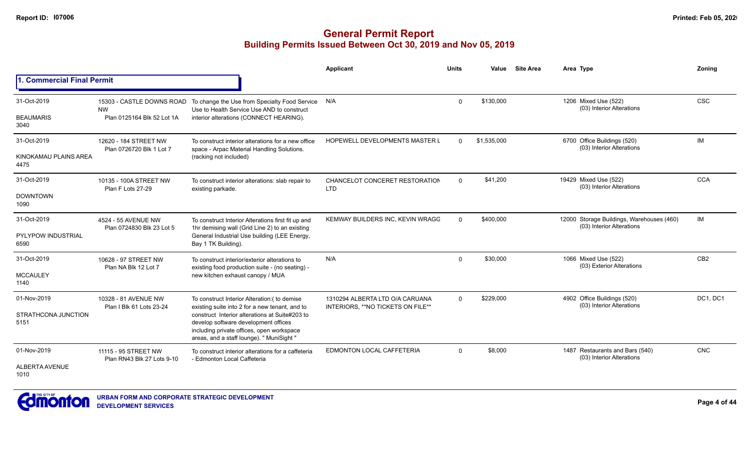# General Permit Report
## Building Permits Issued Between Oct 30, 2019 and Nov 05, 2019

### 1. Commercial Final Permit

| Date / Neighbourhood | Address / Legal | Description | Applicant | Units | Value | Site Area | Area | Type | Zoning |
|---|---|---|---|---|---|---|---|---|---|
| 31-Oct-2019 BEAUMARIS 3040 | 15303 - CASTLE DOWNS ROAD NW Plan 0125164 Blk 52 Lot 1A | To change the Use from Specialty Food Service Use to Health Service Use AND to construct interior alterations (CONNECT HEARING). | N/A | 0 | $130,000 | | 1206 | Mixed Use (522) (03) Interior Alterations | CSC |
| 31-Oct-2019 KINOKAMAU PLAINS AREA 4475 | 12620 - 184 STREET NW Plan 0726720 Blk 1 Lot 7 | To construct interior alterations for a new office space - Arpac Material Handling Solutions. (racking not included) | HOPEWELL DEVELOPMENTS MASTER L | 0 | $1,535,000 | | 6700 | Office Buildings (520) (03) Interior Alterations | IM |
| 31-Oct-2019 DOWNTOWN 1090 | 10135 - 100A STREET NW Plan F Lots 27-29 | To construct interior alterations: slab repair to existing parkade. | CHANCELOT CONCERET RESTORATION LTD | 0 | $41,200 | | 19429 | Mixed Use (522) (03) Interior Alterations | CCA |
| 31-Oct-2019 PYLYPOW INDUSTRIAL 6590 | 4524 - 55 AVENUE NW Plan 0724830 Blk 23 Lot 5 | To construct Interior Alterations first fit up and 1hr demising wall (Grid Line 2) to an existing General Industrial Use building (LEE Energy, Bay 1 TK Building). | KEMWAY BUILDERS INC, KEVIN WRAGG | 0 | $400,000 | | 12000 | Storage Buildings, Warehouses (460) (03) Interior Alterations | IM |
| 31-Oct-2019 MCCAULEY 1140 | 10628 - 97 STREET NW Plan NA Blk 12 Lot 7 | To construct interior/exterior alterations to existing food production suite - (no seating) - new kitchen exhaust canopy / MUA | N/A | 0 | $30,000 | | 1066 | Mixed Use (522) (03) Exterior Alterations | CB2 |
| 01-Nov-2019 STRATHCONA JUNCTION 5151 | 10328 - 81 AVENUE NW Plan I Blk 61 Lots 23-24 | To construct Interior Alteration:( to demise existing suite into 2 for a new tenant, and to construct Interior alterations at Suite#203 to develop software development offices including private offices, open workspace areas, and a staff lounge). " MuniSight " | 1310294 ALBERTA LTD O/A CARUANA INTERIORS, **NO TICKETS ON FILE** | 0 | $229,000 | | 4902 | Office Buildings (520) (03) Interior Alterations | DC1, DC1 |
| 01-Nov-2019 ALBERTA AVENUE 1010 | 11115 - 95 STREET NW Plan RN43 Blk 27 Lots 9-10 | To construct interior alterations for a caffeteria - Edmonton Local Caffeteria | EDMONTON LOCAL CAFFETERIA | 0 | $8,000 | | 1487 | Restaurants and Bars (540) (03) Interior Alterations | CNC |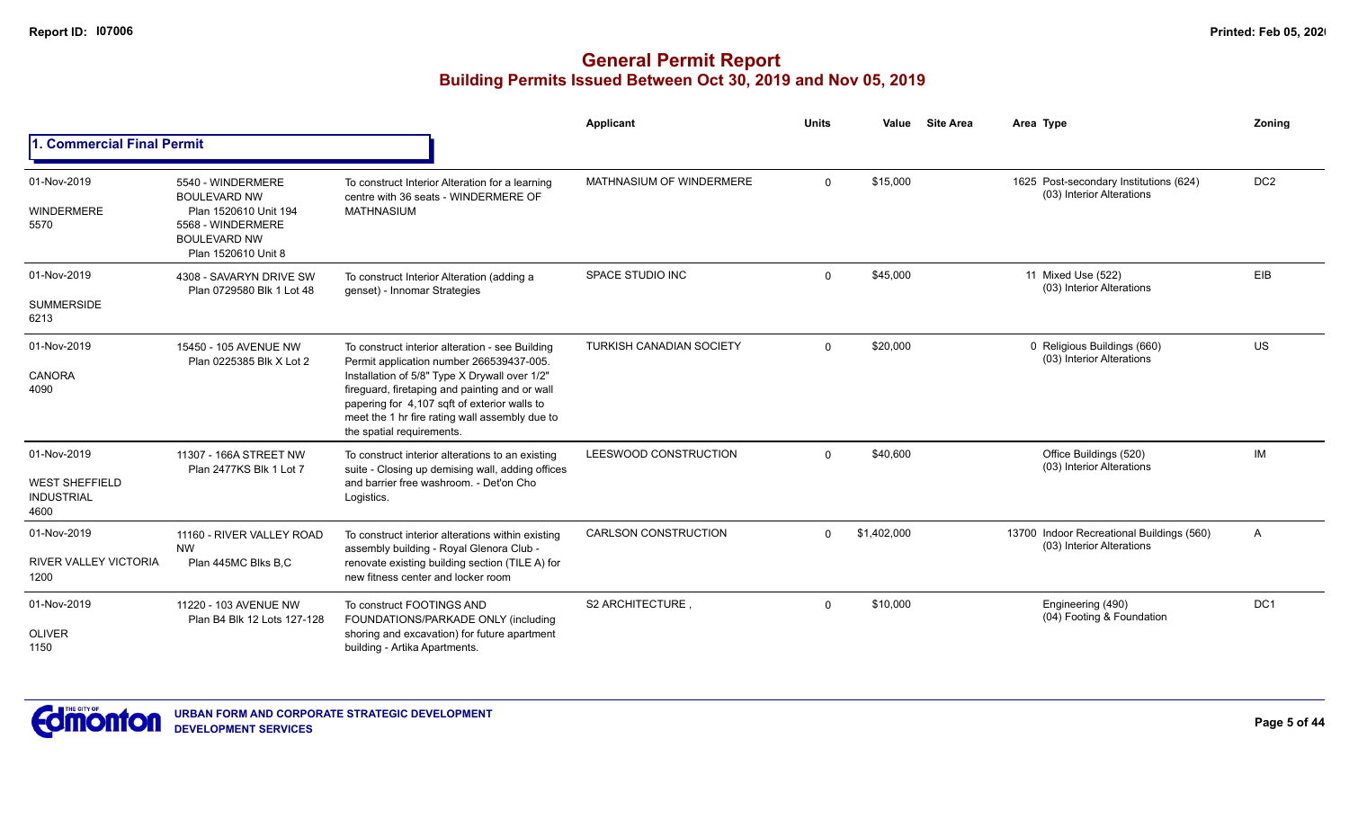# General Permit Report

## Building Permits Issued Between Oct 30, 2019 and Nov 05, 2019

### 1. Commercial Final Permit

| Date / Neighbourhood | Address / Legal | Description | Applicant | Units | Value | Site Area | Area | Type | Zoning |
|---|---|---|---|---|---|---|---|---|---|
| 01-Nov-2019<br>WINDERMERE<br>5570 | 5540 - WINDERMERE BOULEVARD NW<br>Plan 1520610 Unit 194<br>5568 - WINDERMERE BOULEVARD NW<br>Plan 1520610 Unit 8 | To construct Interior Alteration for a learning centre with 36 seats - WINDERMERE OF MATHNASIUM | MATHNASIUM OF WINDERMERE | 0 | $15,000 | | 1625 | Post-secondary Institutions (624)<br>(03) Interior Alterations | DC2 |
| 01-Nov-2019<br>SUMMERSIDE<br>6213 | 4308 - SAVARYN DRIVE SW<br>Plan 0729580 Blk 1 Lot 48 | To construct Interior Alteration (adding a genset) - Innomar Strategies | SPACE STUDIO INC | 0 | $45,000 | | 11 | Mixed Use (522)<br>(03) Interior Alterations | EIB |
| 01-Nov-2019<br>CANORA<br>4090 | 15450 - 105 AVENUE NW<br>Plan 0225385 Blk X Lot 2 | To construct interior alteration - see Building Permit application number 266539437-005. Installation of 5/8" Type X Drywall over 1/2" fireguard, firetaping and painting and or wall papering for 4,107 sqft of exterior walls to meet the 1 hr fire rating wall assembly due to the spatial requirements. | TURKISH CANADIAN SOCIETY | 0 | $20,000 | | 0 | Religious Buildings (660)<br>(03) Interior Alterations | US |
| 01-Nov-2019<br>WEST SHEFFIELD INDUSTRIAL<br>4600 | 11307 - 166A STREET NW<br>Plan 2477KS Blk 1 Lot 7 | To construct interior alterations to an existing suite - Closing up demising wall, adding offices and barrier free washroom. - Det'on Cho Logistics. | LEESWOOD CONSTRUCTION | 0 | $40,600 | | | Office Buildings (520)<br>(03) Interior Alterations | IM |
| 01-Nov-2019<br>RIVER VALLEY VICTORIA<br>1200 | 11160 - RIVER VALLEY ROAD NW<br>Plan 445MC Blks B,C | To construct interior alterations within existing assembly building - Royal Glenora Club - renovate existing building section (TILE A) for new fitness center and locker room | CARLSON CONSTRUCTION | 0 | $1,402,000 | | 13700 | Indoor Recreational Buildings (560)<br>(03) Interior Alterations | A |
| 01-Nov-2019<br>OLIVER<br>1150 | 11220 - 103 AVENUE NW<br>Plan B4 Blk 12 Lots 127-128 | To construct FOOTINGS AND FOUNDATIONS/PARKADE ONLY (including shoring and excavation) for future apartment building - Artika Apartments. | S2 ARCHITECTURE , | 0 | $10,000 | | | Engineering (490)<br>(04) Footing & Foundation | DC1 |

URBAN FORM AND CORPORATE STRATEGIC DEVELOPMENT
DEVELOPMENT SERVICES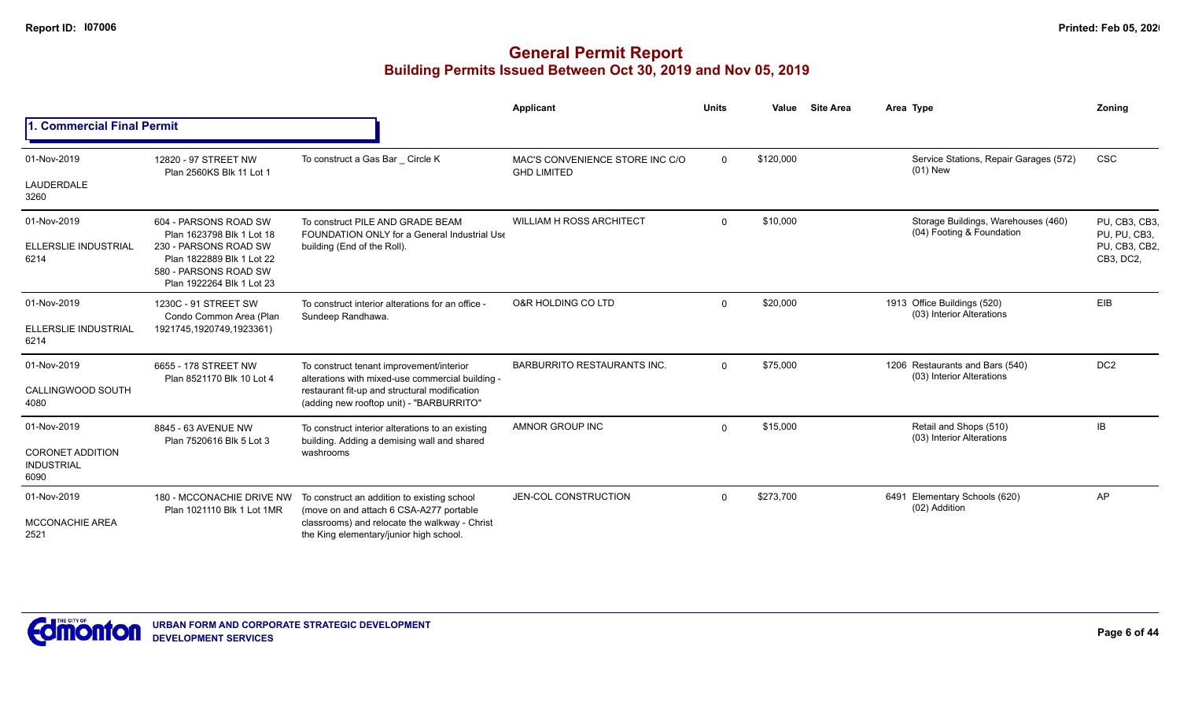# General Permit Report
## Building Permits Issued Between Oct 30, 2019 and Nov 05, 2019

### 1. Commercial Final Permit

| Date / Neighbourhood | Address / Legal | Description | Applicant | Units | Value | Site Area | Area | Type | Zoning |
|---|---|---|---|---|---|---|---|---|---|
| 01-Nov-2019<br>LAUDERDALE<br>3260 | 12820 - 97 STREET NW<br>Plan 2560KS Blk 11 Lot 1 | To construct a Gas Bar _ Circle K | MAC'S CONVENIENCE STORE INC C/O GHD LIMITED | 0 | $120,000 | | | Service Stations, Repair Garages (572)<br>(01) New | CSC |
| 01-Nov-2019<br>ELLERSLIE INDUSTRIAL<br>6214 | 604 - PARSONS ROAD SW<br>Plan 1623798 Blk 1 Lot 18<br>230 - PARSONS ROAD SW<br>Plan 1822889 Blk 1 Lot 22<br>580 - PARSONS ROAD SW<br>Plan 1922264 Blk 1 Lot 23 | To construct PILE AND GRADE BEAM FOUNDATION ONLY for a General Industrial Use building (End of the Roll). | WILLIAM H ROSS ARCHITECT | 0 | $10,000 | | | Storage Buildings, Warehouses (460)<br>(04) Footing & Foundation | PU, CB3, CB3, PU, PU, CB3, PU, CB3, CB2, CB3, DC2, |
| 01-Nov-2019<br>ELLERSLIE INDUSTRIAL<br>6214 | 1230C - 91 STREET SW<br>Condo Common Area (Plan 1921745,1920749,1923361) | To construct interior alterations for an office - Sundeep Randhawa. | O&R HOLDING CO LTD | 0 | $20,000 | | 1913 | Office Buildings (520)<br>(03) Interior Alterations | EIB |
| 01-Nov-2019<br>CALLINGWOOD SOUTH<br>4080 | 6655 - 178 STREET NW<br>Plan 8521170 Blk 10 Lot 4 | To construct tenant improvement/interior alterations with mixed-use commercial building - restaurant fit-up and structural modification (adding new rooftop unit) - "BARBURRITO" | BARBURRITO RESTAURANTS INC. | 0 | $75,000 | | 1206 | Restaurants and Bars (540)<br>(03) Interior Alterations | DC2 |
| 01-Nov-2019<br>CORONET ADDITION INDUSTRIAL<br>6090 | 8845 - 63 AVENUE NW<br>Plan 7520616 Blk 5 Lot 3 | To construct interior alterations to an existing building. Adding a demising wall and shared washrooms | AMNOR GROUP INC | 0 | $15,000 | | | Retail and Shops (510)<br>(03) Interior Alterations | IB |
| 01-Nov-2019<br>MCCONACHIE AREA<br>2521 | 180 - MCCONACHIE DRIVE NW<br>Plan 1021110 Blk 1 Lot 1MR | To construct an addition to existing school (move on and attach 6 CSA-A277 portable classrooms) and relocate the walkway - Christ the King elementary/junior high school. | JEN-COL CONSTRUCTION | 0 | $273,700 | | 6491 | Elementary Schools (620)<br>(02) Addition | AP |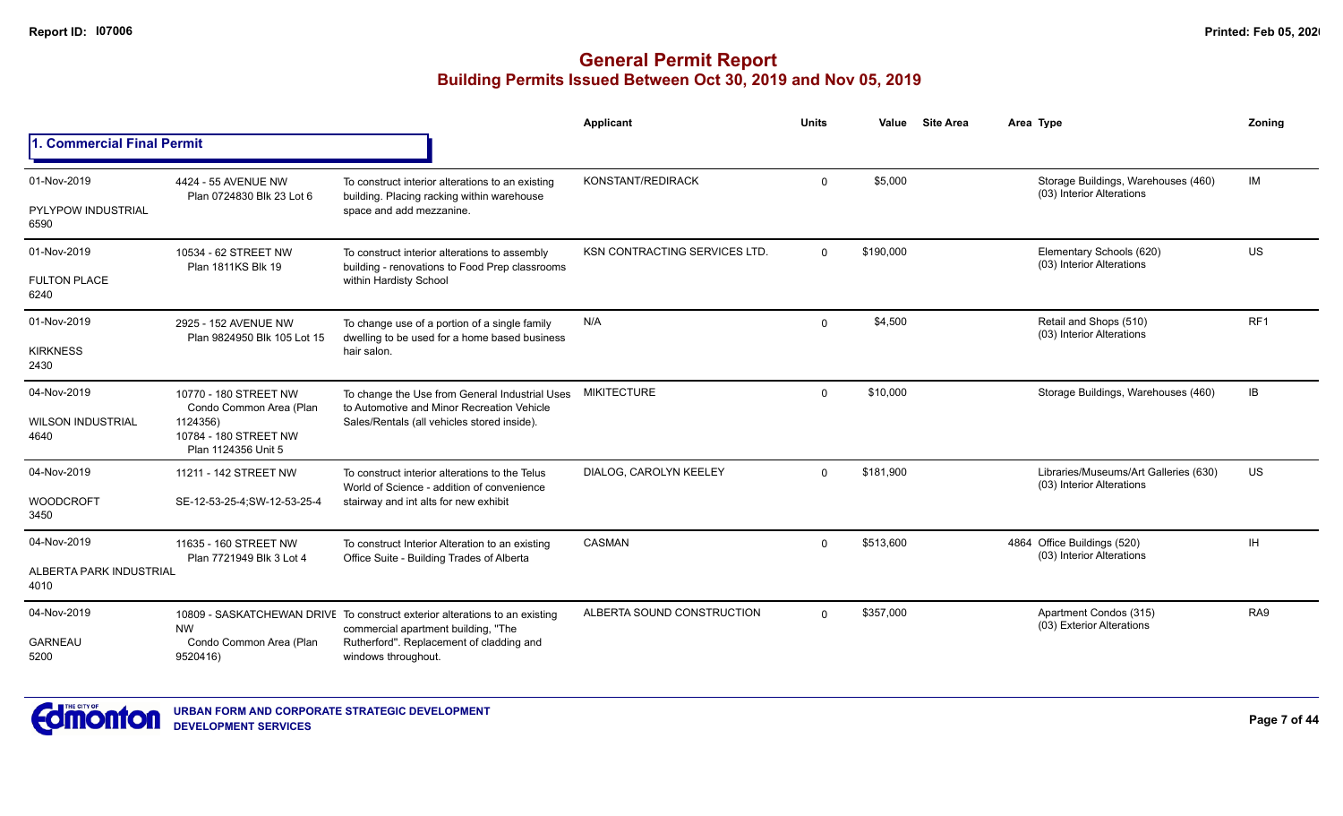# General Permit Report

## Building Permits Issued Between Oct 30, 2019 and Nov 05, 2019

### 1. Commercial Final Permit

| Date / Neighbourhood | Address / Legal | Description | Applicant | Units | Value | Site Area | Area Type | Zoning |
|---|---|---|---|---|---|---|---|---|
| 01-Nov-2019<br>PYLYPOW INDUSTRIAL<br>6590 | 4424 - 55 AVENUE NW<br>Plan 0724830 Blk 23 Lot 6 | To construct interior alterations to an existing building. Placing racking within warehouse space and add mezzanine. | KONSTANT/REDIRACK | 0 | $5,000 | | Storage Buildings, Warehouses (460)<br>(03) Interior Alterations | IM |
| 01-Nov-2019<br>FULTON PLACE<br>6240 | 10534 - 62 STREET NW<br>Plan 1811KS Blk 19 | To construct interior alterations to assembly building - renovations to Food Prep classrooms within Hardisty School | KSN CONTRACTING SERVICES LTD. | 0 | $190,000 | | Elementary Schools (620)<br>(03) Interior Alterations | US |
| 01-Nov-2019<br>KIRKNESS<br>2430 | 2925 - 152 AVENUE NW<br>Plan 9824950 Blk 105 Lot 15 | To change use of a portion of a single family dwelling to be used for a home based business hair salon. | N/A | 0 | $4,500 | | Retail and Shops (510)<br>(03) Interior Alterations | RF1 |
| 04-Nov-2019<br>WILSON INDUSTRIAL<br>4640 | 10770 - 180 STREET NW<br>Condo Common Area (Plan 1124356)<br>10784 - 180 STREET NW<br>Plan 1124356 Unit 5 | To change the Use from General Industrial Uses to Automotive and Minor Recreation Vehicle Sales/Rentals (all vehicles stored inside). | MIKITECTURE | 0 | $10,000 | | Storage Buildings, Warehouses (460) | IB |
| 04-Nov-2019<br>WOODCROFT<br>3450 | 11211 - 142 STREET NW<br>SE-12-53-25-4;SW-12-53-25-4 | To construct interior alterations to the Telus World of Science - addition of convenience stairway and int alts for new exhibit | DIALOG, CAROLYN KEELEY | 0 | $181,900 | | Libraries/Museums/Art Galleries (630)<br>(03) Interior Alterations | US |
| 04-Nov-2019<br>ALBERTA PARK INDUSTRIAL<br>4010 | 11635 - 160 STREET NW<br>Plan 7721949 Blk 3 Lot 4 | To construct Interior Alteration to an existing Office Suite - Building Trades of Alberta | CASMAN | 0 | $513,600 | 4864 | Office Buildings (520)<br>(03) Interior Alterations | IH |
| 04-Nov-2019<br>GARNEAU<br>5200 | 10809 - SASKATCHEWAN DRIVE NW<br>Condo Common Area (Plan 9520416) | To construct exterior alterations to an existing commercial apartment building, "The Rutherford". Replacement of cladding and windows throughout. | ALBERTA SOUND CONSTRUCTION | 0 | $357,000 | | Apartment Condos (315)<br>(03) Exterior Alterations | RA9 |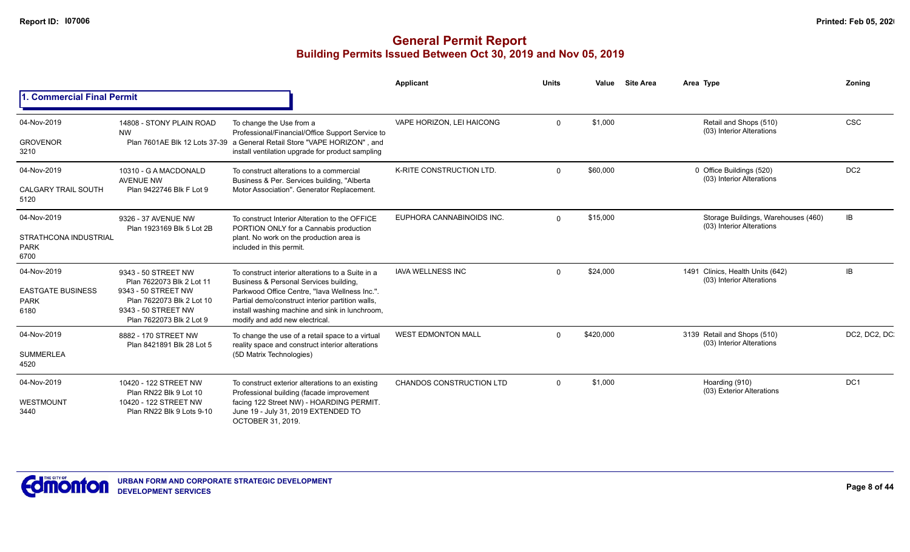# General Permit Report
## Building Permits Issued Between Oct 30, 2019 and Nov 05, 2019

| | | | Applicant | Units | Value | Site Area | Area | Type | Zoning |
|---|---|---|---|---|---|---|---|---|---|
| **1. Commercial Final Permit** | | | | | | | | | |
| 04-Nov-2019<br>GROVENOR<br>3210 | 14808 - STONY PLAIN ROAD NW<br>Plan 7601AE Blk 12 Lots 37-39 | To change the Use from a Professional/Financial/Office Support Service to a General Retail Store "VAPE HORIZON" , and install ventilation upgrade for product sampling | VAPE HORIZON, LEI HAICONG | 0 | $1,000 | | | Retail and Shops (510)<br>(03) Interior Alterations | CSC |
| 04-Nov-2019<br>CALGARY TRAIL SOUTH<br>5120 | 10310 - G A MACDONALD AVENUE NW<br>Plan 9422746 Blk F Lot 9 | To construct alterations to a commercial Business & Per. Services building, "Alberta Motor Association". Generator Replacement. | K-RITE CONSTRUCTION LTD. | 0 | $60,000 | | 0 | Office Buildings (520)<br>(03) Interior Alterations | DC2 |
| 04-Nov-2019<br>STRATHCONA INDUSTRIAL PARK<br>6700 | 9326 - 37 AVENUE NW<br>Plan 1923169 Blk 5 Lot 2B | To construct Interior Alteration to the OFFICE PORTION ONLY for a Cannabis production plant. No work on the production area is included in this permit. | EUPHORA CANNABINOIDS INC. | 0 | $15,000 | | | Storage Buildings, Warehouses (460)<br>(03) Interior Alterations | IB |
| 04-Nov-2019<br>EASTGATE BUSINESS PARK<br>6180 | 9343 - 50 STREET NW<br>Plan 7622073 Blk 2 Lot 11<br>9343 - 50 STREET NW<br>Plan 7622073 Blk 2 Lot 10<br>9343 - 50 STREET NW<br>Plan 7622073 Blk 2 Lot 9 | To construct interior alterations to a Suite in a Business & Personal Services building, Parkwood Office Centre, "Iava Wellness Inc.". Partial demo/construct interior partition walls, install washing machine and sink in lunchroom, modify and add new electrical. | IAVA WELLNESS INC | 0 | $24,000 | | 1491 | Clinics, Health Units (642)<br>(03) Interior Alterations | IB |
| 04-Nov-2019<br>SUMMERLEA<br>4520 | 8882 - 170 STREET NW<br>Plan 8421891 Blk 28 Lot 5 | To change the use of a retail space to a virtual reality space and construct interior alterations (5D Matrix Technologies) | WEST EDMONTON MALL | 0 | $420,000 | | 3139 | Retail and Shops (510)<br>(03) Interior Alterations | DC2, DC2, DC |
| 04-Nov-2019<br>WESTMOUNT<br>3440 | 10420 - 122 STREET NW<br>Plan RN22 Blk 9 Lot 10<br>10420 - 122 STREET NW<br>Plan RN22 Blk 9 Lots 9-10 | To construct exterior alterations to an existing Professional building (facade improvement facing 122 Street NW) - HOARDING PERMIT. June 19 - July 31, 2019 EXTENDED TO OCTOBER 31, 2019. | CHANDOS CONSTRUCTION LTD | 0 | $1,000 | | | Hoarding (910)<br>(03) Exterior Alterations | DC1 |

URBAN FORM AND CORPORATE STRATEGIC DEVELOPMENT
DEVELOPMENT SERVICES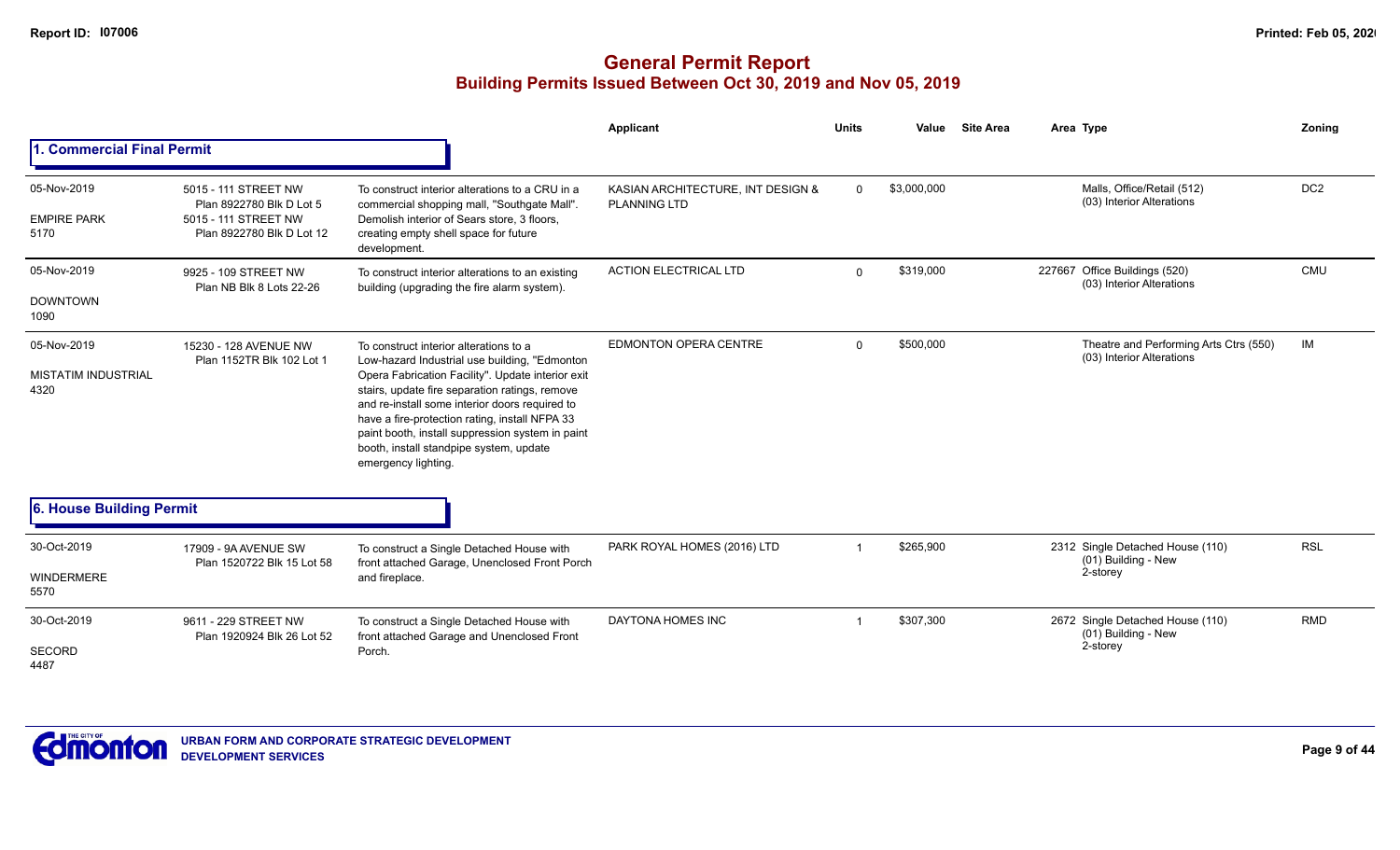# General Permit Report

## Building Permits Issued Between Oct 30, 2019 and Nov 05, 2019

### 1. Commercial Final Permit

| Date / Neighbourhood | Address / Legal | Description | Applicant | Units | Value | Site Area | Area | Type | Zoning |
|---|---|---|---|---|---|---|---|---|---|
| 05-Nov-2019 EMPIRE PARK 5170 | 5015 - 111 STREET NW Plan 8922780 Blk D Lot 5 5015 - 111 STREET NW Plan 8922780 Blk D Lot 12 | To construct interior alterations to a CRU in a commercial shopping mall, "Southgate Mall". Demolish interior of Sears store, 3 floors, creating empty shell space for future development. | KASIAN ARCHITECTURE, INT DESIGN & PLANNING LTD | 0 | $3,000,000 | | | Malls, Office/Retail (512) (03) Interior Alterations | DC2 |
| 05-Nov-2019 DOWNTOWN 1090 | 9925 - 109 STREET NW Plan NB Blk 8 Lots 22-26 | To construct interior alterations to an existing building (upgrading the fire alarm system). | ACTION ELECTRICAL LTD | 0 | $319,000 | | 227667 | Office Buildings (520) (03) Interior Alterations | CMU |
| 05-Nov-2019 MISTATIM INDUSTRIAL 4320 | 15230 - 128 AVENUE NW Plan 1152TR Blk 102 Lot 1 | To construct interior alterations to a Low-hazard Industrial use building, "Edmonton Opera Fabrication Facility". Update interior exit stairs, update fire separation ratings, remove and re-install some interior doors required to have a fire-protection rating, install NFPA 33 paint booth, install suppression system in paint booth, install standpipe system, update emergency lighting. | EDMONTON OPERA CENTRE | 0 | $500,000 | | | Theatre and Performing Arts Ctrs (550) (03) Interior Alterations | IM |

### 6. House Building Permit

| Date / Neighbourhood | Address / Legal | Description | Applicant | Units | Value | Site Area | Area | Type | Zoning |
|---|---|---|---|---|---|---|---|---|---|
| 30-Oct-2019 WINDERMERE 5570 | 17909 - 9A AVENUE SW Plan 1520722 Blk 15 Lot 58 | To construct a Single Detached House with front attached Garage, Unenclosed Front Porch and fireplace. | PARK ROYAL HOMES (2016) LTD | 1 | $265,900 | | 2312 | Single Detached House (110) (01) Building - New 2-storey | RSL |
| 30-Oct-2019 SECORD 4487 | 9611 - 229 STREET NW Plan 1920924 Blk 26 Lot 52 | To construct a Single Detached House with front attached Garage and Unenclosed Front Porch. | DAYTONA HOMES INC | 1 | $307,300 | | 2672 | Single Detached House (110) (01) Building - New 2-storey | RMD |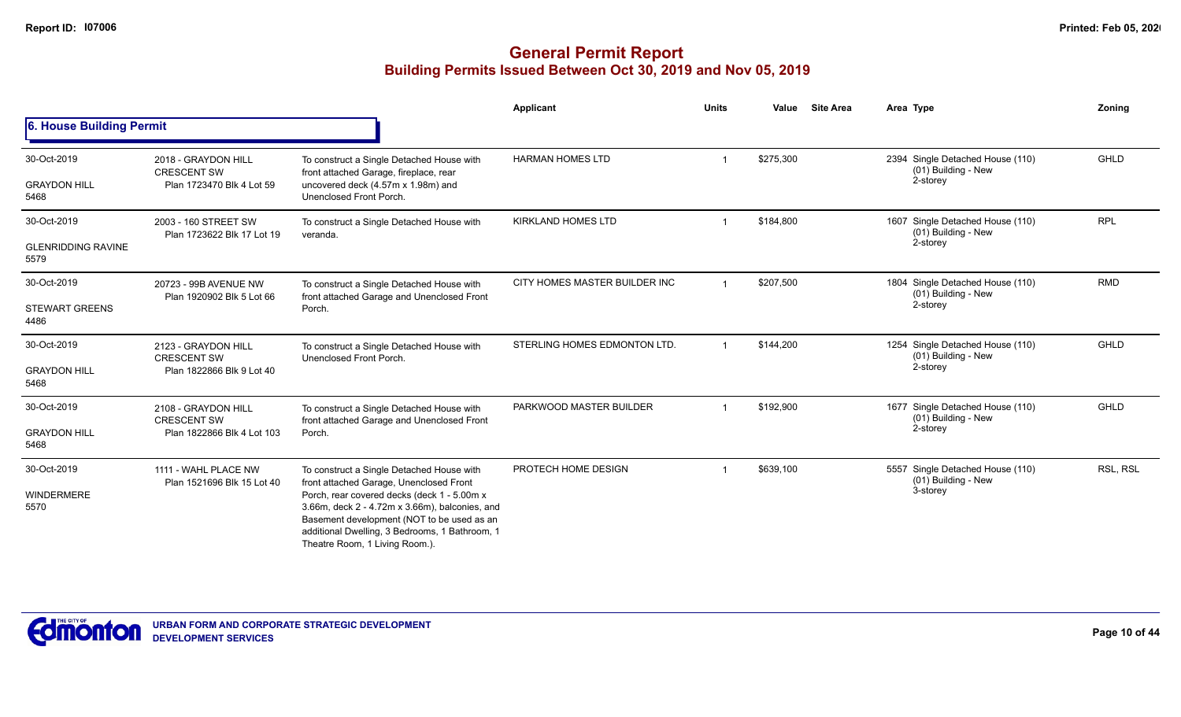# General Permit Report
## Building Permits Issued Between Oct 30, 2019 and Nov 05, 2019

### 6. House Building Permit

| Date / Neighbourhood | Address / Legal | Description | Applicant | Units | Value | Site Area | Area | Type | Zoning |
|---|---|---|---|---|---|---|---|---|---|
| 30-Oct-2019<br>GRAYDON HILL<br>5468 | 2018 - GRAYDON HILL CRESCENT SW<br>Plan 1723470 Blk 4 Lot 59 | To construct a Single Detached House with front attached Garage, fireplace, rear uncovered deck (4.57m x 1.98m) and Unenclosed Front Porch. | HARMAN HOMES LTD | 1 | $275,300 | | 2394 | Single Detached House (110)<br>(01) Building - New<br>2-storey | GHLD |
| 30-Oct-2019<br>GLENRIDDING RAVINE<br>5579 | 2003 - 160 STREET SW<br>Plan 1723622 Blk 17 Lot 19 | To construct a Single Detached House with veranda. | KIRKLAND HOMES LTD | 1 | $184,800 | | 1607 | Single Detached House (110)<br>(01) Building - New<br>2-storey | RPL |
| 30-Oct-2019<br>STEWART GREENS<br>4486 | 20723 - 99B AVENUE NW<br>Plan 1920902 Blk 5 Lot 66 | To construct a Single Detached House with front attached Garage and Unenclosed Front Porch. | CITY HOMES MASTER BUILDER INC | 1 | $207,500 | | 1804 | Single Detached House (110)<br>(01) Building - New<br>2-storey | RMD |
| 30-Oct-2019<br>GRAYDON HILL<br>5468 | 2123 - GRAYDON HILL CRESCENT SW<br>Plan 1822866 Blk 9 Lot 40 | To construct a Single Detached House with Unenclosed Front Porch. | STERLING HOMES EDMONTON LTD. | 1 | $144,200 | | 1254 | Single Detached House (110)<br>(01) Building - New<br>2-storey | GHLD |
| 30-Oct-2019<br>GRAYDON HILL<br>5468 | 2108 - GRAYDON HILL CRESCENT SW<br>Plan 1822866 Blk 4 Lot 103 | To construct a Single Detached House with front attached Garage and Unenclosed Front Porch. | PARKWOOD MASTER BUILDER | 1 | $192,900 | | 1677 | Single Detached House (110)<br>(01) Building - New<br>2-storey | GHLD |
| 30-Oct-2019<br>WINDERMERE<br>5570 | 1111 - WAHL PLACE NW<br>Plan 1521696 Blk 15 Lot 40 | To construct a Single Detached House with front attached Garage, Unenclosed Front Porch, rear covered decks (deck 1 - 5.00m x 3.66m, deck 2 - 4.72m x 3.66m), balconies, and Basement development (NOT to be used as an additional Dwelling, 3 Bedrooms, 1 Bathroom, 1 Theatre Room, 1 Living Room.). | PROTECH HOME DESIGN | 1 | $639,100 | | 5557 | Single Detached House (110)<br>(01) Building - New<br>3-storey | RSL, RSL |

**URBAN FORM AND CORPORATE STRATEGIC DEVELOPMENT**
**DEVELOPMENT SERVICES**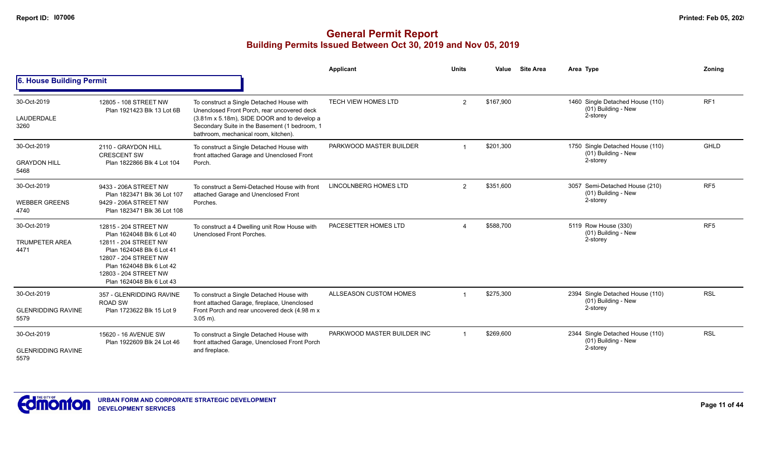# General Permit Report

## Building Permits Issued Between Oct 30, 2019 and Nov 05, 2019

### 6. House Building Permit

| Date / Neighbourhood | Address / Legal | Description | Applicant | Units | Value | Site Area | Area Type | Zoning |
|---|---|---|---|---|---|---|---|---|
| 30-Oct-2019<br>LAUDERDALE<br>3260 | 12805 - 108 STREET NW<br>Plan 1921423 Blk 13 Lot 6B | To construct a Single Detached House with Unenclosed Front Porch, rear uncovered deck (3.81m x 5.18m), SIDE DOOR and to develop a Secondary Suite in the Basement (1 bedroom, 1 bathroom, mechanical room, kitchen). | TECH VIEW HOMES LTD | 2 | $167,900 | | 1460 Single Detached House (110)<br>(01) Building - New<br>2-storey | RF1 |
| 30-Oct-2019<br>GRAYDON HILL<br>5468 | 2110 - GRAYDON HILL CRESCENT SW<br>Plan 1822866 Blk 4 Lot 104 | To construct a Single Detached House with front attached Garage and Unenclosed Front Porch. | PARKWOOD MASTER BUILDER | 1 | $201,300 | | 1750 Single Detached House (110)<br>(01) Building - New<br>2-storey | GHLD |
| 30-Oct-2019<br>WEBBER GREENS<br>4740 | 9433 - 206A STREET NW<br>Plan 1823471 Blk 36 Lot 107<br>9429 - 206A STREET NW<br>Plan 1823471 Blk 36 Lot 108 | To construct a Semi-Detached House with front attached Garage and Unenclosed Front Porches. | LINCOLNBERG HOMES LTD | 2 | $351,600 | | 3057 Semi-Detached House (210)<br>(01) Building - New<br>2-storey | RF5 |
| 30-Oct-2019<br>TRUMPETER AREA<br>4471 | 12815 - 204 STREET NW<br>Plan 1624048 Blk 6 Lot 40<br>12811 - 204 STREET NW<br>Plan 1624048 Blk 6 Lot 41<br>12807 - 204 STREET NW<br>Plan 1624048 Blk 6 Lot 42<br>12803 - 204 STREET NW<br>Plan 1624048 Blk 6 Lot 43 | To construct a 4 Dwelling unit Row House with Unenclosed Front Porches. | PACESETTER HOMES LTD | 4 | $588,700 | | 5119 Row House (330)<br>(01) Building - New<br>2-storey | RF5 |
| 30-Oct-2019<br>GLENRIDDING RAVINE<br>5579 | 357 - GLENRIDDING RAVINE ROAD SW<br>Plan 1723622 Blk 15 Lot 9 | To construct a Single Detached House with front attached Garage, fireplace, Unenclosed Front Porch and rear uncovered deck (4.98 m x 3.05 m). | ALLSEASON CUSTOM HOMES | 1 | $275,300 | | 2394 Single Detached House (110)<br>(01) Building - New<br>2-storey | RSL |
| 30-Oct-2019<br>GLENRIDDING RAVINE<br>5579 | 15620 - 16 AVENUE SW<br>Plan 1922609 Blk 24 Lot 46 | To construct a Single Detached House with front attached Garage, Unenclosed Front Porch and fireplace. | PARKWOOD MASTER BUILDER INC | 1 | $269,600 | | 2344 Single Detached House (110)<br>(01) Building - New<br>2-storey | RSL |

URBAN FORM AND CORPORATE STRATEGIC DEVELOPMENT
DEVELOPMENT SERVICES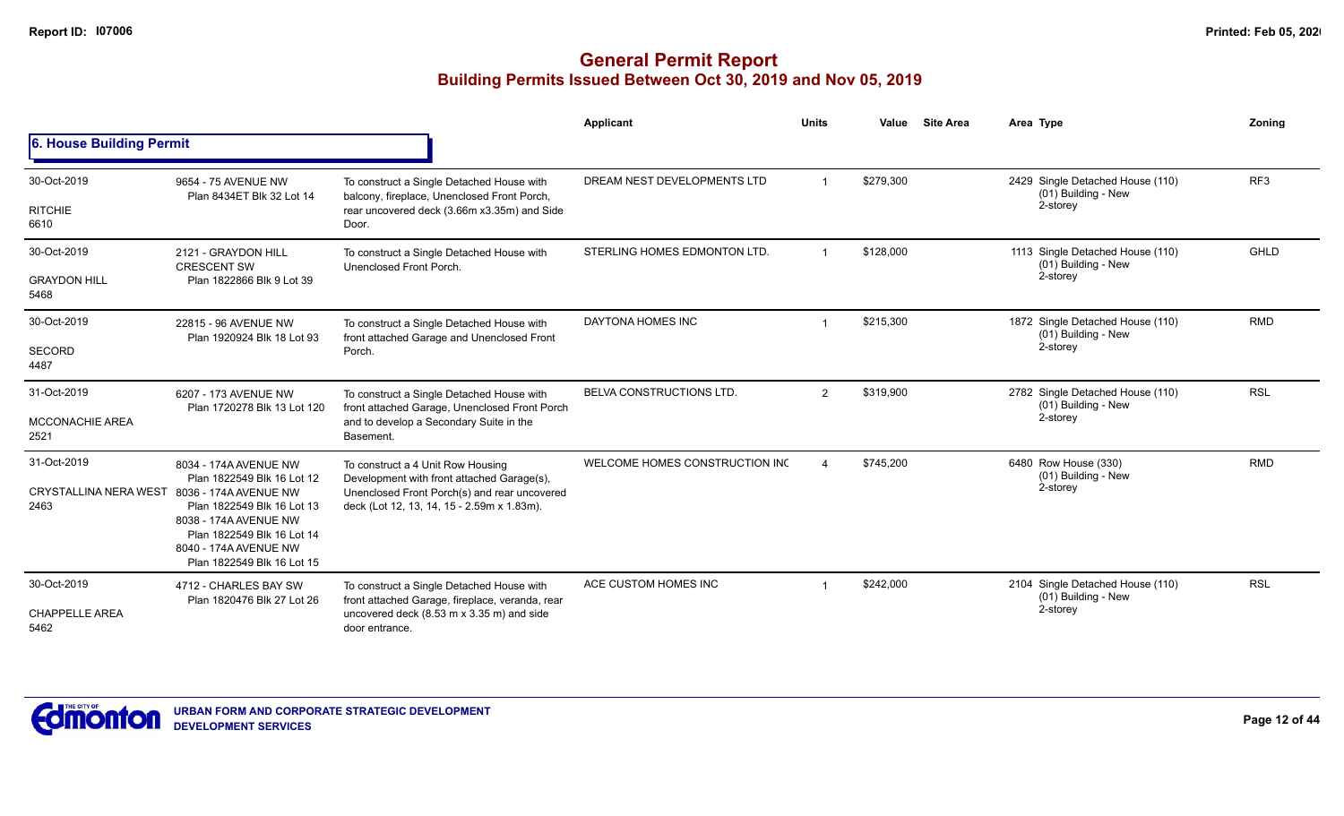# General Permit Report
## Building Permits Issued Between Oct 30, 2019 and Nov 05, 2019

### 6. House Building Permit

| Date / Neighbourhood | Address | Description | Applicant | Units | Value | Site Area | Area Type | Zoning |
|---|---|---|---|---|---|---|---|---|
| 30-Oct-2019<br>RITCHIE<br>6610 | 9654 - 75 AVENUE NW<br>Plan 8434ET Blk 32 Lot 14 | To construct a Single Detached House with balcony, fireplace, Unenclosed Front Porch, rear uncovered deck (3.66m x3.35m) and Side Door. | DREAM NEST DEVELOPMENTS LTD | 1 | $279,300 | | 2429 Single Detached House (110)<br>(01) Building - New<br>2-storey | RF3 |
| 30-Oct-2019<br>GRAYDON HILL<br>5468 | 2121 - GRAYDON HILL CRESCENT SW<br>Plan 1822866 Blk 9 Lot 39 | To construct a Single Detached House with Unenclosed Front Porch. | STERLING HOMES EDMONTON LTD. | 1 | $128,000 | | 1113 Single Detached House (110)<br>(01) Building - New<br>2-storey | GHLD |
| 30-Oct-2019<br>SECORD<br>4487 | 22815 - 96 AVENUE NW<br>Plan 1920924 Blk 18 Lot 93 | To construct a Single Detached House with front attached Garage and Unenclosed Front Porch. | DAYTONA HOMES INC | 1 | $215,300 | | 1872 Single Detached House (110)<br>(01) Building - New<br>2-storey | RMD |
| 31-Oct-2019<br>MCCONACHIE AREA<br>2521 | 6207 - 173 AVENUE NW<br>Plan 1720278 Blk 13 Lot 120 | To construct a Single Detached House with front attached Garage, Unenclosed Front Porch and to develop a Secondary Suite in the Basement. | BELVA CONSTRUCTIONS LTD. | 2 | $319,900 | | 2782 Single Detached House (110)<br>(01) Building - New<br>2-storey | RSL |
| 31-Oct-2019<br>CRYSTALLINA NERA WEST<br>2463 | 8034 - 174A AVENUE NW<br>Plan 1822549 Blk 16 Lot 12<br>8036 - 174A AVENUE NW<br>Plan 1822549 Blk 16 Lot 13<br>8038 - 174A AVENUE NW<br>Plan 1822549 Blk 16 Lot 14<br>8040 - 174A AVENUE NW<br>Plan 1822549 Blk 16 Lot 15 | To construct a 4 Unit Row Housing Development with front attached Garage(s), Unenclosed Front Porch(s) and rear uncovered deck (Lot 12, 13, 14, 15 - 2.59m x 1.83m). | WELCOME HOMES CONSTRUCTION INC | 4 | $745,200 | | 6480 Row House (330)<br>(01) Building - New<br>2-storey | RMD |
| 30-Oct-2019<br>CHAPPELLE AREA<br>5462 | 4712 - CHARLES BAY SW<br>Plan 1820476 Blk 27 Lot 26 | To construct a Single Detached House with front attached Garage, fireplace, veranda, rear uncovered deck (8.53 m x 3.35 m) and side door entrance. | ACE CUSTOM HOMES INC | 1 | $242,000 | | 2104 Single Detached House (110)<br>(01) Building - New<br>2-storey | RSL |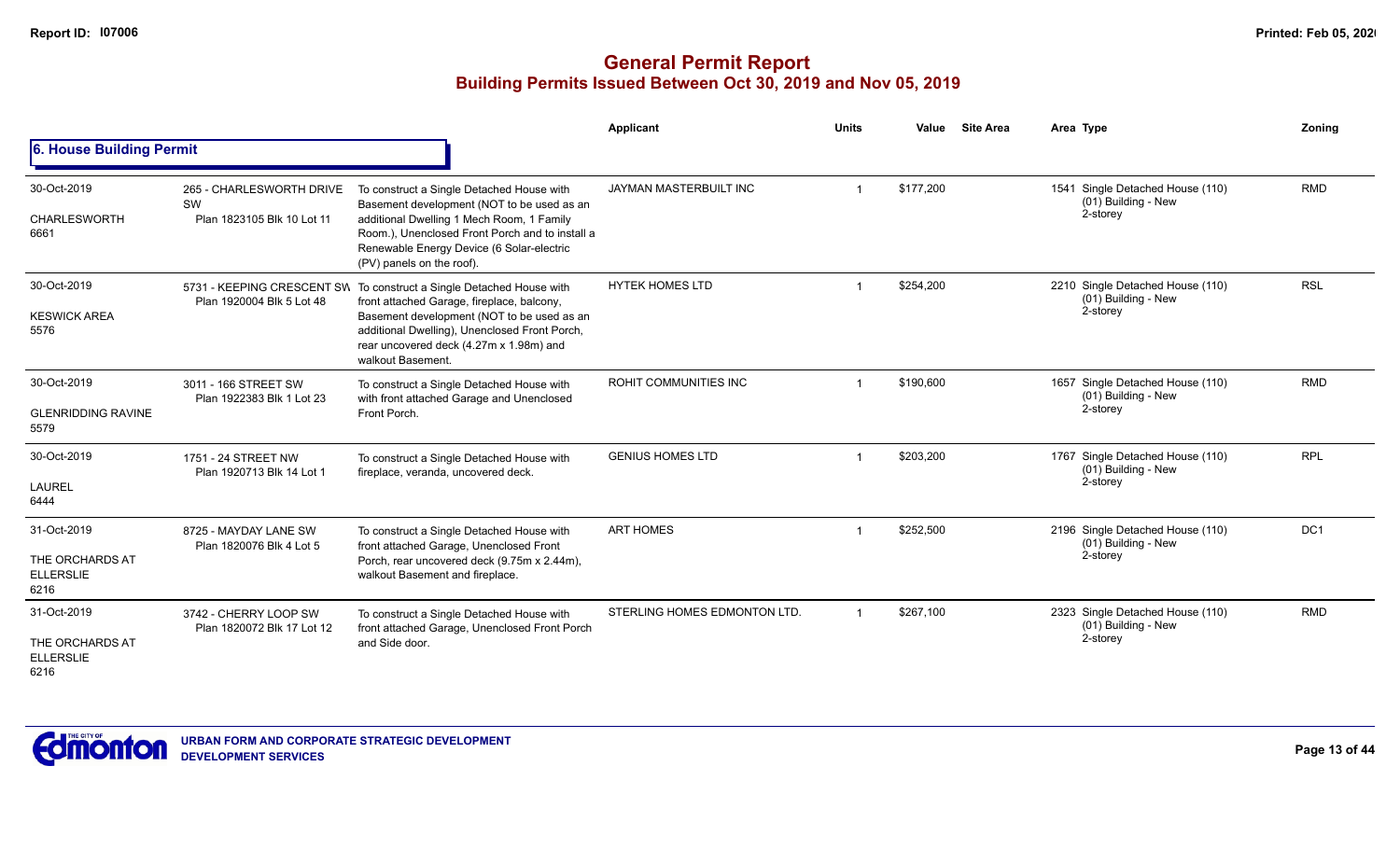# General Permit Report
## Building Permits Issued Between Oct 30, 2019 and Nov 05, 2019

### 6. House Building Permit

| Date / Neighbourhood | Address / Legal | Description | Applicant | Units | Value | Site Area | Area | Type | Zoning |
|---|---|---|---|---|---|---|---|---|---|
| 30-Oct-2019<br>CHARLESWORTH<br>6661 | 265 - CHARLESWORTH DRIVE SW<br>Plan 1823105 Blk 10 Lot 11 | To construct a Single Detached House with Basement development (NOT to be used as an additional Dwelling 1 Mech Room, 1 Family Room.), Unenclosed Front Porch and to install a Renewable Energy Device (6 Solar-electric (PV) panels on the roof). | JAYMAN MASTERBUILT INC | 1 | $177,200 | | 1541 | Single Detached House (110)<br>(01) Building - New<br>2-storey | RMD |
| 30-Oct-2019<br>KESWICK AREA<br>5576 | 5731 - KEEPING CRESCENT SW<br>Plan 1920004 Blk 5 Lot 48 | To construct a Single Detached House with front attached Garage, fireplace, balcony, Basement development (NOT to be used as an additional Dwelling), Unenclosed Front Porch, rear uncovered deck (4.27m x 1.98m) and walkout Basement. | HYTEK HOMES LTD | 1 | $254,200 | | 2210 | Single Detached House (110)<br>(01) Building - New<br>2-storey | RSL |
| 30-Oct-2019<br>GLENRIDDING RAVINE<br>5579 | 3011 - 166 STREET SW<br>Plan 1922383 Blk 1 Lot 23 | To construct a Single Detached House with with front attached Garage and Unenclosed Front Porch. | ROHIT COMMUNITIES INC | 1 | $190,600 | | 1657 | Single Detached House (110)<br>(01) Building - New<br>2-storey | RMD |
| 30-Oct-2019<br>LAUREL<br>6444 | 1751 - 24 STREET NW<br>Plan 1920713 Blk 14 Lot 1 | To construct a Single Detached House with fireplace, veranda, uncovered deck. | GENIUS HOMES LTD | 1 | $203,200 | | 1767 | Single Detached House (110)<br>(01) Building - New<br>2-storey | RPL |
| 31-Oct-2019<br>THE ORCHARDS AT ELLERSLIE<br>6216 | 8725 - MAYDAY LANE SW<br>Plan 1820076 Blk 4 Lot 5 | To construct a Single Detached House with front attached Garage, Unenclosed Front Porch, rear uncovered deck (9.75m x 2.44m), walkout Basement and fireplace. | ART HOMES | 1 | $252,500 | | 2196 | Single Detached House (110)<br>(01) Building - New<br>2-storey | DC1 |
| 31-Oct-2019<br>THE ORCHARDS AT ELLERSLIE<br>6216 | 3742 - CHERRY LOOP SW<br>Plan 1820072 Blk 17 Lot 12 | To construct a Single Detached House with front attached Garage, Unenclosed Front Porch and Side door. | STERLING HOMES EDMONTON LTD. | 1 | $267,100 | | 2323 | Single Detached House (110)<br>(01) Building - New<br>2-storey | RMD |

URBAN FORM AND CORPORATE STRATEGIC DEVELOPMENT
DEVELOPMENT SERVICES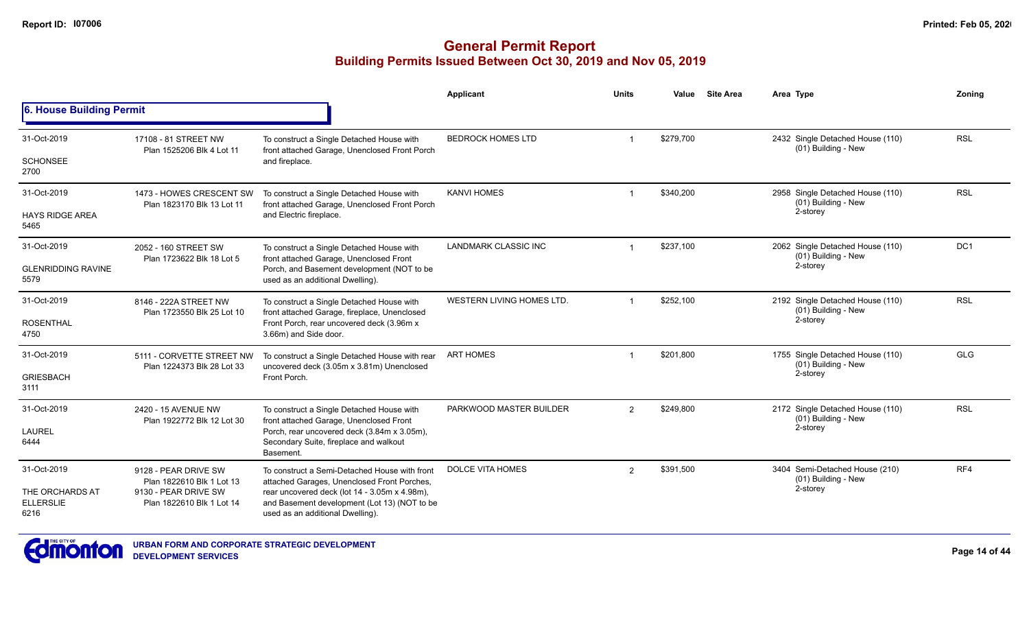# General Permit Report

## Building Permits Issued Between Oct 30, 2019 and Nov 05, 2019

### 6. House Building Permit

| Date / Neighbourhood | Address / Legal | Description | Applicant | Units | Value | Site Area | Area | Type | Zoning |
|---|---|---|---|---|---|---|---|---|---|
| 31-Oct-2019<br>SCHONSEE<br>2700 | 17108 - 81 STREET NW<br>Plan 1525206 Blk 4 Lot 11 | To construct a Single Detached House with front attached Garage, Unenclosed Front Porch and fireplace. | BEDROCK HOMES LTD | 1 | $279,700 | | 2432 | Single Detached House (110)<br>(01) Building - New | RSL |
| 31-Oct-2019<br>HAYS RIDGE AREA<br>5465 | 1473 - HOWES CRESCENT SW<br>Plan 1823170 Blk 13 Lot 11 | To construct a Single Detached House with front attached Garage, Unenclosed Front Porch and Electric fireplace. | KANVI HOMES | 1 | $340,200 | | 2958 | Single Detached House (110)<br>(01) Building - New<br>2-storey | RSL |
| 31-Oct-2019<br>GLENRIDDING RAVINE<br>5579 | 2052 - 160 STREET SW<br>Plan 1723622 Blk 18 Lot 5 | To construct a Single Detached House with front attached Garage, Unenclosed Front Porch, and Basement development (NOT to be used as an additional Dwelling). | LANDMARK CLASSIC INC | 1 | $237,100 | | 2062 | Single Detached House (110)<br>(01) Building - New<br>2-storey | DC1 |
| 31-Oct-2019<br>ROSENTHAL<br>4750 | 8146 - 222A STREET NW<br>Plan 1723550 Blk 25 Lot 10 | To construct a Single Detached House with front attached Garage, fireplace, Unenclosed Front Porch, rear uncovered deck (3.96m x 3.66m) and Side door. | WESTERN LIVING HOMES LTD. | 1 | $252,100 | | 2192 | Single Detached House (110)<br>(01) Building - New<br>2-storey | RSL |
| 31-Oct-2019<br>GRIESBACH<br>3111 | 5111 - CORVETTE STREET NW<br>Plan 1224373 Blk 28 Lot 33 | To construct a Single Detached House with rear uncovered deck (3.05m x 3.81m) Unenclosed Front Porch. | ART HOMES | 1 | $201,800 | | 1755 | Single Detached House (110)<br>(01) Building - New<br>2-storey | GLG |
| 31-Oct-2019<br>LAUREL<br>6444 | 2420 - 15 AVENUE NW<br>Plan 1922772 Blk 12 Lot 30 | To construct a Single Detached House with front attached Garage, Unenclosed Front Porch, rear uncovered deck (3.84m x 3.05m), Secondary Suite, fireplace and walkout Basement. | PARKWOOD MASTER BUILDER | 2 | $249,800 | | 2172 | Single Detached House (110)<br>(01) Building - New<br>2-storey | RSL |
| 31-Oct-2019<br>THE ORCHARDS AT ELLERSLIE<br>6216 | 9128 - PEAR DRIVE SW<br>Plan 1822610 Blk 1 Lot 13<br>9130 - PEAR DRIVE SW<br>Plan 1822610 Blk 1 Lot 14 | To construct a Semi-Detached House with front attached Garages, Unenclosed Front Porches, rear uncovered deck (lot 14 - 3.05m x 4.98m), and Basement development (Lot 13) (NOT to be used as an additional Dwelling). | DOLCE VITA HOMES | 2 | $391,500 | | 3404 | Semi-Detached House (210)<br>(01) Building - New<br>2-storey | RF4 |

URBAN FORM AND CORPORATE STRATEGIC DEVELOPMENT
DEVELOPMENT SERVICES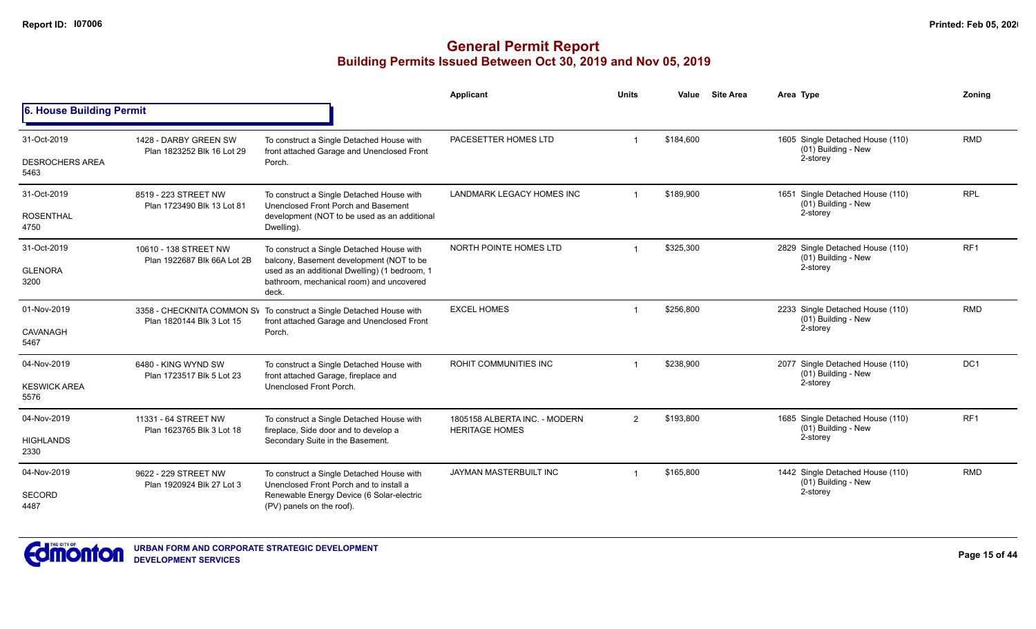# General Permit Report

## Building Permits Issued Between Oct 30, 2019 and Nov 05, 2019

### 6. House Building Permit

| Date / Neighbourhood | Address / Legal | Description | Applicant | Units | Value | Site Area | Area | Type | Zoning |
|---|---|---|---|---|---|---|---|---|---|
| 31-Oct-2019<br>DESROCHERS AREA<br>5463 | 1428 - DARBY GREEN SW<br>Plan 1823252 Blk 16 Lot 29 | To construct a Single Detached House with front attached Garage and Unenclosed Front Porch. | PACESETTER HOMES LTD | 1 | $184,600 | | 1605 | Single Detached House (110)<br>(01) Building - New<br>2-storey | RMD |
| 31-Oct-2019<br>ROSENTHAL<br>4750 | 8519 - 223 STREET NW<br>Plan 1723490 Blk 13 Lot 81 | To construct a Single Detached House with Unenclosed Front Porch and Basement development (NOT to be used as an additional Dwelling). | LANDMARK LEGACY HOMES INC | 1 | $189,900 | | 1651 | Single Detached House (110)<br>(01) Building - New<br>2-storey | RPL |
| 31-Oct-2019<br>GLENORA<br>3200 | 10610 - 138 STREET NW<br>Plan 1922687 Blk 66A Lot 2B | To construct a Single Detached House with balcony, Basement development (NOT to be used as an additional Dwelling) (1 bedroom, 1 bathroom, mechanical room) and uncovered deck. | NORTH POINTE HOMES LTD | 1 | $325,300 | | 2829 | Single Detached House (110)<br>(01) Building - New<br>2-storey | RF1 |
| 01-Nov-2019<br>CAVANAGH<br>5467 | 3358 - CHECKNITA COMMON SW<br>Plan 1820144 Blk 3 Lot 15 | To construct a Single Detached House with front attached Garage and Unenclosed Front Porch. | EXCEL HOMES | 1 | $256,800 | | 2233 | Single Detached House (110)<br>(01) Building - New<br>2-storey | RMD |
| 04-Nov-2019<br>KESWICK AREA<br>5576 | 6480 - KING WYND SW<br>Plan 1723517 Blk 5 Lot 23 | To construct a Single Detached House with front attached Garage, fireplace and Unenclosed Front Porch. | ROHIT COMMUNITIES INC | 1 | $238,900 | | 2077 | Single Detached House (110)<br>(01) Building - New<br>2-storey | DC1 |
| 04-Nov-2019<br>HIGHLANDS<br>2330 | 11331 - 64 STREET NW<br>Plan 1623765 Blk 3 Lot 18 | To construct a Single Detached House with fireplace, Side door and to develop a Secondary Suite in the Basement. | 1805158 ALBERTA INC. - MODERN HERITAGE HOMES | 2 | $193,800 | | 1685 | Single Detached House (110)<br>(01) Building - New<br>2-storey | RF1 |
| 04-Nov-2019<br>SECORD<br>4487 | 9622 - 229 STREET NW<br>Plan 1920924 Blk 27 Lot 3 | To construct a Single Detached House with Unenclosed Front Porch and to install a Renewable Energy Device (6 Solar-electric (PV) panels on the roof). | JAYMAN MASTERBUILT INC | 1 | $165,800 | | 1442 | Single Detached House (110)<br>(01) Building - New<br>2-storey | RMD |

URBAN FORM AND CORPORATE STRATEGIC DEVELOPMENT
DEVELOPMENT SERVICES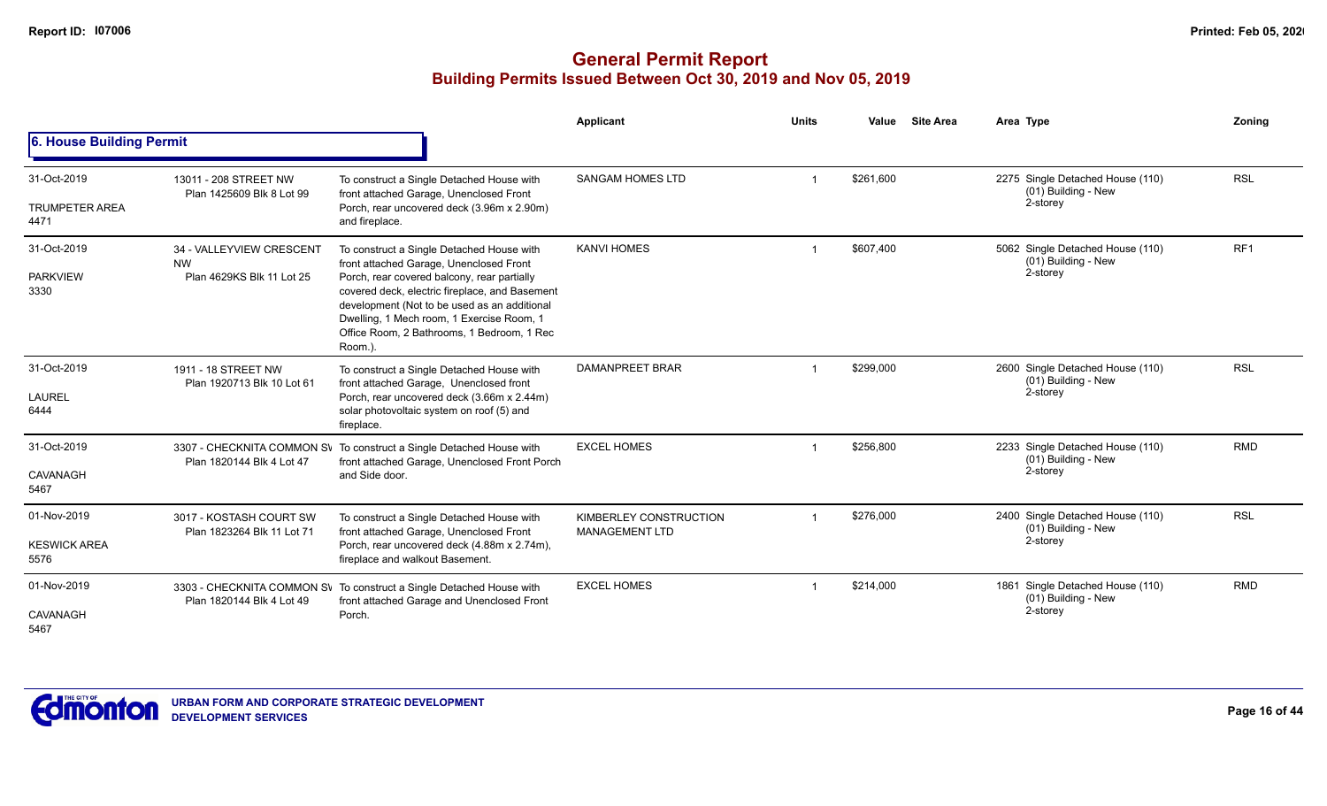## General Permit Report
### Building Permits Issued Between Oct 30, 2019 and Nov 05, 2019

### 6. House Building Permit

| Date / Neighbourhood | Address / Legal | Description | Applicant | Units | Value | Site Area | Area | Type | Zoning |
|---|---|---|---|---|---|---|---|---|---|
| 31-Oct-2019<br>TRUMPETER AREA<br>4471 | 13011 - 208 STREET NW<br>Plan 1425609 Blk 8 Lot 99 | To construct a Single Detached House with front attached Garage, Unenclosed Front Porch, rear uncovered deck (3.96m x 2.90m) and fireplace. | SANGAM HOMES LTD | 1 | $261,600 | | 2275 | Single Detached House (110)<br>(01) Building - New<br>2-storey | RSL |
| 31-Oct-2019<br>PARKVIEW<br>3330 | 34 - VALLEYVIEW CRESCENT NW<br>Plan 4629KS Blk 11 Lot 25 | To construct a Single Detached House with front attached Garage, Unenclosed Front Porch, rear covered balcony, rear partially covered deck, electric fireplace, and Basement development (Not to be used as an additional Dwelling, 1 Mech room, 1 Exercise Room, 1 Office Room, 2 Bathrooms, 1 Bedroom, 1 Rec Room.). | KANVI HOMES | 1 | $607,400 | | 5062 | Single Detached House (110)<br>(01) Building - New<br>2-storey | RF1 |
| 31-Oct-2019<br>LAUREL<br>6444 | 1911 - 18 STREET NW<br>Plan 1920713 Blk 10 Lot 61 | To construct a Single Detached House with front attached Garage, Unenclosed front Porch, rear uncovered deck (3.66m x 2.44m) solar photovoltaic system on roof (5) and fireplace. | DAMANPREET BRAR | 1 | $299,000 | | 2600 | Single Detached House (110)<br>(01) Building - New<br>2-storey | RSL |
| 31-Oct-2019<br>CAVANAGH<br>5467 | 3307 - CHECKNITA COMMON SW<br>Plan 1820144 Blk 4 Lot 47 | To construct a Single Detached House with front attached Garage, Unenclosed Front Porch and Side door. | EXCEL HOMES | 1 | $256,800 | | 2233 | Single Detached House (110)<br>(01) Building - New<br>2-storey | RMD |
| 01-Nov-2019<br>KESWICK AREA<br>5576 | 3017 - KOSTASH COURT SW<br>Plan 1823264 Blk 11 Lot 71 | To construct a Single Detached House with front attached Garage, Unenclosed Front Porch, rear uncovered deck (4.88m x 2.74m), fireplace and walkout Basement. | KIMBERLEY CONSTRUCTION MANAGEMENT LTD | 1 | $276,000 | | 2400 | Single Detached House (110)<br>(01) Building - New<br>2-storey | RSL |
| 01-Nov-2019<br>CAVANAGH<br>5467 | 3303 - CHECKNITA COMMON SW<br>Plan 1820144 Blk 4 Lot 49 | To construct a Single Detached House with front attached Garage and Unenclosed Front Porch. | EXCEL HOMES | 1 | $214,000 | | 1861 | Single Detached House (110)<br>(01) Building - New<br>2-storey | RMD |

URBAN FORM AND CORPORATE STRATEGIC DEVELOPMENT
DEVELOPMENT SERVICES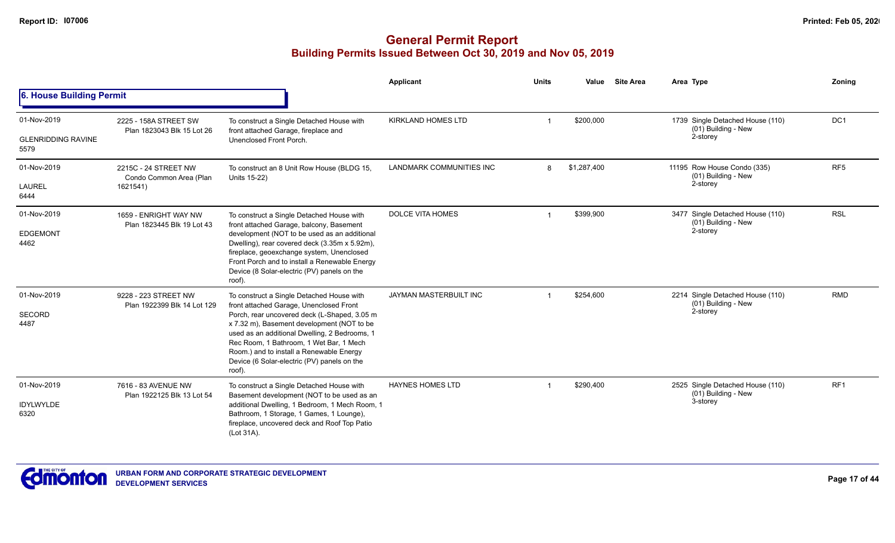# General Permit Report

## Building Permits Issued Between Oct 30, 2019 and Nov 05, 2019

### 6. House Building Permit

| Date / Neighbourhood | Address | Description | Applicant | Units | Value | Site Area | Area | Type | Zoning |
|---|---|---|---|---|---|---|---|---|---|
| 01-Nov-2019 GLENRIDDING RAVINE 5579 | 2225 - 158A STREET SW Plan 1823043 Blk 15 Lot 26 | To construct a Single Detached House with front attached Garage, fireplace and Unenclosed Front Porch. | KIRKLAND HOMES LTD | 1 | $200,000 | | 1739 | Single Detached House (110) (01) Building - New 2-storey | DC1 |
| 01-Nov-2019 LAUREL 6444 | 2215C - 24 STREET NW Condo Common Area (Plan 1621541) | To construct an 8 Unit Row House (BLDG 15, Units 15-22) | LANDMARK COMMUNITIES INC | 8 | $1,287,400 | | 11195 | Row House Condo (335) (01) Building - New 2-storey | RF5 |
| 01-Nov-2019 EDGEMONT 4462 | 1659 - ENRIGHT WAY NW Plan 1823445 Blk 19 Lot 43 | To construct a Single Detached House with front attached Garage, balcony, Basement development (NOT to be used as an additional Dwelling), rear covered deck (3.35m x 5.92m), fireplace, geoexchange system, Unenclosed Front Porch and to install a Renewable Energy Device (8 Solar-electric (PV) panels on the roof). | DOLCE VITA HOMES | 1 | $399,900 | | 3477 | Single Detached House (110) (01) Building - New 2-storey | RSL |
| 01-Nov-2019 SECORD 4487 | 9228 - 223 STREET NW Plan 1922399 Blk 14 Lot 129 | To construct a Single Detached House with front attached Garage, Unenclosed Front Porch, rear uncovered deck (L-Shaped, 3.05 m x 7.32 m), Basement development (NOT to be used as an additional Dwelling, 2 Bedrooms, 1 Rec Room, 1 Bathroom, 1 Wet Bar, 1 Mech Room.) and to install a Renewable Energy Device (6 Solar-electric (PV) panels on the roof). | JAYMAN MASTERBUILT INC | 1 | $254,600 | | 2214 | Single Detached House (110) (01) Building - New 2-storey | RMD |
| 01-Nov-2019 IDYLWYLDE 6320 | 7616 - 83 AVENUE NW Plan 1922125 Blk 13 Lot 54 | To construct a Single Detached House with Basement development (NOT to be used as an additional Dwelling, 1 Bedroom, 1 Mech Room, 1 Bathroom, 1 Storage, 1 Games, 1 Lounge), fireplace, uncovered deck and Roof Top Patio (Lot 31A). | HAYNES HOMES LTD | 1 | $290,400 | | 2525 | Single Detached House (110) (01) Building - New 3-storey | RF1 |

URBAN FORM AND CORPORATE STRATEGIC DEVELOPMENT
DEVELOPMENT SERVICES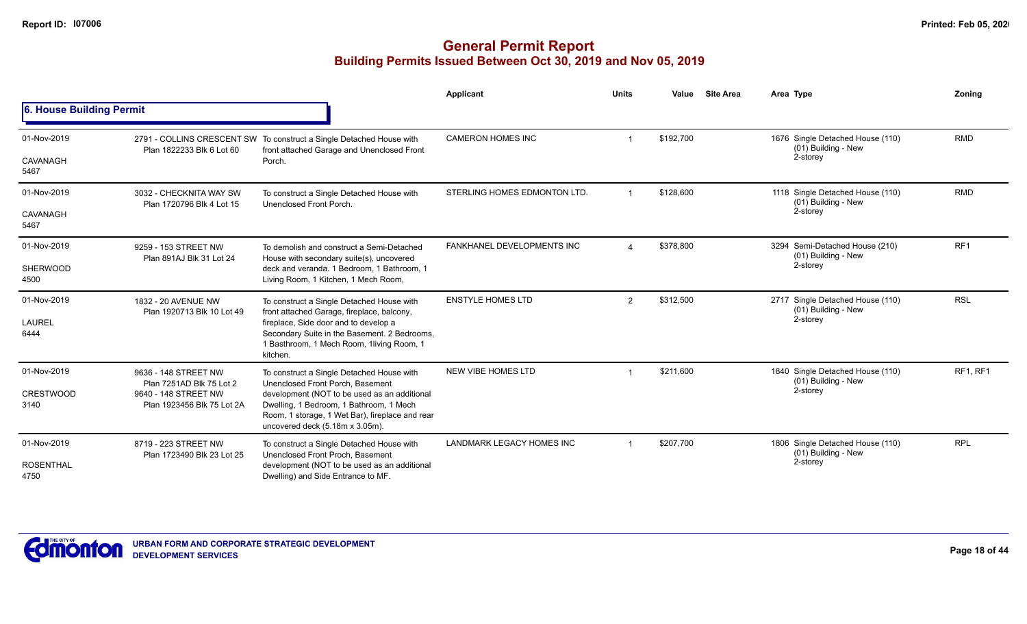# General Permit Report

## Building Permits Issued Between Oct 30, 2019 and Nov 05, 2019

### 6. House Building Permit

| Date / Neighbourhood | Address / Legal | Description | Applicant | Units | Value | Site Area | Area Type | Zoning |
|---|---|---|---|---|---|---|---|---|
| 01-Nov-2019 CAVANAGH 5467 | 2791 - COLLINS CRESCENT SW Plan 1822233 Blk 6 Lot 60 | To construct a Single Detached House with front attached Garage and Unenclosed Front Porch. | CAMERON HOMES INC | 1 | $192,700 | | 1676 Single Detached House (110) (01) Building - New 2-storey | RMD |
| 01-Nov-2019 CAVANAGH 5467 | 3032 - CHECKNITA WAY SW Plan 1720796 Blk 4 Lot 15 | To construct a Single Detached House with Unenclosed Front Porch. | STERLING HOMES EDMONTON LTD. | 1 | $128,600 | | 1118 Single Detached House (110) (01) Building - New 2-storey | RMD |
| 01-Nov-2019 SHERWOOD 4500 | 9259 - 153 STREET NW Plan 891AJ Blk 31 Lot 24 | To demolish and construct a Semi-Detached House with secondary suite(s), uncovered deck and veranda. 1 Bedroom, 1 Bathroom, 1 Living Room, 1 Kitchen, 1 Mech Room, | FANKHANEL DEVELOPMENTS INC | 4 | $378,800 | | 3294 Semi-Detached House (210) (01) Building - New 2-storey | RF1 |
| 01-Nov-2019 LAUREL 6444 | 1832 - 20 AVENUE NW Plan 1920713 Blk 10 Lot 49 | To construct a Single Detached House with front attached Garage, fireplace, balcony, fireplace, Side door and to develop a Secondary Suite in the Basement. 2 Bedrooms, 1 Basthroom, 1 Mech Room, 1living Room, 1 kitchen. | ENSTYLE HOMES LTD | 2 | $312,500 | | 2717 Single Detached House (110) (01) Building - New 2-storey | RSL |
| 01-Nov-2019 CRESTWOOD 3140 | 9636 - 148 STREET NW Plan 7251AD Blk 75 Lot 2 9640 - 148 STREET NW Plan 1923456 Blk 75 Lot 2A | To construct a Single Detached House with Unenclosed Front Porch, Basement development (NOT to be used as an additional Dwelling, 1 Bedroom, 1 Bathroom, 1 Mech Room, 1 storage, 1 Wet Bar), fireplace and rear uncovered deck (5.18m x 3.05m). | NEW VIBE HOMES LTD | 1 | $211,600 | | 1840 Single Detached House (110) (01) Building - New 2-storey | RF1, RF1 |
| 01-Nov-2019 ROSENTHAL 4750 | 8719 - 223 STREET NW Plan 1723490 Blk 23 Lot 25 | To construct a Single Detached House with Unenclosed Front Proch, Basement development (NOT to be used as an additional Dwelling) and Side Entrance to MF. | LANDMARK LEGACY HOMES INC | 1 | $207,700 | | 1806 Single Detached House (110) (01) Building - New 2-storey | RPL |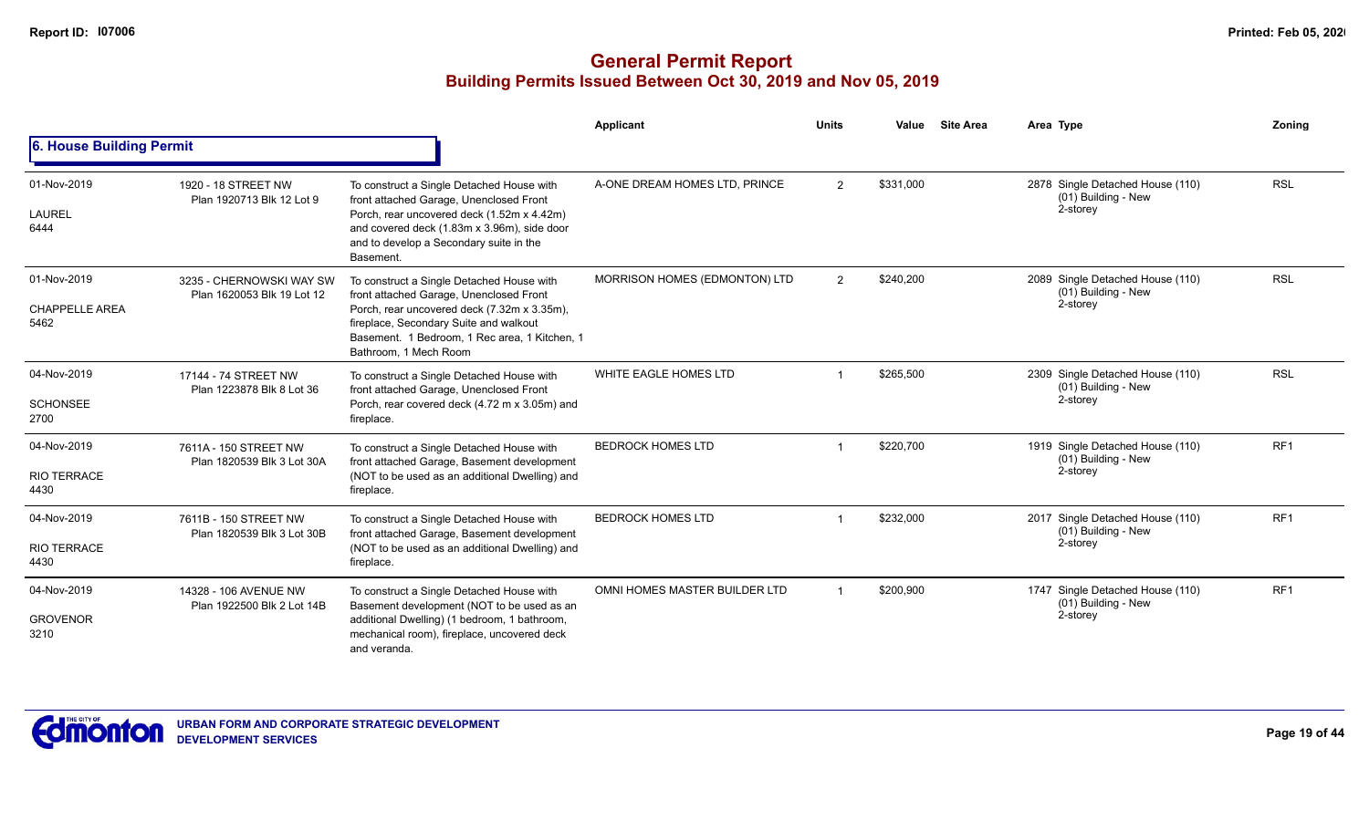## General Permit Report
### Building Permits Issued Between Oct 30, 2019 and Nov 05, 2019

**6. House Building Permit**

| Date / Neighbourhood | Address / Legal | Description | Applicant | Units | Value | Site Area | Area Type | Zoning |
|---|---|---|---|---|---|---|---|---|
| 01-Nov-2019<br>LAUREL<br>6444 | 1920 - 18 STREET NW<br>Plan 1920713 Blk 12 Lot 9 | To construct a Single Detached House with front attached Garage, Unenclosed Front Porch, rear uncovered deck (1.52m x 4.42m) and covered deck (1.83m x 3.96m), side door and to develop a Secondary suite in the Basement. | A-ONE DREAM HOMES LTD, PRINCE | 2 | $331,000 | | 2878 Single Detached House (110)<br>(01) Building - New<br>2-storey | RSL |
| 01-Nov-2019<br>CHAPPELLE AREA<br>5462 | 3235 - CHERNOWSKI WAY SW<br>Plan 1620053 Blk 19 Lot 12 | To construct a Single Detached House with front attached Garage, Unenclosed Front Porch, rear uncovered deck (7.32m x 3.35m), fireplace, Secondary Suite and walkout Basement. 1 Bedroom, 1 Rec area, 1 Kitchen, 1 Bathroom, 1 Mech Room | MORRISON HOMES (EDMONTON) LTD | 2 | $240,200 | | 2089 Single Detached House (110)<br>(01) Building - New<br>2-storey | RSL |
| 04-Nov-2019<br>SCHONSEE<br>2700 | 17144 - 74 STREET NW<br>Plan 1223878 Blk 8 Lot 36 | To construct a Single Detached House with front attached Garage, Unenclosed Front Porch, rear covered deck (4.72 m x 3.05m) and fireplace. | WHITE EAGLE HOMES LTD | 1 | $265,500 | | 2309 Single Detached House (110)<br>(01) Building - New<br>2-storey | RSL |
| 04-Nov-2019<br>RIO TERRACE<br>4430 | 7611A - 150 STREET NW<br>Plan 1820539 Blk 3 Lot 30A | To construct a Single Detached House with front attached Garage, Basement development (NOT to be used as an additional Dwelling) and fireplace. | BEDROCK HOMES LTD | 1 | $220,700 | | 1919 Single Detached House (110)<br>(01) Building - New<br>2-storey | RF1 |
| 04-Nov-2019<br>RIO TERRACE<br>4430 | 7611B - 150 STREET NW<br>Plan 1820539 Blk 3 Lot 30B | To construct a Single Detached House with front attached Garage, Basement development (NOT to be used as an additional Dwelling) and fireplace. | BEDROCK HOMES LTD | 1 | $232,000 | | 2017 Single Detached House (110)<br>(01) Building - New<br>2-storey | RF1 |
| 04-Nov-2019<br>GROVENOR<br>3210 | 14328 - 106 AVENUE NW<br>Plan 1922500 Blk 2 Lot 14B | To construct a Single Detached House with Basement development (NOT to be used as an additional Dwelling) (1 bedroom, 1 bathroom, mechanical room), fireplace, uncovered deck and veranda. | OMNI HOMES MASTER BUILDER LTD | 1 | $200,900 | | 1747 Single Detached House (110)<br>(01) Building - New<br>2-storey | RF1 |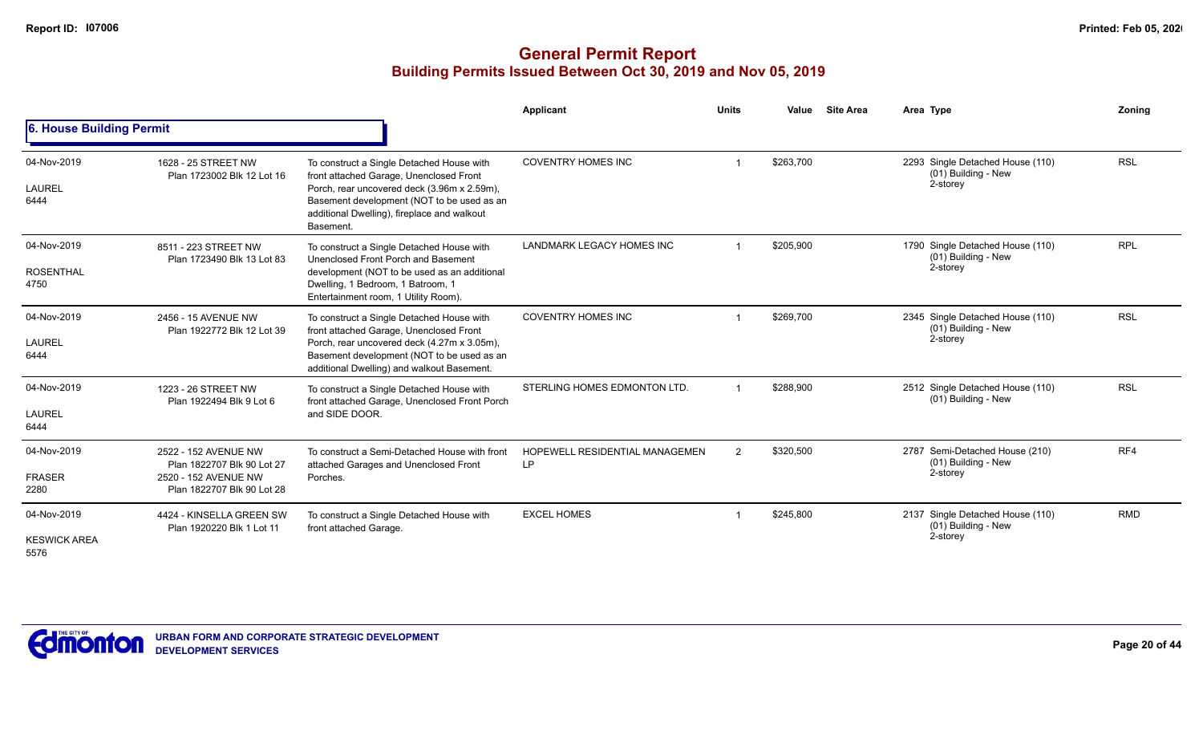# General Permit Report

## Building Permits Issued Between Oct 30, 2019 and Nov 05, 2019

### 6. House Building Permit

| Date / Neighbourhood | Address / Legal | Description | Applicant | Units | Value | Site Area | Area Type | Zoning |
|---|---|---|---|---|---|---|---|---|
| 04-Nov-2019 LAUREL 6444 | 1628 - 25 STREET NW Plan 1723002 Blk 12 Lot 16 | To construct a Single Detached House with front attached Garage, Unenclosed Front Porch, rear uncovered deck (3.96m x 2.59m), Basement development (NOT to be used as an additional Dwelling), fireplace and walkout Basement. | COVENTRY HOMES INC | 1 | $263,700 | | 2293 Single Detached House (110) (01) Building - New 2-storey | RSL |
| 04-Nov-2019 ROSENTHAL 4750 | 8511 - 223 STREET NW Plan 1723490 Blk 13 Lot 83 | To construct a Single Detached House with Unenclosed Front Porch and Basement development (NOT to be used as an additional Dwelling, 1 Bedroom, 1 Batroom, 1 Entertainment room, 1 Utility Room). | LANDMARK LEGACY HOMES INC | 1 | $205,900 | | 1790 Single Detached House (110) (01) Building - New 2-storey | RPL |
| 04-Nov-2019 LAUREL 6444 | 2456 - 15 AVENUE NW Plan 1922772 Blk 12 Lot 39 | To construct a Single Detached House with front attached Garage, Unenclosed Front Porch, rear uncovered deck (4.27m x 3.05m), Basement development (NOT to be used as an additional Dwelling) and walkout Basement. | COVENTRY HOMES INC | 1 | $269,700 | | 2345 Single Detached House (110) (01) Building - New 2-storey | RSL |
| 04-Nov-2019 LAUREL 6444 | 1223 - 26 STREET NW Plan 1922494 Blk 9 Lot 6 | To construct a Single Detached House with front attached Garage, Unenclosed Front Porch and SIDE DOOR. | STERLING HOMES EDMONTON LTD. | 1 | $288,900 | | 2512 Single Detached House (110) (01) Building - New | RSL |
| 04-Nov-2019 FRASER 2280 | 2522 - 152 AVENUE NW Plan 1822707 Blk 90 Lot 27 2520 - 152 AVENUE NW Plan 1822707 Blk 90 Lot 28 | To construct a Semi-Detached House with front attached Garages and Unenclosed Front Porches. | HOPEWELL RESIDENTIAL MANAGEMEN LP | 2 | $320,500 | | 2787 Semi-Detached House (210) (01) Building - New 2-storey | RF4 |
| 04-Nov-2019 KESWICK AREA 5576 | 4424 - KINSELLA GREEN SW Plan 1920220 Blk 1 Lot 11 | To construct a Single Detached House with front attached Garage. | EXCEL HOMES | 1 | $245,800 | | 2137 Single Detached House (110) (01) Building - New 2-storey | RMD |

URBAN FORM AND CORPORATE STRATEGIC DEVELOPMENT
DEVELOPMENT SERVICES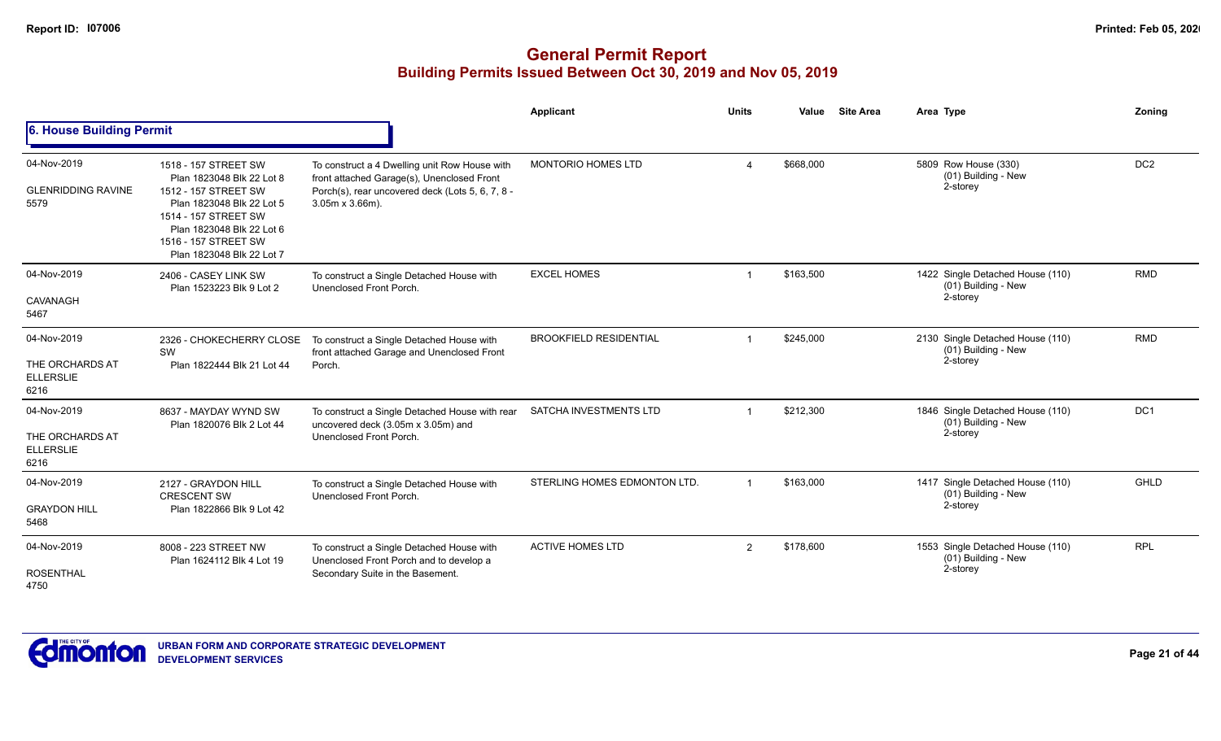# General Permit Report
## Building Permits Issued Between Oct 30, 2019 and Nov 05, 2019

### 6. House Building Permit

| Date / Neighbourhood | Address / Legal | Description | Applicant | Units | Value | Site Area | Area | Type | Zoning |
|---|---|---|---|---|---|---|---|---|---|
| 04-Nov-2019<br>GLENRIDDING RAVINE<br>5579 | 1518 - 157 STREET SW<br>Plan 1823048 Blk 22 Lot 8<br>1512 - 157 STREET SW<br>Plan 1823048 Blk 22 Lot 5<br>1514 - 157 STREET SW<br>Plan 1823048 Blk 22 Lot 6<br>1516 - 157 STREET SW<br>Plan 1823048 Blk 22 Lot 7 | To construct a 4 Dwelling unit Row House with front attached Garage(s), Unenclosed Front Porch(s), rear uncovered deck (Lots 5, 6, 7, 8 - 3.05m x 3.66m). | MONTORIO HOMES LTD | 4 | $668,000 | | 5809 | Row House (330)<br>(01) Building - New<br>2-storey | DC2 |
| 04-Nov-2019<br>CAVANAGH<br>5467 | 2406 - CASEY LINK SW<br>Plan 1523223 Blk 9 Lot 2 | To construct a Single Detached House with Unenclosed Front Porch. | EXCEL HOMES | 1 | $163,500 | | 1422 | Single Detached House (110)<br>(01) Building - New<br>2-storey | RMD |
| 04-Nov-2019<br>THE ORCHARDS AT ELLERSLIE<br>6216 | 2326 - CHOKECHERRY CLOSE SW<br>Plan 1822444 Blk 21 Lot 44 | To construct a Single Detached House with front attached Garage and Unenclosed Front Porch. | BROOKFIELD RESIDENTIAL | 1 | $245,000 | | 2130 | Single Detached House (110)<br>(01) Building - New<br>2-storey | RMD |
| 04-Nov-2019<br>THE ORCHARDS AT ELLERSLIE<br>6216 | 8637 - MAYDAY WYND SW<br>Plan 1820076 Blk 2 Lot 44 | To construct a Single Detached House with rear uncovered deck (3.05m x 3.05m) and Unenclosed Front Porch. | SATCHA INVESTMENTS LTD | 1 | $212,300 | | 1846 | Single Detached House (110)<br>(01) Building - New<br>2-storey | DC1 |
| 04-Nov-2019<br>GRAYDON HILL<br>5468 | 2127 - GRAYDON HILL CRESCENT SW<br>Plan 1822866 Blk 9 Lot 42 | To construct a Single Detached House with Unenclosed Front Porch. | STERLING HOMES EDMONTON LTD. | 1 | $163,000 | | 1417 | Single Detached House (110)<br>(01) Building - New<br>2-storey | GHLD |
| 04-Nov-2019<br>ROSENTHAL<br>4750 | 8008 - 223 STREET NW<br>Plan 1624112 Blk 4 Lot 19 | To construct a Single Detached House with Unenclosed Front Porch and to develop a Secondary Suite in the Basement. | ACTIVE HOMES LTD | 2 | $178,600 | | 1553 | Single Detached House (110)<br>(01) Building - New<br>2-storey | RPL |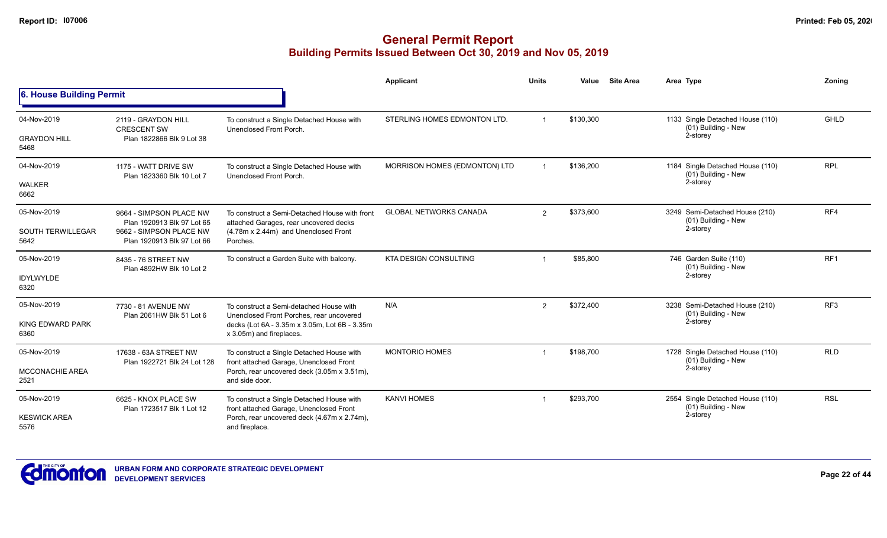# General Permit Report

## Building Permits Issued Between Oct 30, 2019 and Nov 05, 2019

| Date / Neighbourhood | Address / Legal | Description | Applicant | Units | Value | Site Area | Area Type | Zoning |
|---|---|---|---|---|---|---|---|---|
| **6. House Building Permit** | | | | | | | | |
| 04-Nov-2019 GRAYDON HILL 5468 | 2119 - GRAYDON HILL CRESCENT SW Plan 1822866 Blk 9 Lot 38 | To construct a Single Detached House with Unenclosed Front Porch. | STERLING HOMES EDMONTON LTD. | 1 | $130,300 | | 1133 Single Detached House (110) (01) Building - New 2-storey | GHLD |
| 04-Nov-2019 WALKER 6662 | 1175 - WATT DRIVE SW Plan 1823360 Blk 10 Lot 7 | To construct a Single Detached House with Unenclosed Front Porch. | MORRISON HOMES (EDMONTON) LTD | 1 | $136,200 | | 1184 Single Detached House (110) (01) Building - New 2-storey | RPL |
| 05-Nov-2019 SOUTH TERWILLEGAR 5642 | 9664 - SIMPSON PLACE NW Plan 1920913 Blk 97 Lot 65 9662 - SIMPSON PLACE NW Plan 1920913 Blk 97 Lot 66 | To construct a Semi-Detached House with front attached Garages, rear uncovered decks (4.78m x 2.44m) and Unenclosed Front Porches. | GLOBAL NETWORKS CANADA | 2 | $373,600 | | 3249 Semi-Detached House (210) (01) Building - New 2-storey | RF4 |
| 05-Nov-2019 IDYLWYLDE 6320 | 8435 - 76 STREET NW Plan 4892HW Blk 10 Lot 2 | To construct a Garden Suite with balcony. | KTA DESIGN CONSULTING | 1 | $85,800 | | 746 Garden Suite (110) (01) Building - New 2-storey | RF1 |
| 05-Nov-2019 KING EDWARD PARK 6360 | 7730 - 81 AVENUE NW Plan 2061HW Blk 51 Lot 6 | To construct a Semi-detached House with Unenclosed Front Porches, rear uncovered decks (Lot 6A - 3.35m x 3.05m, Lot 6B - 3.35m x 3.05m) and fireplaces. | N/A | 2 | $372,400 | | 3238 Semi-Detached House (210) (01) Building - New 2-storey | RF3 |
| 05-Nov-2019 MCCONACHIE AREA 2521 | 17638 - 63A STREET NW Plan 1922721 Blk 24 Lot 128 | To construct a Single Detached House with front attached Garage, Unenclosed Front Porch, rear uncovered deck (3.05m x 3.51m), and side door. | MONTORIO HOMES | 1 | $198,700 | | 1728 Single Detached House (110) (01) Building - New 2-storey | RLD |
| 05-Nov-2019 KESWICK AREA 5576 | 6625 - KNOX PLACE SW Plan 1723517 Blk 1 Lot 12 | To construct a Single Detached House with front attached Garage, Unenclosed Front Porch, rear uncovered deck (4.67m x 2.74m), and fireplace. | KANVI HOMES | 1 | $293,700 | | 2554 Single Detached House (110) (01) Building - New 2-storey | RSL |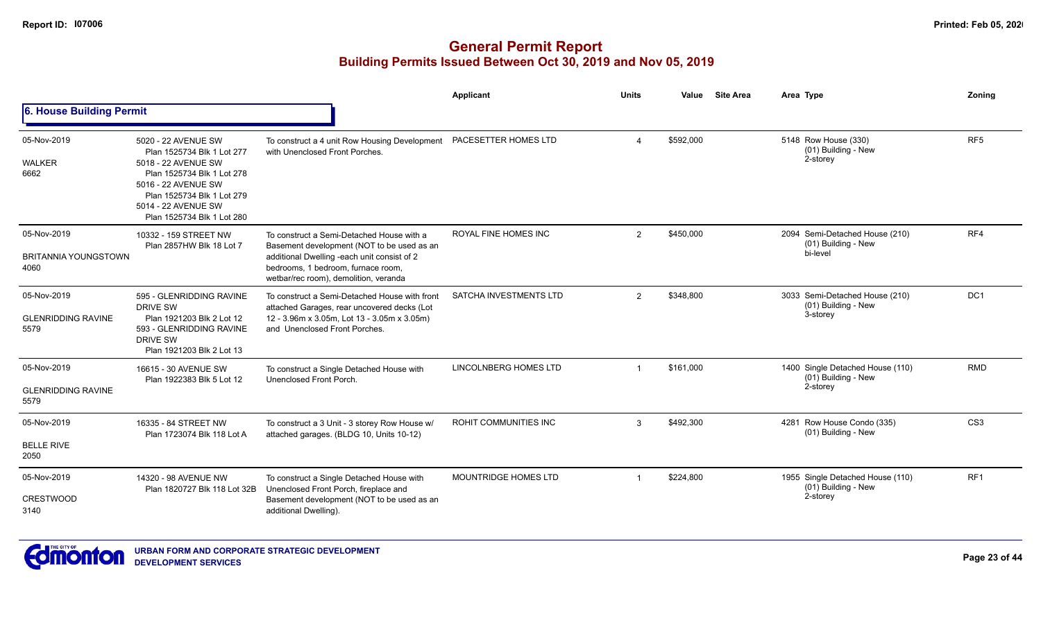## General Permit Report
### Building Permits Issued Between Oct 30, 2019 and Nov 05, 2019

**6. House Building Permit**

| Date / Neighbourhood | Address | Description | Applicant | Units | Value | Site Area | Area Type | Zoning |
|---|---|---|---|---|---|---|---|---|
| 05-Nov-2019 WALKER 6662 | 5020 - 22 AVENUE SW Plan 1525734 Blk 1 Lot 277 5018 - 22 AVENUE SW Plan 1525734 Blk 1 Lot 278 5016 - 22 AVENUE SW Plan 1525734 Blk 1 Lot 279 5014 - 22 AVENUE SW Plan 1525734 Blk 1 Lot 280 | To construct a 4 unit Row Housing Development with Unenclosed Front Porches. | PACESETTER HOMES LTD | 4 | $592,000 | | 5148 Row House (330) (01) Building - New 2-storey | RF5 |
| 05-Nov-2019 BRITANNIA YOUNGSTOWN 4060 | 10332 - 159 STREET NW Plan 2857HW Blk 18 Lot 7 | To construct a Semi-Detached House with a Basement development (NOT to be used as an additional Dwelling -each unit consist of 2 bedrooms, 1 bedroom, furnace room, wetbar/rec room), demolition, veranda | ROYAL FINE HOMES INC | 2 | $450,000 | | 2094 Semi-Detached House (210) (01) Building - New bi-level | RF4 |
| 05-Nov-2019 GLENRIDDING RAVINE 5579 | 595 - GLENRIDDING RAVINE DRIVE SW Plan 1921203 Blk 2 Lot 12 593 - GLENRIDDING RAVINE DRIVE SW Plan 1921203 Blk 2 Lot 13 | To construct a Semi-Detached House with front attached Garages, rear uncovered decks (Lot 12 - 3.96m x 3.05m, Lot 13 - 3.05m x 3.05m) and Unenclosed Front Porches. | SATCHA INVESTMENTS LTD | 2 | $348,800 | | 3033 Semi-Detached House (210) (01) Building - New 3-storey | DC1 |
| 05-Nov-2019 GLENRIDDING RAVINE 5579 | 16615 - 30 AVENUE SW Plan 1922383 Blk 5 Lot 12 | To construct a Single Detached House with Unenclosed Front Porch. | LINCOLNBERG HOMES LTD | 1 | $161,000 | | 1400 Single Detached House (110) (01) Building - New 2-storey | RMD |
| 05-Nov-2019 BELLE RIVE 2050 | 16335 - 84 STREET NW Plan 1723074 Blk 118 Lot A | To construct a 3 Unit - 3 storey Row House w/ attached garages. (BLDG 10, Units 10-12) | ROHIT COMMUNITIES INC | 3 | $492,300 | | 4281 Row House Condo (335) (01) Building - New | CS3 |
| 05-Nov-2019 CRESTWOOD 3140 | 14320 - 98 AVENUE NW Plan 1820727 Blk 118 Lot 32B | To construct a Single Detached House with Unenclosed Front Porch, fireplace and Basement development (NOT to be used as an additional Dwelling). | MOUNTRIDGE HOMES LTD | 1 | $224,800 | | 1955 Single Detached House (110) (01) Building - New 2-storey | RF1 |

URBAN FORM AND CORPORATE STRATEGIC DEVELOPMENT
DEVELOPMENT SERVICES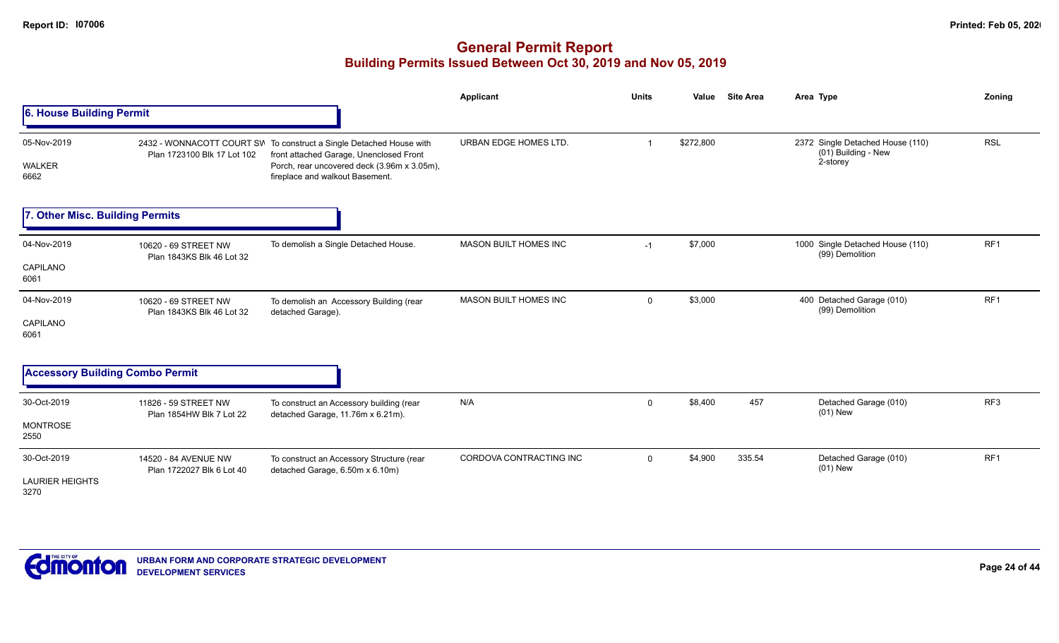# General Permit Report

## Building Permits Issued Between Oct 30, 2019 and Nov 05, 2019

### 6. House Building Permit

| Date / Neighbourhood | Address / Legal | Description | Applicant | Units | Value | Site Area | Area | Type | Zoning |
|---|---|---|---|---|---|---|---|---|---|
| 05-Nov-2019 WALKER 6662 | 2432 - WONNACOTT COURT SW Plan 1723100 Blk 17 Lot 102 | To construct a Single Detached House with front attached Garage, Unenclosed Front Porch, rear uncovered deck (3.96m x 3.05m), fireplace and walkout Basement. | URBAN EDGE HOMES LTD. | 1 | $272,800 | | 2372 | Single Detached House (110) (01) Building - New 2-storey | RSL |

### 7. Other Misc. Building Permits

| Date / Neighbourhood | Address / Legal | Description | Applicant | Units | Value | Site Area | Area | Type | Zoning |
|---|---|---|---|---|---|---|---|---|---|
| 04-Nov-2019 CAPILANO 6061 | 10620 - 69 STREET NW Plan 1843KS Blk 46 Lot 32 | To demolish a Single Detached House. | MASON BUILT HOMES INC | -1 | $7,000 | | 1000 | Single Detached House (110) (99) Demolition | RF1 |
| 04-Nov-2019 CAPILANO 6061 | 10620 - 69 STREET NW Plan 1843KS Blk 46 Lot 32 | To demolish an Accessory Building (rear detached Garage). | MASON BUILT HOMES INC | 0 | $3,000 | | 400 | Detached Garage (010) (99) Demolition | RF1 |

### Accessory Building Combo Permit

| Date / Neighbourhood | Address / Legal | Description | Applicant | Units | Value | Site Area | Area | Type | Zoning |
|---|---|---|---|---|---|---|---|---|---|
| 30-Oct-2019 MONTROSE 2550 | 11826 - 59 STREET NW Plan 1854HW Blk 7 Lot 22 | To construct an Accessory building (rear detached Garage, 11.76m x 6.21m). | N/A | 0 | $8,400 | 457 | | Detached Garage (010) (01) New | RF3 |
| 30-Oct-2019 LAURIER HEIGHTS 3270 | 14520 - 84 AVENUE NW Plan 1722027 Blk 6 Lot 40 | To construct an Accessory Structure (rear detached Garage, 6.50m x 6.10m) | CORDOVA CONTRACTING INC | 0 | $4,900 | 335.54 | | Detached Garage (010) (01) New | RF1 |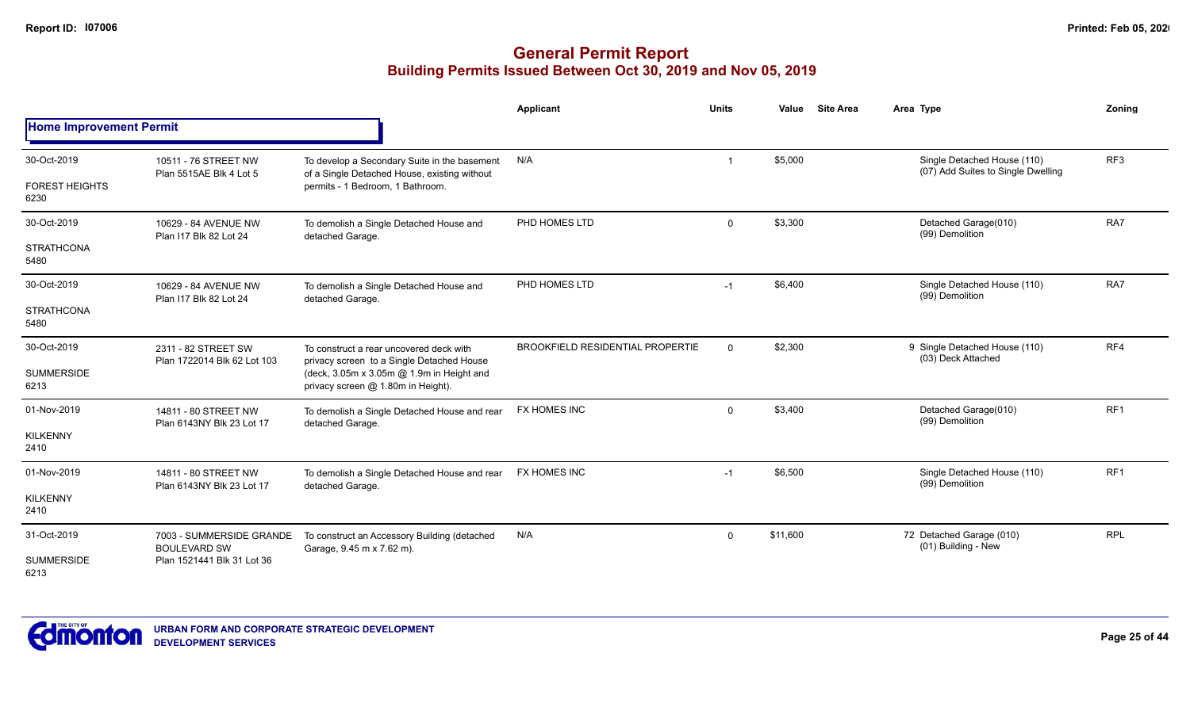# General Permit Report
## Building Permits Issued Between Oct 30, 2019 and Nov 05, 2019

**Home Improvement Permit**

| Date / Neighbourhood | Address / Legal | Description | Applicant | Units | Value | Site Area | Area Type | Zoning |
|---|---|---|---|---|---|---|---|---|
| 30-Oct-2019<br>FOREST HEIGHTS<br>6230 | 10511 - 76 STREET NW<br>Plan 5515AE Blk 4 Lot 5 | To develop a Secondary Suite in the basement of a Single Detached House, existing without permits - 1 Bedroom, 1 Bathroom. | N/A | 1 | $5,000 | | Single Detached House (110)<br>(07) Add Suites to Single Dwelling | RF3 |
| 30-Oct-2019<br>STRATHCONA<br>5480 | 10629 - 84 AVENUE NW<br>Plan I17 Blk 82 Lot 24 | To demolish a Single Detached House and detached Garage. | PHD HOMES LTD | 0 | $3,300 | | Detached Garage(010)<br>(99) Demolition | RA7 |
| 30-Oct-2019<br>STRATHCONA<br>5480 | 10629 - 84 AVENUE NW<br>Plan I17 Blk 82 Lot 24 | To demolish a Single Detached House and detached Garage. | PHD HOMES LTD | -1 | $6,400 | | Single Detached House (110)<br>(99) Demolition | RA7 |
| 30-Oct-2019<br>SUMMERSIDE<br>6213 | 2311 - 82 STREET SW<br>Plan 1722014 Blk 62 Lot 103 | To construct a rear uncovered deck with privacy screen to a Single Detached House (deck, 3.05m x 3.05m @ 1.9m in Height and privacy screen @ 1.80m in Height). | BROOKFIELD RESIDENTIAL PROPERTIE | 0 | $2,300 | 9 | Single Detached House (110)<br>(03) Deck Attached | RF4 |
| 01-Nov-2019<br>KILKENNY<br>2410 | 14811 - 80 STREET NW<br>Plan 6143NY Blk 23 Lot 17 | To demolish a Single Detached House and rear detached Garage. | FX HOMES INC | 0 | $3,400 | | Detached Garage(010)<br>(99) Demolition | RF1 |
| 01-Nov-2019<br>KILKENNY<br>2410 | 14811 - 80 STREET NW<br>Plan 6143NY Blk 23 Lot 17 | To demolish a Single Detached House and rear detached Garage. | FX HOMES INC | -1 | $6,500 | | Single Detached House (110)<br>(99) Demolition | RF1 |
| 31-Oct-2019<br>SUMMERSIDE<br>6213 | 7003 - SUMMERSIDE GRANDE BOULEVARD SW<br>Plan 1521441 Blk 31 Lot 36 | To construct an Accessory Building (detached Garage, 9.45 m x 7.62 m). | N/A | 0 | $11,600 | 72 | Detached Garage (010)<br>(01) Building - New | RPL |

URBAN FORM AND CORPORATE STRATEGIC DEVELOPMENT
DEVELOPMENT SERVICES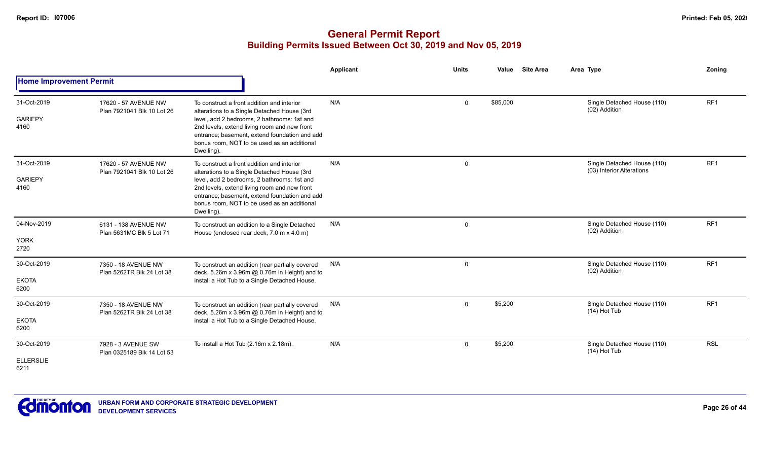# General Permit Report

## Building Permits Issued Between Oct 30, 2019 and Nov 05, 2019

### Home Improvement Permit

| Date / Neighbourhood | Address / Legal | Description | Applicant | Units | Value | Site Area | Area Type | Zoning |
|---|---|---|---|---|---|---|---|---|
| 31-Oct-2019 GARIEPY 4160 | 17620 - 57 AVENUE NW Plan 7921041 Blk 10 Lot 26 | To construct a front addition and interior alterations to a Single Detached House (3rd level, add 2 bedrooms, 2 bathrooms: 1st and 2nd levels, extend living room and new front entrance; basement, extend foundation and add bonus room, NOT to be used as an additional Dwelling). | N/A | 0 | $85,000 | | Single Detached House (110) (02) Addition | RF1 |
| 31-Oct-2019 GARIEPY 4160 | 17620 - 57 AVENUE NW Plan 7921041 Blk 10 Lot 26 | To construct a front addition and interior alterations to a Single Detached House (3rd level, add 2 bedrooms, 2 bathrooms: 1st and 2nd levels, extend living room and new front entrance; basement, extend foundation and add bonus room, NOT to be used as an additional Dwelling). | N/A | 0 | | | Single Detached House (110) (03) Interior Alterations | RF1 |
| 04-Nov-2019 YORK 2720 | 6131 - 138 AVENUE NW Plan 5631MC Blk 5 Lot 71 | To construct an addition to a Single Detached House (enclosed rear deck, 7.0 m x 4.0 m) | N/A | 0 | | | Single Detached House (110) (02) Addition | RF1 |
| 30-Oct-2019 EKOTA 6200 | 7350 - 18 AVENUE NW Plan 5262TR Blk 24 Lot 38 | To construct an addition (rear partially covered deck, 5.26m x 3.96m @ 0.76m in Height) and to install a Hot Tub to a Single Detached House. | N/A | 0 | | | Single Detached House (110) (02) Addition | RF1 |
| 30-Oct-2019 EKOTA 6200 | 7350 - 18 AVENUE NW Plan 5262TR Blk 24 Lot 38 | To construct an addition (rear partially covered deck, 5.26m x 3.96m @ 0.76m in Height) and to install a Hot Tub to a Single Detached House. | N/A | 0 | $5,200 | | Single Detached House (110) (14) Hot Tub | RF1 |
| 30-Oct-2019 ELLERSLIE 6211 | 7928 - 3 AVENUE SW Plan 0325189 Blk 14 Lot 53 | To install a Hot Tub (2.16m x 2.18m). | N/A | 0 | $5,200 | | Single Detached House (110) (14) Hot Tub | RSL |

URBAN FORM AND CORPORATE STRATEGIC DEVELOPMENT
DEVELOPMENT SERVICES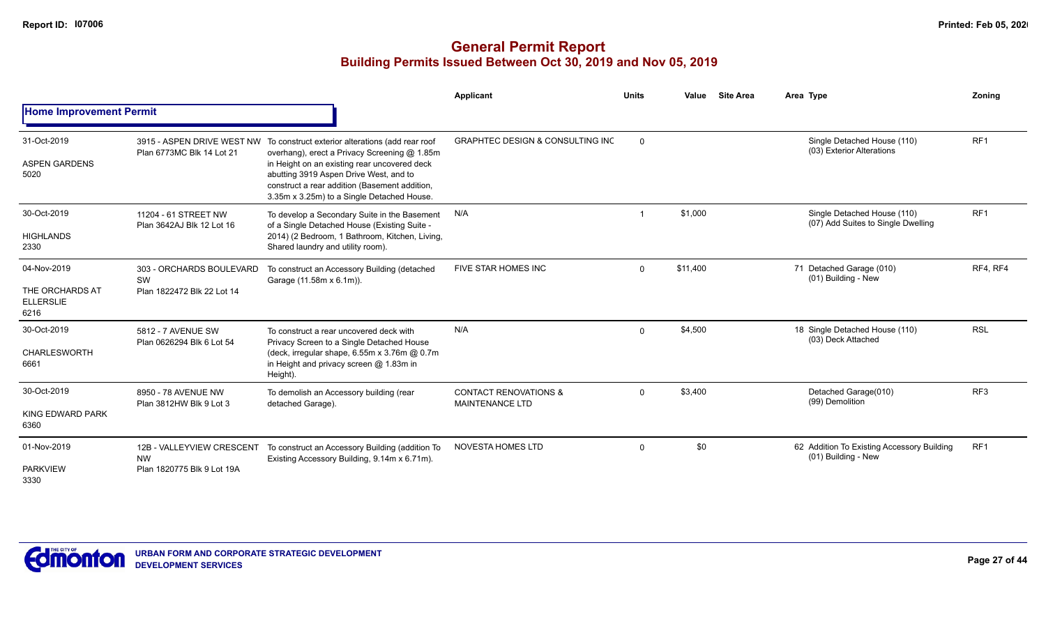# General Permit Report
## Building Permits Issued Between Oct 30, 2019 and Nov 05, 2019

| | | | Applicant | Units | Value | Site Area | Area Type | Zoning |
|---|---|---|---|---|---|---|---|---|
| **Home Improvement Permit** | | | | | | | | |
| 31-Oct-2019<br>ASPEN GARDENS<br>5020 | 3915 - ASPEN DRIVE WEST NW<br>Plan 6773MC Blk 14 Lot 21 | To construct exterior alterations (add rear roof overhang), erect a Privacy Screening @ 1.85m in Height on an existing rear uncovered deck abutting 3919 Aspen Drive West, and to construct a rear addition (Basement addition, 3.35m x 3.25m) to a Single Detached House. | GRAPHTEC DESIGN & CONSULTING INC | 0 | | | Single Detached House (110)<br>(03) Exterior Alterations | RF1 |
| 30-Oct-2019<br>HIGHLANDS<br>2330 | 11204 - 61 STREET NW<br>Plan 3642AJ Blk 12 Lot 16 | To develop a Secondary Suite in the Basement of a Single Detached House (Existing Suite - 2014) (2 Bedroom, 1 Bathroom, Kitchen, Living, Shared laundry and utility room). | N/A | 1 | $1,000 | | Single Detached House (110)<br>(07) Add Suites to Single Dwelling | RF1 |
| 04-Nov-2019<br>THE ORCHARDS AT ELLERSLIE<br>6216 | 303 - ORCHARDS BOULEVARD SW<br>Plan 1822472 Blk 22 Lot 14 | To construct an Accessory Building (detached Garage (11.58m x 6.1m)). | FIVE STAR HOMES INC | 0 | $11,400 | | 71 Detached Garage (010)<br>(01) Building - New | RF4, RF4 |
| 30-Oct-2019<br>CHARLESWORTH<br>6661 | 5812 - 7 AVENUE SW<br>Plan 0626294 Blk 6 Lot 54 | To construct a rear uncovered deck with Privacy Screen to a Single Detached House (deck, irregular shape, 6.55m x 3.76m @ 0.7m in Height and privacy screen @ 1.83m in Height). | N/A | 0 | $4,500 | | 18 Single Detached House (110)<br>(03) Deck Attached | RSL |
| 30-Oct-2019<br>KING EDWARD PARK<br>6360 | 8950 - 78 AVENUE NW<br>Plan 3812HW Blk 9 Lot 3 | To demolish an Accessory building (rear detached Garage). | CONTACT RENOVATIONS & MAINTENANCE LTD | 0 | $3,400 | | Detached Garage(010)<br>(99) Demolition | RF3 |
| 01-Nov-2019<br>PARKVIEW<br>3330 | 12B - VALLEYVIEW CRESCENT NW<br>Plan 1820775 Blk 9 Lot 19A | To construct an Accessory Building (addition To Existing Accessory Building, 9.14m x 6.71m). | NOVESTA HOMES LTD | 0 | $0 | | 62 Addition To Existing Accessory Building<br>(01) Building - New | RF1 |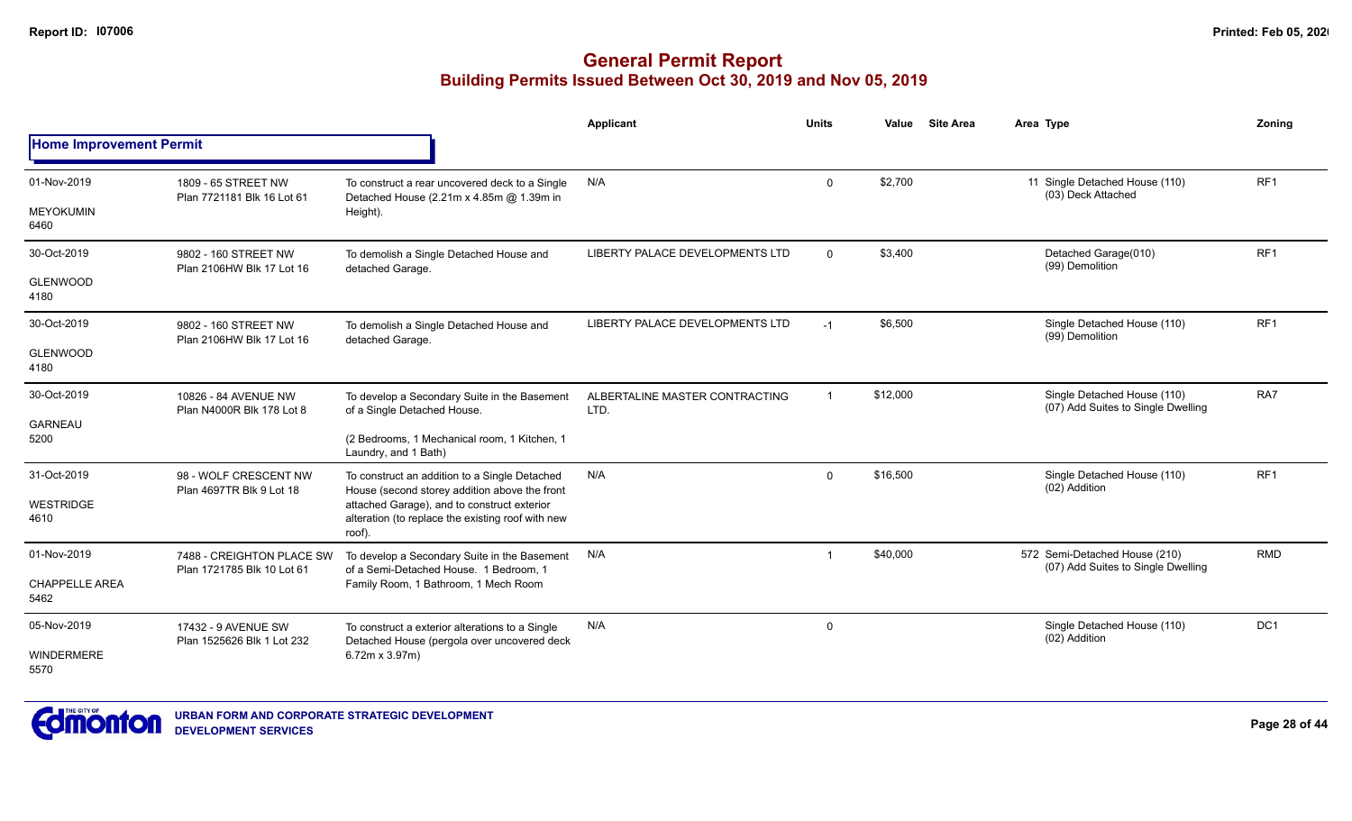# General Permit Report

## Building Permits Issued Between Oct 30, 2019 and Nov 05, 2019

### Home Improvement Permit

| Date / Neighbourhood | Address / Legal | Description | Applicant | Units | Value | Site Area | Area Type | Zoning |
|---|---|---|---|---|---|---|---|---|
| 01-Nov-2019<br>MEYOKUMIN<br>6460 | 1809 - 65 STREET NW<br>Plan 7721181 Blk 16 Lot 61 | To construct a rear uncovered deck to a Single Detached House (2.21m x 4.85m @ 1.39m in Height). | N/A | 0 | $2,700 | | 11 Single Detached House (110)<br>(03) Deck Attached | RF1 |
| 30-Oct-2019<br>GLENWOOD<br>4180 | 9802 - 160 STREET NW<br>Plan 2106HW Blk 17 Lot 16 | To demolish a Single Detached House and detached Garage. | LIBERTY PALACE DEVELOPMENTS LTD | 0 | $3,400 | | Detached Garage(010)<br>(99) Demolition | RF1 |
| 30-Oct-2019<br>GLENWOOD<br>4180 | 9802 - 160 STREET NW<br>Plan 2106HW Blk 17 Lot 16 | To demolish a Single Detached House and detached Garage. | LIBERTY PALACE DEVELOPMENTS LTD | -1 | $6,500 | | Single Detached House (110)<br>(99) Demolition | RF1 |
| 30-Oct-2019<br>GARNEAU<br>5200 | 10826 - 84 AVENUE NW<br>Plan N4000R Blk 178 Lot 8 | To develop a Secondary Suite in the Basement of a Single Detached House.<br><br>(2 Bedrooms, 1 Mechanical room, 1 Kitchen, 1 Laundry, and 1 Bath) | ALBERTALINE MASTER CONTRACTING LTD. | 1 | $12,000 | | Single Detached House (110)<br>(07) Add Suites to Single Dwelling | RA7 |
| 31-Oct-2019<br>WESTRIDGE<br>4610 | 98 - WOLF CRESCENT NW<br>Plan 4697TR Blk 9 Lot 18 | To construct an addition to a Single Detached House (second storey addition above the front attached Garage), and to construct exterior alteration (to replace the existing roof with new roof). | N/A | 0 | $16,500 | | Single Detached House (110)<br>(02) Addition | RF1 |
| 01-Nov-2019<br>CHAPPELLE AREA<br>5462 | 7488 - CREIGHTON PLACE SW<br>Plan 1721785 Blk 10 Lot 61 | To develop a Secondary Suite in the Basement of a Semi-Detached House. 1 Bedroom, 1 Family Room, 1 Bathroom, 1 Mech Room | N/A | 1 | $40,000 | | 572 Semi-Detached House (210)<br>(07) Add Suites to Single Dwelling | RMD |
| 05-Nov-2019<br>WINDERMERE<br>5570 | 17432 - 9 AVENUE SW<br>Plan 1525626 Blk 1 Lot 232 | To construct a exterior alterations to a Single Detached House (pergola over uncovered deck 6.72m x 3.97m) | N/A | 0 | | | Single Detached House (110)<br>(02) Addition | DC1 |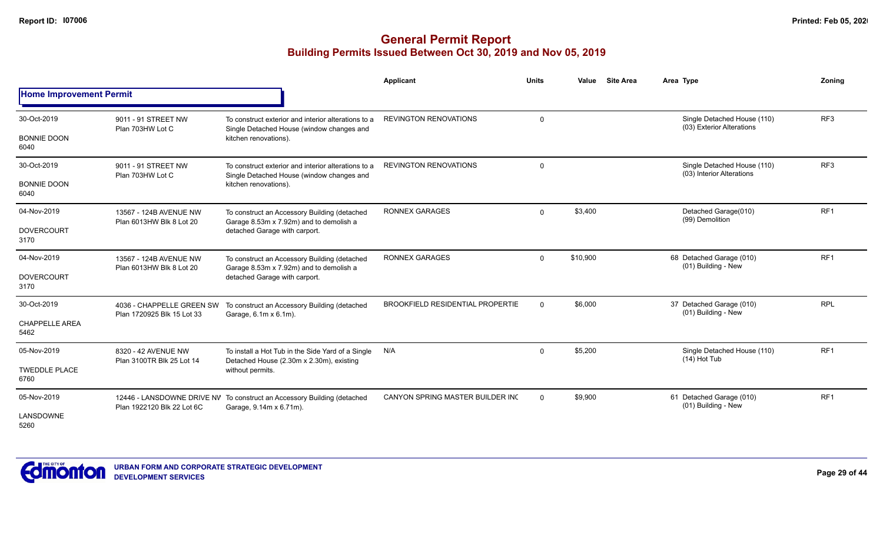# General Permit Report

## Building Permits Issued Between Oct 30, 2019 and Nov 05, 2019

### Home Improvement Permit

| Date / Neighbourhood | Address / Legal | Description | Applicant | Units | Value | Site Area | Area | Type | Zoning |
|---|---|---|---|---|---|---|---|---|---|
| 30-Oct-2019<br>BONNIE DOON<br>6040 | 9011 - 91 STREET NW<br>Plan 703HW Lot C | To construct exterior and interior alterations to a Single Detached House (window changes and kitchen renovations). | REVINGTON RENOVATIONS | 0 | | | | Single Detached House (110)<br>(03) Exterior Alterations | RF3 |
| 30-Oct-2019<br>BONNIE DOON<br>6040 | 9011 - 91 STREET NW<br>Plan 703HW Lot C | To construct exterior and interior alterations to a Single Detached House (window changes and kitchen renovations). | REVINGTON RENOVATIONS | 0 | | | | Single Detached House (110)<br>(03) Interior Alterations | RF3 |
| 04-Nov-2019<br>DOVERCOURT<br>3170 | 13567 - 124B AVENUE NW<br>Plan 6013HW Blk 8 Lot 20 | To construct an Accessory Building (detached Garage 8.53m x 7.92m) and to demolish a detached Garage with carport. | RONNEX GARAGES | 0 | $3,400 | | | Detached Garage(010)<br>(99) Demolition | RF1 |
| 04-Nov-2019<br>DOVERCOURT<br>3170 | 13567 - 124B AVENUE NW<br>Plan 6013HW Blk 8 Lot 20 | To construct an Accessory Building (detached Garage 8.53m x 7.92m) and to demolish a detached Garage with carport. | RONNEX GARAGES | 0 | $10,900 | | 68 | Detached Garage (010)<br>(01) Building - New | RF1 |
| 30-Oct-2019<br>CHAPPELLE AREA<br>5462 | 4036 - CHAPPELLE GREEN SW<br>Plan 1720925 Blk 15 Lot 33 | To construct an Accessory Building (detached Garage, 6.1m x 6.1m). | BROOKFIELD RESIDENTIAL PROPERTIE | 0 | $6,000 | | 37 | Detached Garage (010)<br>(01) Building - New | RPL |
| 05-Nov-2019<br>TWEDDLE PLACE<br>6760 | 8320 - 42 AVENUE NW<br>Plan 3100TR Blk 25 Lot 14 | To install a Hot Tub in the Side Yard of a Single Detached House (2.30m x 2.30m), existing without permits. | N/A | 0 | $5,200 | | | Single Detached House (110)<br>(14) Hot Tub | RF1 |
| 05-Nov-2019<br>LANSDOWNE<br>5260 | 12446 - LANSDOWNE DRIVE NW<br>Plan 1922120 Blk 22 Lot 6C | To construct an Accessory Building (detached Garage, 9.14m x 6.71m). | CANYON SPRING MASTER BUILDER INC | 0 | $9,900 | | 61 | Detached Garage (010)<br>(01) Building - New | RF1 |

**URBAN FORM AND CORPORATE STRATEGIC DEVELOPMENT**
**DEVELOPMENT SERVICES**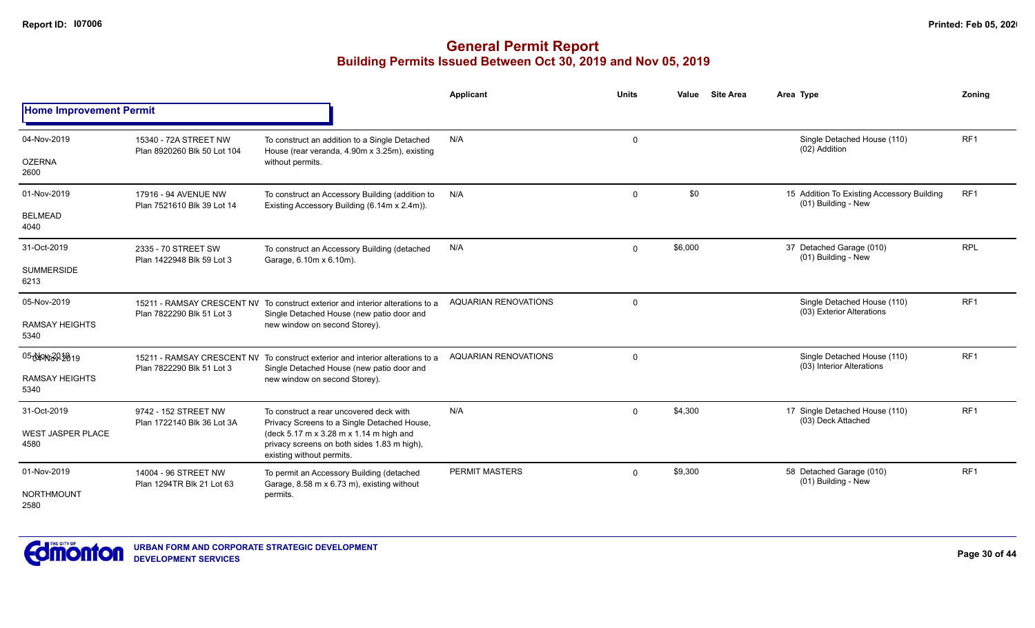# General Permit Report

## Building Permits Issued Between Oct 30, 2019 and Nov 05, 2019

Report ID: I07006

| | | | Applicant | Units | Value | Site Area | Area Type | Zoning |
|---|---|---|---|---|---|---|---|---|
| **Home Improvement Permit** | | | | | | | | |
| 04-Nov-2019 OZERNA 2600 | 15340 - 72A STREET NW Plan 8920260 Blk 50 Lot 104 | To construct an addition to a Single Detached House (rear veranda, 4.90m x 3.25m), existing without permits. | N/A | 0 | | | Single Detached House (110) (02) Addition | RF1 |
| 01-Nov-2019 BELMEAD 4040 | 17916 - 94 AVENUE NW Plan 7521610 Blk 39 Lot 14 | To construct an Accessory Building (addition to Existing Accessory Building (6.14m x 2.4m)). | N/A | 0 | $0 | | 15 Addition To Existing Accessory Building (01) Building - New | RF1 |
| 31-Oct-2019 SUMMERSIDE 6213 | 2335 - 70 STREET SW Plan 1422948 Blk 59 Lot 3 | To construct an Accessory Building (detached Garage, 6.10m x 6.10m). | N/A | 0 | $6,000 | | 37 Detached Garage (010) (01) Building - New | RPL |
| 05-Nov-2019 RAMSAY HEIGHTS 5340 | 15211 - RAMSAY CRESCENT NW Plan 7822290 Blk 51 Lot 3 | To construct exterior and interior alterations to a Single Detached House (new patio door and new window on second Storey). | AQUARIAN RENOVATIONS | 0 | | | Single Detached House (110) (03) Exterior Alterations | RF1 |
| 05-Nov-2019 RAMSAY HEIGHTS 5340 | 15211 - RAMSAY CRESCENT NW Plan 7822290 Blk 51 Lot 3 | To construct exterior and interior alterations to a Single Detached House (new patio door and new window on second Storey). | AQUARIAN RENOVATIONS | 0 | | | Single Detached House (110) (03) Interior Alterations | RF1 |
| 31-Oct-2019 WEST JASPER PLACE 4580 | 9742 - 152 STREET NW Plan 1722140 Blk 36 Lot 3A | To construct a rear uncovered deck with Privacy Screens to a Single Detached House, (deck 5.17 m x 3.28 m x 1.14 m high and privacy screens on both sides 1.83 m high), existing without permits. | N/A | 0 | $4,300 | | 17 Single Detached House (110) (03) Deck Attached | RF1 |
| 01-Nov-2019 NORTHMOUNT 2580 | 14004 - 96 STREET NW Plan 1294TR Blk 21 Lot 63 | To permit an Accessory Building (detached Garage, 8.58 m x 6.73 m), existing without permits. | PERMIT MASTERS | 0 | $9,300 | | 58 Detached Garage (010) (01) Building - New | RF1 |

URBAN FORM AND CORPORATE STRATEGIC DEVELOPMENT
DEVELOPMENT SERVICES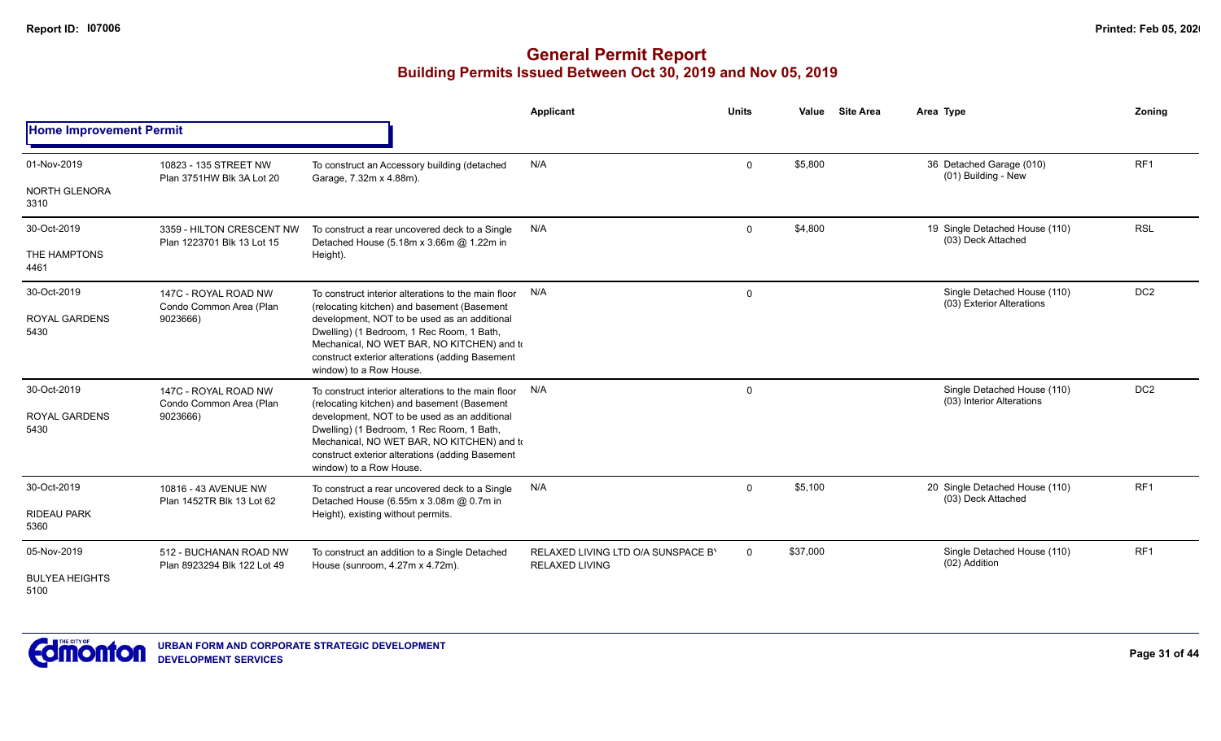# General Permit Report
## Building Permits Issued Between Oct 30, 2019 and Nov 05, 2019

**Home Improvement Permit**

| Date / Neighbourhood | Address / Legal | Description | Applicant | Units | Value | Site Area | Area Type | Zoning |
|---|---|---|---|---|---|---|---|---|
| 01-Nov-2019<br>NORTH GLENORA<br>3310 | 10823 - 135 STREET NW<br>Plan 3751HW Blk 3A Lot 20 | To construct an Accessory building (detached Garage, 7.32m x 4.88m). | N/A | 0 | $5,800 | | 36 Detached Garage (010)<br>(01) Building - New | RF1 |
| 30-Oct-2019<br>THE HAMPTONS<br>4461 | 3359 - HILTON CRESCENT NW<br>Plan 1223701 Blk 13 Lot 15 | To construct a rear uncovered deck to a Single Detached House (5.18m x 3.66m @ 1.22m in Height). | N/A | 0 | $4,800 | | 19 Single Detached House (110)<br>(03) Deck Attached | RSL |
| 30-Oct-2019<br>ROYAL GARDENS<br>5430 | 147C - ROYAL ROAD NW<br>Condo Common Area (Plan 9023666) | To construct interior alterations to the main floor (relocating kitchen) and basement (Basement development, NOT to be used as an additional Dwelling) (1 Bedroom, 1 Rec Room, 1 Bath, Mechanical, NO WET BAR, NO KITCHEN) and to construct exterior alterations (adding Basement window) to a Row House. | N/A | 0 | | | Single Detached House (110)<br>(03) Exterior Alterations | DC2 |
| 30-Oct-2019<br>ROYAL GARDENS<br>5430 | 147C - ROYAL ROAD NW<br>Condo Common Area (Plan 9023666) | To construct interior alterations to the main floor (relocating kitchen) and basement (Basement development, NOT to be used as an additional Dwelling) (1 Bedroom, 1 Rec Room, 1 Bath, Mechanical, NO WET BAR, NO KITCHEN) and to construct exterior alterations (adding Basement window) to a Row House. | N/A | 0 | | | Single Detached House (110)<br>(03) Interior Alterations | DC2 |
| 30-Oct-2019<br>RIDEAU PARK<br>5360 | 10816 - 43 AVENUE NW<br>Plan 1452TR Blk 13 Lot 62 | To construct a rear uncovered deck to a Single Detached House (6.55m x 3.08m @ 0.7m in Height), existing without permits. | N/A | 0 | $5,100 | | 20 Single Detached House (110)<br>(03) Deck Attached | RF1 |
| 05-Nov-2019<br>BULYEA HEIGHTS<br>5100 | 512 - BUCHANAN ROAD NW<br>Plan 8923294 Blk 122 Lot 49 | To construct an addition to a Single Detached House (sunroom, 4.27m x 4.72m). | RELAXED LIVING LTD O/A SUNSPACE BY RELAXED LIVING | 0 | $37,000 | | Single Detached House (110)<br>(02) Addition | RF1 |

URBAN FORM AND CORPORATE STRATEGIC DEVELOPMENT
DEVELOPMENT SERVICES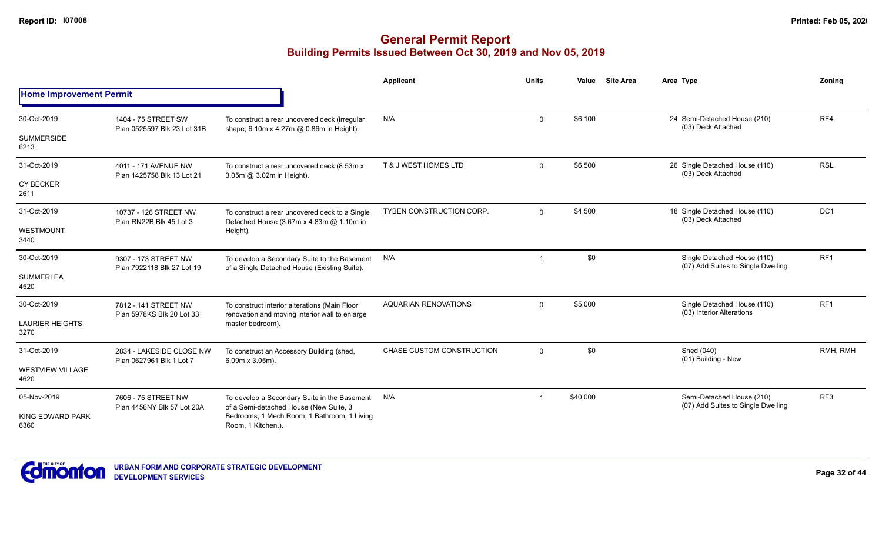# General Permit Report
## Building Permits Issued Between Oct 30, 2019 and Nov 05, 2019

### Home Improvement Permit

| Date / Neighbourhood | Address / Legal | Description | Applicant | Units | Value | Site Area | Area | Type | Zoning |
|---|---|---|---|---|---|---|---|---|---|
| 30-Oct-2019<br>SUMMERSIDE<br>6213 | 1404 - 75 STREET SW<br>Plan 0525597 Blk 23 Lot 31B | To construct a rear uncovered deck (irregular shape, 6.10m x 4.27m @ 0.86m in Height). | N/A | 0 | $6,100 | | 24 | Semi-Detached House (210)<br>(03) Deck Attached | RF4 |
| 31-Oct-2019<br>CY BECKER<br>2611 | 4011 - 171 AVENUE NW<br>Plan 1425758 Blk 13 Lot 21 | To construct a rear uncovered deck (8.53m x 3.05m @ 3.02m in Height). | T & J WEST HOMES LTD | 0 | $6,500 | | 26 | Single Detached House (110)<br>(03) Deck Attached | RSL |
| 31-Oct-2019<br>WESTMOUNT<br>3440 | 10737 - 126 STREET NW<br>Plan RN22B Blk 45 Lot 3 | To construct a rear uncovered deck to a Single Detached House (3.67m x 4.83m @ 1.10m in Height). | TYBEN CONSTRUCTION CORP. | 0 | $4,500 | | 18 | Single Detached House (110)<br>(03) Deck Attached | DC1 |
| 30-Oct-2019<br>SUMMERLEA<br>4520 | 9307 - 173 STREET NW<br>Plan 7922118 Blk 27 Lot 19 | To develop a Secondary Suite to the Basement of a Single Detached House (Existing Suite). | N/A | 1 | $0 | | | Single Detached House (110)<br>(07) Add Suites to Single Dwelling | RF1 |
| 30-Oct-2019<br>LAURIER HEIGHTS<br>3270 | 7812 - 141 STREET NW<br>Plan 5978KS Blk 20 Lot 33 | To construct interior alterations (Main Floor renovation and moving interior wall to enlarge master bedroom). | AQUARIAN RENOVATIONS | 0 | $5,000 | | | Single Detached House (110)<br>(03) Interior Alterations | RF1 |
| 31-Oct-2019<br>WESTVIEW VILLAGE<br>4620 | 2834 - LAKESIDE CLOSE NW<br>Plan 0627961 Blk 1 Lot 7 | To construct an Accessory Building (shed, 6.09m x 3.05m). | CHASE CUSTOM CONSTRUCTION | 0 | $0 | | | Shed (040)<br>(01) Building - New | RMH, RMH |
| 05-Nov-2019<br>KING EDWARD PARK<br>6360 | 7606 - 75 STREET NW<br>Plan 4456NY Blk 57 Lot 20A | To develop a Secondary Suite in the Basement of a Semi-detached House (New Suite, 3 Bedrooms, 1 Mech Room, 1 Bathroom, 1 Living Room, 1 Kitchen.). | N/A | 1 | $40,000 | | | Semi-Detached House (210)<br>(07) Add Suites to Single Dwelling | RF3 |

URBAN FORM AND CORPORATE STRATEGIC DEVELOPMENT
DEVELOPMENT SERVICES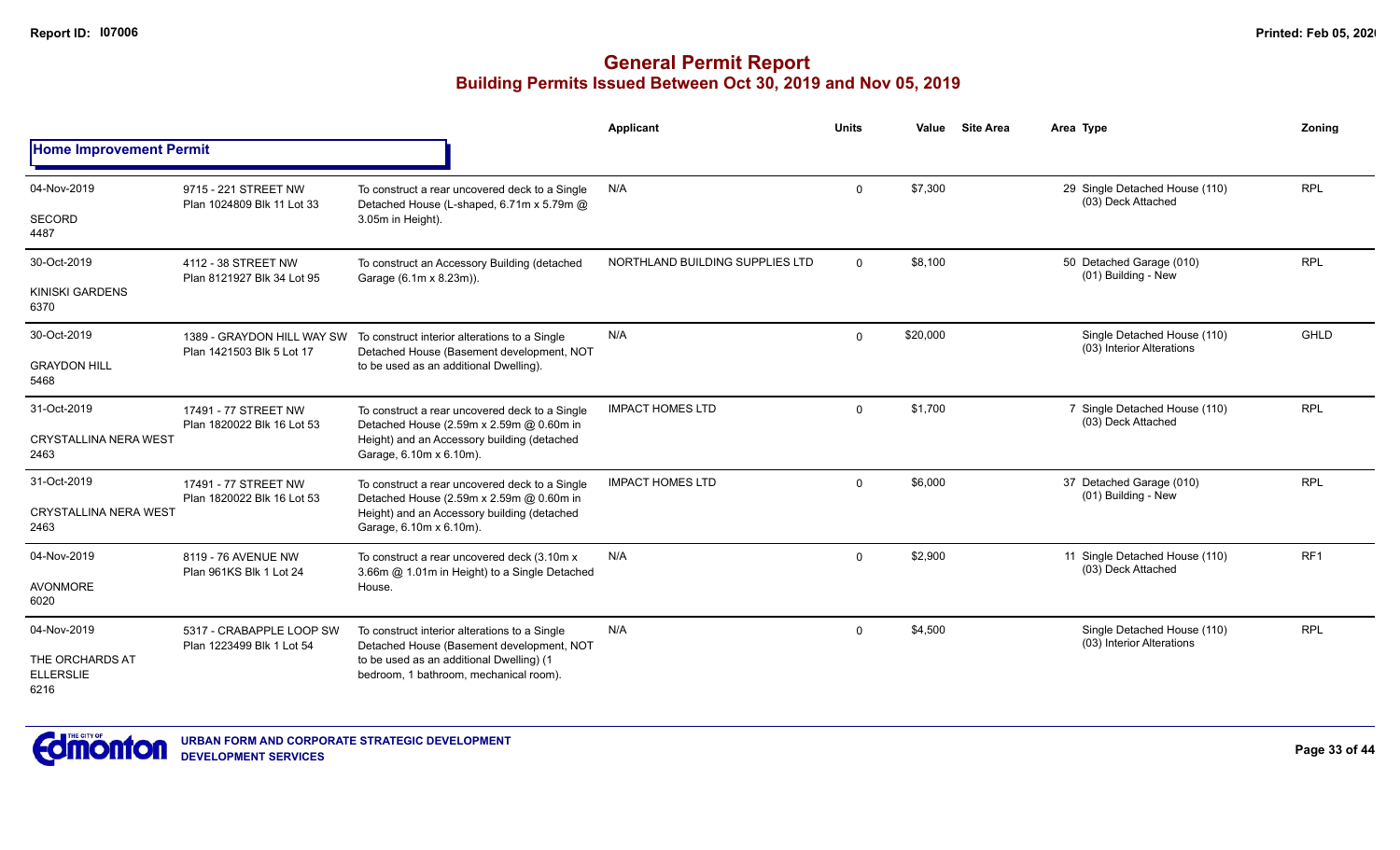# General Permit Report

## Building Permits Issued Between Oct 30, 2019 and Nov 05, 2019

### Home Improvement Permit

| Date / Neighbourhood | Address / Legal | Description | Applicant | Units | Value | Site Area | Area | Type | Zoning |
|---|---|---|---|---|---|---|---|---|---|
| 04-Nov-2019<br>SECORD<br>4487 | 9715 - 221 STREET NW<br>Plan 1024809 Blk 11 Lot 33 | To construct a rear uncovered deck to a Single Detached House (L-shaped, 6.71m x 5.79m @ 3.05m in Height). | N/A | 0 | $7,300 | | 29 | Single Detached House (110)<br>(03) Deck Attached | RPL |
| 30-Oct-2019<br>KINISKI GARDENS<br>6370 | 4112 - 38 STREET NW<br>Plan 8121927 Blk 34 Lot 95 | To construct an Accessory Building (detached Garage (6.1m x 8.23m)). | NORTHLAND BUILDING SUPPLIES LTD | 0 | $8,100 | | 50 | Detached Garage (010)<br>(01) Building - New | RPL |
| 30-Oct-2019<br>GRAYDON HILL<br>5468 | 1389 - GRAYDON HILL WAY SW<br>Plan 1421503 Blk 5 Lot 17 | To construct interior alterations to a Single Detached House (Basement development, NOT to be used as an additional Dwelling). | N/A | 0 | $20,000 | | | Single Detached House (110)<br>(03) Interior Alterations | GHLD |
| 31-Oct-2019<br>CRYSTALLINA NERA WEST<br>2463 | 17491 - 77 STREET NW<br>Plan 1820022 Blk 16 Lot 53 | To construct a rear uncovered deck to a Single Detached House (2.59m x 2.59m @ 0.60m in Height) and an Accessory building (detached Garage, 6.10m x 6.10m). | IMPACT HOMES LTD | 0 | $1,700 | | 7 | Single Detached House (110)<br>(03) Deck Attached | RPL |
| 31-Oct-2019<br>CRYSTALLINA NERA WEST<br>2463 | 17491 - 77 STREET NW<br>Plan 1820022 Blk 16 Lot 53 | To construct a rear uncovered deck to a Single Detached House (2.59m x 2.59m @ 0.60m in Height) and an Accessory building (detached Garage, 6.10m x 6.10m). | IMPACT HOMES LTD | 0 | $6,000 | | 37 | Detached Garage (010)<br>(01) Building - New | RPL |
| 04-Nov-2019<br>AVONMORE<br>6020 | 8119 - 76 AVENUE NW<br>Plan 961KS Blk 1 Lot 24 | To construct a rear uncovered deck (3.10m x 3.66m @ 1.01m in Height) to a Single Detached House. | N/A | 0 | $2,900 | | 11 | Single Detached House (110)<br>(03) Deck Attached | RF1 |
| 04-Nov-2019<br>THE ORCHARDS AT ELLERSLIE<br>6216 | 5317 - CRABAPPLE LOOP SW<br>Plan 1223499 Blk 1 Lot 54 | To construct interior alterations to a Single Detached House (Basement development, NOT to be used as an additional Dwelling) (1 bedroom, 1 bathroom, mechanical room). | N/A | 0 | $4,500 | | | Single Detached House (110)<br>(03) Interior Alterations | RPL |

URBAN FORM AND CORPORATE STRATEGIC DEVELOPMENT
DEVELOPMENT SERVICES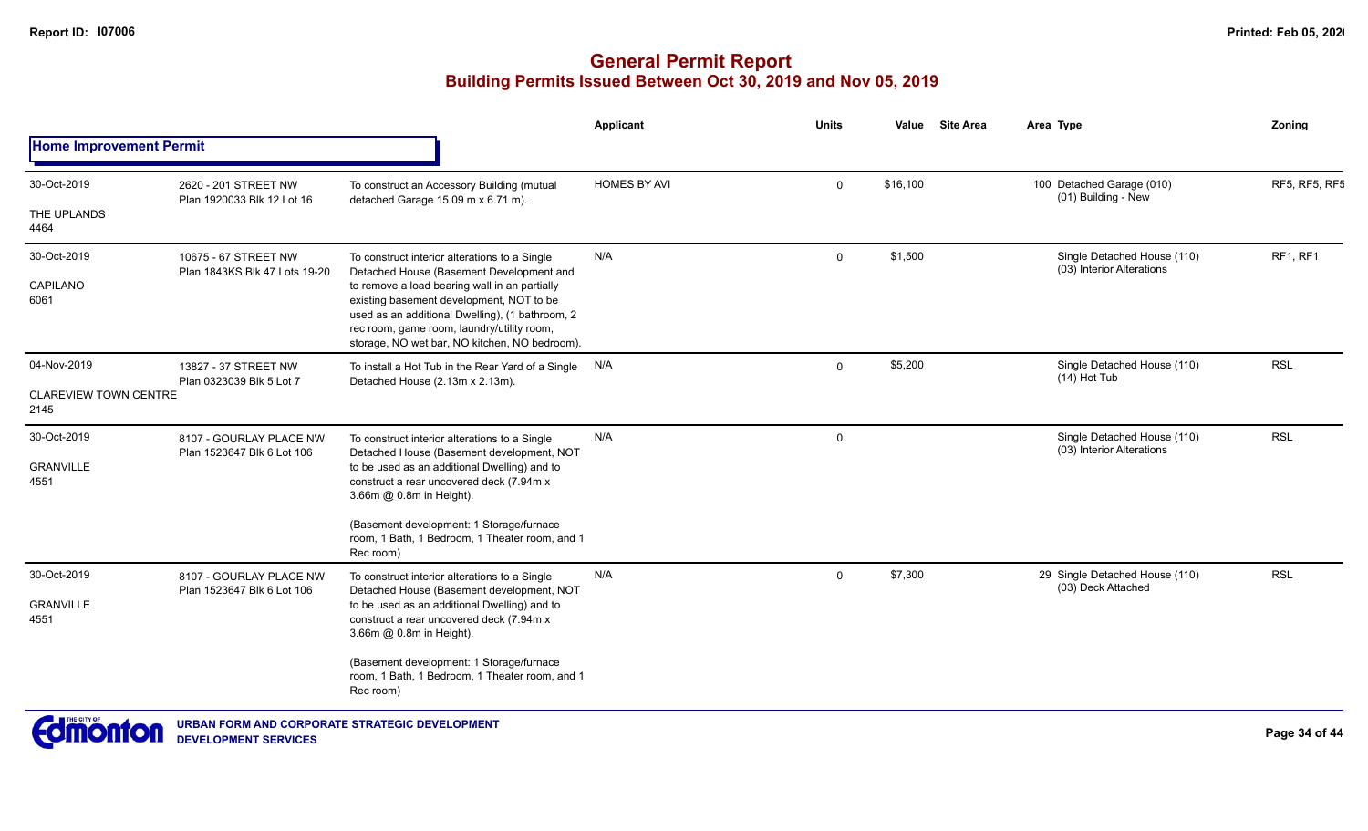# General Permit Report

## Building Permits Issued Between Oct 30, 2019 and Nov 05, 2019

### Home Improvement Permit

| Date / Neighbourhood | Address / Legal | Description | Applicant | Units | Value | Site Area | Area Type | Zoning |
|---|---|---|---|---|---|---|---|---|
| 30-Oct-2019<br>THE UPLANDS<br>4464 | 2620 - 201 STREET NW<br>Plan 1920033 Blk 12 Lot 16 | To construct an Accessory Building (mutual detached Garage 15.09 m x 6.71 m). | HOMES BY AVI | 0 | $16,100 | | 100 Detached Garage (010)<br>(01) Building - New | RF5, RF5, RF5 |
| 30-Oct-2019<br>CAPILANO<br>6061 | 10675 - 67 STREET NW<br>Plan 1843KS Blk 47 Lots 19-20 | To construct interior alterations to a Single Detached House (Basement Development and to remove a load bearing wall in an partially existing basement development, NOT to be used as an additional Dwelling), (1 bathroom, 2 rec room, game room, laundry/utility room, storage, NO wet bar, NO kitchen, NO bedroom). | N/A | 0 | $1,500 | | Single Detached House (110)<br>(03) Interior Alterations | RF1, RF1 |
| 04-Nov-2019<br>CLAREVIEW TOWN CENTRE<br>2145 | 13827 - 37 STREET NW<br>Plan 0323039 Blk 5 Lot 7 | To install a Hot Tub in the Rear Yard of a Single Detached House (2.13m x 2.13m). | N/A | 0 | $5,200 | | Single Detached House (110)<br>(14) Hot Tub | RSL |
| 30-Oct-2019<br>GRANVILLE<br>4551 | 8107 - GOURLAY PLACE NW<br>Plan 1523647 Blk 6 Lot 106 | To construct interior alterations to a Single Detached House (Basement development, NOT to be used as an additional Dwelling) and to construct a rear uncovered deck (7.94m x 3.66m @ 0.8m in Height).<br><br>(Basement development: 1 Storage/furnace room, 1 Bath, 1 Bedroom, 1 Theater room, and 1 Rec room) | N/A | 0 | | | Single Detached House (110)<br>(03) Interior Alterations | RSL |
| 30-Oct-2019<br>GRANVILLE<br>4551 | 8107 - GOURLAY PLACE NW<br>Plan 1523647 Blk 6 Lot 106 | To construct interior alterations to a Single Detached House (Basement development, NOT to be used as an additional Dwelling) and to construct a rear uncovered deck (7.94m x 3.66m @ 0.8m in Height).<br><br>(Basement development: 1 Storage/furnace room, 1 Bath, 1 Bedroom, 1 Theater room, and 1 Rec room) | N/A | 0 | $7,300 | | 29 Single Detached House (110)<br>(03) Deck Attached | RSL |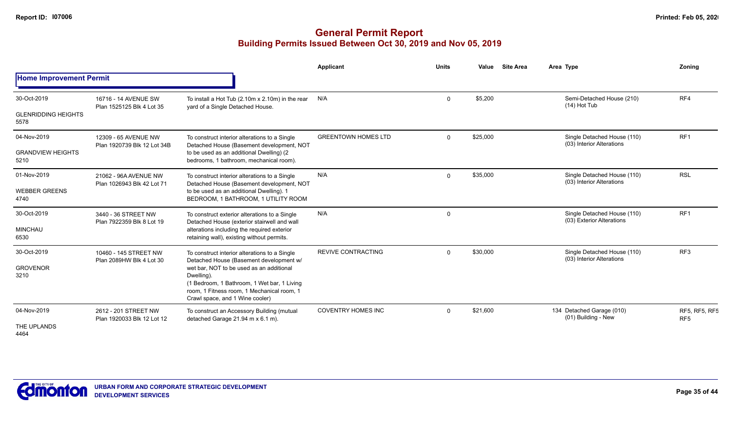# General Permit Report

## Building Permits Issued Between Oct 30, 2019 and Nov 05, 2019

| | | | Applicant | Units | Value | Site Area | Area Type | Zoning |
|---|---|---|---|---|---|---|---|---|
| **Home Improvement Permit** | | | | | | | | |
| 30-Oct-2019<br>GLENRIDDING HEIGHTS<br>5578 | 16716 - 14 AVENUE SW<br>Plan 1525125 Blk 4 Lot 35 | To install a Hot Tub (2.10m x 2.10m) in the rear yard of a Single Detached House. | N/A | 0 | $5,200 | | Semi-Detached House (210)<br>(14) Hot Tub | RF4 |
| 04-Nov-2019<br>GRANDVIEW HEIGHTS<br>5210 | 12309 - 65 AVENUE NW<br>Plan 1920739 Blk 12 Lot 34B | To construct interior alterations to a Single Detached House (Basement development, NOT to be used as an additional Dwelling) (2 bedrooms, 1 bathroom, mechanical room). | GREENTOWN HOMES LTD | 0 | $25,000 | | Single Detached House (110)<br>(03) Interior Alterations | RF1 |
| 01-Nov-2019<br>WEBBER GREENS<br>4740 | 21062 - 96A AVENUE NW<br>Plan 1026943 Blk 42 Lot 71 | To construct interior alterations to a Single Detached House (Basement development, NOT to be used as an additional Dwelling). 1 BEDROOM, 1 BATHROOM, 1 UTILITY ROOM | N/A | 0 | $35,000 | | Single Detached House (110)<br>(03) Interior Alterations | RSL |
| 30-Oct-2019<br>MINCHAU<br>6530 | 3440 - 36 STREET NW<br>Plan 7922359 Blk 8 Lot 19 | To construct exterior alterations to a Single Detached House (exterior stairwell and wall alterations including the required exterior retaining wall), existing without permits. | N/A | 0 | | | Single Detached House (110)<br>(03) Exterior Alterations | RF1 |
| 30-Oct-2019<br>GROVENOR<br>3210 | 10460 - 145 STREET NW<br>Plan 2089HW Blk 4 Lot 30 | To construct interior alterations to a Single Detached House (Basement development w/ wet bar, NOT to be used as an additional Dwelling).<br>(1 Bedroom, 1 Bathroom, 1 Wet bar, 1 Living room, 1 Fitness room, 1 Mechanical room, 1 Crawl space, and 1 Wine cooler) | REVIVE CONTRACTING | 0 | $30,000 | | Single Detached House (110)<br>(03) Interior Alterations | RF3 |
| 04-Nov-2019<br>THE UPLANDS<br>4464 | 2612 - 201 STREET NW<br>Plan 1920033 Blk 12 Lot 12 | To construct an Accessory Building (mutual detached Garage 21.94 m x 6.1 m). | COVENTRY HOMES INC | 0 | $21,600 | | 134 Detached Garage (010)<br>(01) Building - New | RF5, RF5, RF5<br>RF5 |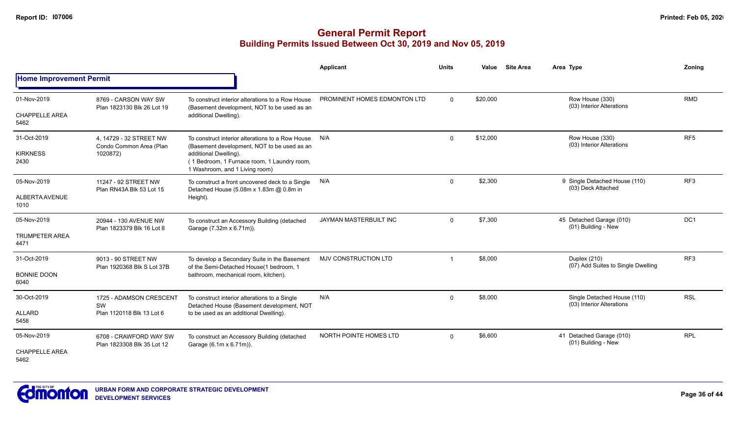# General Permit Report

## Building Permits Issued Between Oct 30, 2019 and Nov 05, 2019

| | | | Applicant | Units | Value | Site Area | Area Type | Zoning |
|---|---|---|---|---|---|---|---|---|
| **Home Improvement Permit** | | | | | | | | |
| 01-Nov-2019<br>CHAPPELLE AREA<br>5462 | 8769 - CARSON WAY SW<br>Plan 1823130 Blk 26 Lot 19 | To construct interior alterations to a Row House (Basement development, NOT to be used as an additional Dwelling). | PROMINENT HOMES EDMONTON LTD | 0 | $20,000 | | Row House (330)<br>(03) Interior Alterations | RMD |
| 31-Oct-2019<br>KIRKNESS<br>2430 | 4, 14729 - 32 STREET NW<br>Condo Common Area (Plan 1020872) | To construct interior alterations to a Row House (Basement development, NOT to be used as an additional Dwelling).<br>( 1 Bedroom, 1 Furnace room, 1 Laundry room, 1 Washroom, and 1 Living room) | N/A | 0 | $12,000 | | Row House (330)<br>(03) Interior Alterations | RF5 |
| 05-Nov-2019<br>ALBERTA AVENUE<br>1010 | 11247 - 92 STREET NW<br>Plan RN43A Blk 53 Lot 15 | To construct a front uncovered deck to a Single Detached House (5.08m x 1.83m @ 0.8m in Height). | N/A | 0 | $2,300 | 9 | Single Detached House (110)<br>(03) Deck Attached | RF3 |
| 05-Nov-2019<br>TRUMPETER AREA<br>4471 | 20944 - 130 AVENUE NW<br>Plan 1823379 Blk 16 Lot 8 | To construct an Accessory Building (detached Garage (7.32m x 6.71m)). | JAYMAN MASTERBUILT INC | 0 | $7,300 | 45 | Detached Garage (010)<br>(01) Building - New | DC1 |
| 31-Oct-2019<br>BONNIE DOON<br>6040 | 9013 - 90 STREET NW<br>Plan 1920368 Blk S Lot 37B | To develop a Secondary Suite in the Basement of the Semi-Detached House(1 bedroom, 1 bathroom, mechanical room, kitchen). | MJV CONSTRUCTION LTD | 1 | $8,000 | | Duplex (210)<br>(07) Add Suites to Single Dwelling | RF3 |
| 30-Oct-2019<br>ALLARD<br>5458 | 1725 - ADAMSON CRESCENT SW<br>Plan 1120118 Blk 13 Lot 6 | To construct interior alterations to a Single Detached House (Basement development, NOT to be used as an additional Dwelling). | N/A | 0 | $8,000 | | Single Detached House (110)<br>(03) Interior Alterations | RSL |
| 05-Nov-2019<br>CHAPPELLE AREA<br>5462 | 6708 - CRAWFORD WAY SW<br>Plan 1823308 Blk 35 Lot 12 | To construct an Accessory Building (detached Garage (6.1m x 6.71m)). | NORTH POINTE HOMES LTD | 0 | $6,600 | 41 | Detached Garage (010)<br>(01) Building - New | RPL |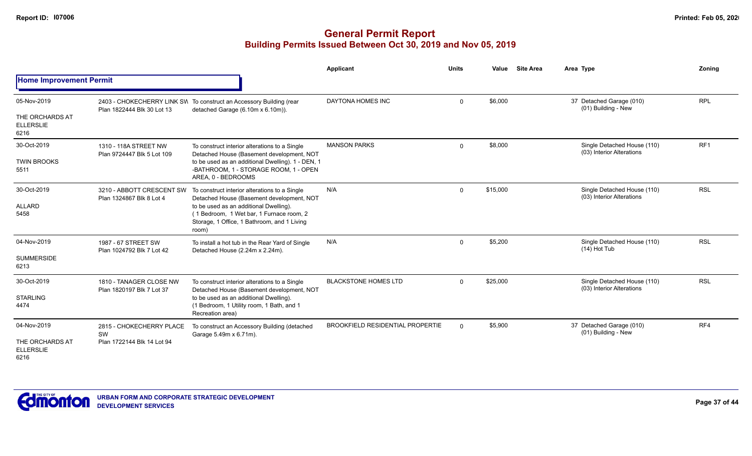# General Permit Report
## Building Permits Issued Between Oct 30, 2019 and Nov 05, 2019

| | | | Applicant | Units | Value | Site Area | Area Type | Zoning |
|---|---|---|---|---|---|---|---|---|
| **Home Improvement Permit** | | | | | | | | |
| 05-Nov-2019<br>THE ORCHARDS AT ELLERSLIE<br>6216 | 2403 - CHOKECHERRY LINK SW<br>Plan 1822444 Blk 30 Lot 13 | To construct an Accessory Building (rear detached Garage (6.10m x 6.10m)). | DAYTONA HOMES INC | 0 | $6,000 | | 37 Detached Garage (010)<br>(01) Building - New | RPL |
| 30-Oct-2019<br>TWIN BROOKS<br>5511 | 1310 - 118A STREET NW<br>Plan 9724447 Blk 5 Lot 109 | To construct interior alterations to a Single Detached House (Basement development, NOT to be used as an additional Dwelling). 1 - DEN, 1 -BATHROOM, 1 - STORAGE ROOM, 1 - OPEN AREA, 0 - BEDROOMS | MANSON PARKS | 0 | $8,000 | | Single Detached House (110)<br>(03) Interior Alterations | RF1 |
| 30-Oct-2019<br>ALLARD<br>5458 | 3210 - ABBOTT CRESCENT SW<br>Plan 1324867 Blk 8 Lot 4 | To construct interior alterations to a Single Detached House (Basement development, NOT to be used as an additional Dwelling). (1 Bedroom, 1 Wet bar, 1 Furnace room, 2 Storage, 1 Office, 1 Bathroom, and 1 Living room) | N/A | 0 | $15,000 | | Single Detached House (110)<br>(03) Interior Alterations | RSL |
| 04-Nov-2019<br>SUMMERSIDE<br>6213 | 1987 - 67 STREET SW<br>Plan 1024792 Blk 7 Lot 42 | To install a hot tub in the Rear Yard of Single Detached House (2.24m x 2.24m). | N/A | 0 | $5,200 | | Single Detached House (110)<br>(14) Hot Tub | RSL |
| 30-Oct-2019<br>STARLING<br>4474 | 1810 - TANAGER CLOSE NW<br>Plan 1820197 Blk 7 Lot 37 | To construct interior alterations to a Single Detached House (Basement development, NOT to be used as an additional Dwelling). (1 Bedroom, 1 Utility room, 1 Bath, and 1 Recreation area) | BLACKSTONE HOMES LTD | 0 | $25,000 | | Single Detached House (110)<br>(03) Interior Alterations | RSL |
| 04-Nov-2019<br>THE ORCHARDS AT ELLERSLIE<br>6216 | 2815 - CHOKECHERRY PLACE SW<br>Plan 1722144 Blk 14 Lot 94 | To construct an Accessory Building (detached Garage 5.49m x 6.71m). | BROOKFIELD RESIDENTIAL PROPERTIE | 0 | $5,900 | | 37 Detached Garage (010)<br>(01) Building - New | RF4 |

URBAN FORM AND CORPORATE STRATEGIC DEVELOPMENT
DEVELOPMENT SERVICES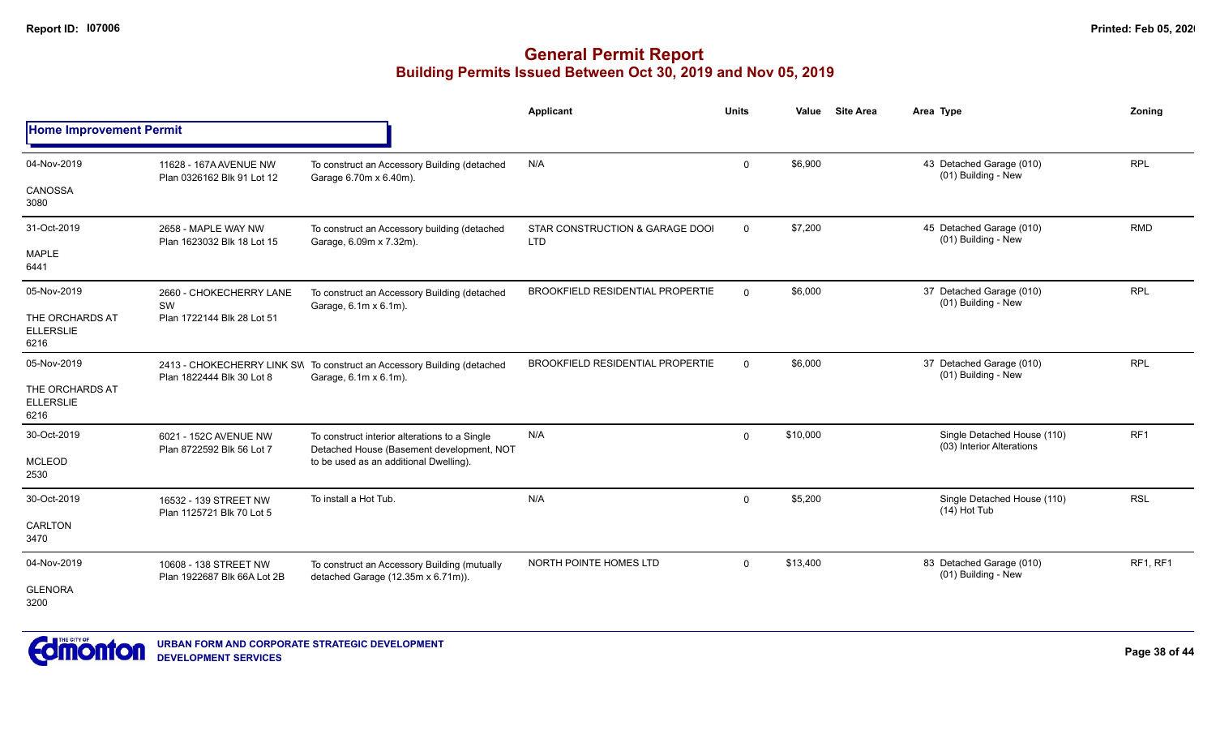# General Permit Report

## Building Permits Issued Between Oct 30, 2019 and Nov 05, 2019

### Home Improvement Permit

| Date / Neighbourhood | Address / Legal | Description | Applicant | Units | Value | Site Area | Area Type | Zoning |
|---|---|---|---|---|---|---|---|---|
| 04-Nov-2019 CANOSSA 3080 | 11628 - 167A AVENUE NW Plan 0326162 Blk 91 Lot 12 | To construct an Accessory Building (detached Garage 6.70m x 6.40m). | N/A | 0 | $6,900 | | 43 Detached Garage (010) (01) Building - New | RPL |
| 31-Oct-2019 MAPLE 6441 | 2658 - MAPLE WAY NW Plan 1623032 Blk 18 Lot 15 | To construct an Accessory building (detached Garage, 6.09m x 7.32m). | STAR CONSTRUCTION & GARAGE DOOI LTD | 0 | $7,200 | | 45 Detached Garage (010) (01) Building - New | RMD |
| 05-Nov-2019 THE ORCHARDS AT ELLERSLIE 6216 | 2660 - CHOKECHERRY LANE SW Plan 1722144 Blk 28 Lot 51 | To construct an Accessory Building (detached Garage, 6.1m x 6.1m). | BROOKFIELD RESIDENTIAL PROPERTIE | 0 | $6,000 | | 37 Detached Garage (010) (01) Building - New | RPL |
| 05-Nov-2019 THE ORCHARDS AT ELLERSLIE 6216 | 2413 - CHOKECHERRY LINK SW Plan 1822444 Blk 30 Lot 8 | To construct an Accessory Building (detached Garage, 6.1m x 6.1m). | BROOKFIELD RESIDENTIAL PROPERTIE | 0 | $6,000 | | 37 Detached Garage (010) (01) Building - New | RPL |
| 30-Oct-2019 MCLEOD 2530 | 6021 - 152C AVENUE NW Plan 8722592 Blk 56 Lot 7 | To construct interior alterations to a Single Detached House (Basement development, NOT to be used as an additional Dwelling). | N/A | 0 | $10,000 | | Single Detached House (110) (03) Interior Alterations | RF1 |
| 30-Oct-2019 CARLTON 3470 | 16532 - 139 STREET NW Plan 1125721 Blk 70 Lot 5 | To install a Hot Tub. | N/A | 0 | $5,200 | | Single Detached House (110) (14) Hot Tub | RSL |
| 04-Nov-2019 GLENORA 3200 | 10608 - 138 STREET NW Plan 1922687 Blk 66A Lot 2B | To construct an Accessory Building (mutually detached Garage (12.35m x 6.71m)). | NORTH POINTE HOMES LTD | 0 | $13,400 | | 83 Detached Garage (010) (01) Building - New | RF1, RF1 |

URBAN FORM AND CORPORATE STRATEGIC DEVELOPMENT
DEVELOPMENT SERVICES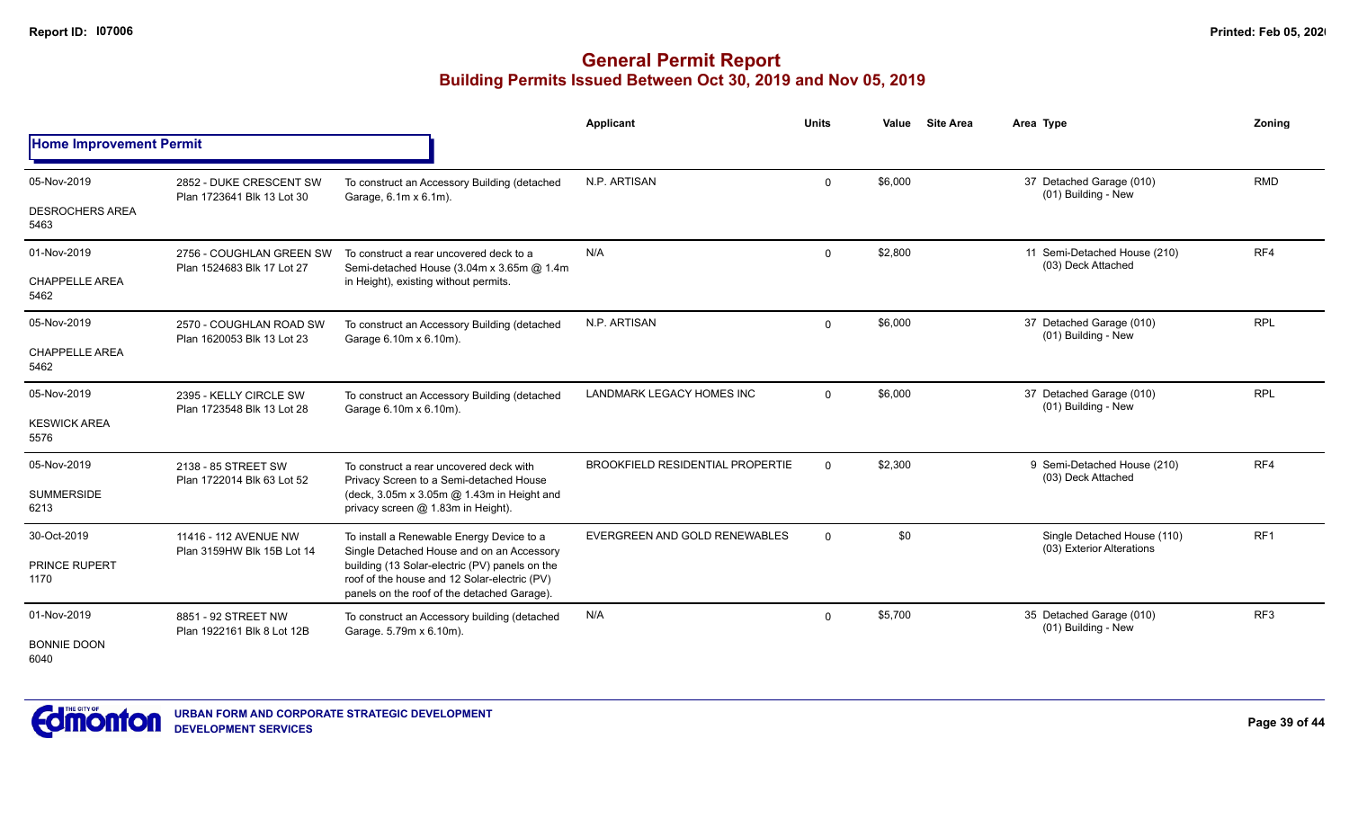# General Permit Report

## Building Permits Issued Between Oct 30, 2019 and Nov 05, 2019

| | | | Applicant | Units | Value | Site Area | Area Type | Zoning |
|---|---|---|---|---|---|---|---|---|
| **Home Improvement Permit** | | | | | | | | |
| 05-Nov-2019<br>DESROCHERS AREA<br>5463 | 2852 - DUKE CRESCENT SW<br>Plan 1723641 Blk 13 Lot 30 | To construct an Accessory Building (detached Garage, 6.1m x 6.1m). | N.P. ARTISAN | 0 | $6,000 | | 37 Detached Garage (010)<br>(01) Building - New | RMD |
| 01-Nov-2019<br>CHAPPELLE AREA<br>5462 | 2756 - COUGHLAN GREEN SW<br>Plan 1524683 Blk 17 Lot 27 | To construct a rear uncovered deck to a Semi-detached House (3.04m x 3.65m @ 1.4m in Height), existing without permits. | N/A | 0 | $2,800 | | 11 Semi-Detached House (210)<br>(03) Deck Attached | RF4 |
| 05-Nov-2019<br>CHAPPELLE AREA<br>5462 | 2570 - COUGHLAN ROAD SW<br>Plan 1620053 Blk 13 Lot 23 | To construct an Accessory Building (detached Garage 6.10m x 6.10m). | N.P. ARTISAN | 0 | $6,000 | | 37 Detached Garage (010)<br>(01) Building - New | RPL |
| 05-Nov-2019<br>KESWICK AREA<br>5576 | 2395 - KELLY CIRCLE SW<br>Plan 1723548 Blk 13 Lot 28 | To construct an Accessory Building (detached Garage 6.10m x 6.10m). | LANDMARK LEGACY HOMES INC | 0 | $6,000 | | 37 Detached Garage (010)<br>(01) Building - New | RPL |
| 05-Nov-2019<br>SUMMERSIDE<br>6213 | 2138 - 85 STREET SW<br>Plan 1722014 Blk 63 Lot 52 | To construct a rear uncovered deck with Privacy Screen to a Semi-detached House (deck, 3.05m x 3.05m @ 1.43m in Height and privacy screen @ 1.83m in Height). | BROOKFIELD RESIDENTIAL PROPERTIE | 0 | $2,300 | | 9 Semi-Detached House (210)<br>(03) Deck Attached | RF4 |
| 30-Oct-2019<br>PRINCE RUPERT<br>1170 | 11416 - 112 AVENUE NW<br>Plan 3159HW Blk 15B Lot 14 | To install a Renewable Energy Device to a Single Detached House and on an Accessory building (13 Solar-electric (PV) panels on the roof of the house and 12 Solar-electric (PV) panels on the roof of the detached Garage). | EVERGREEN AND GOLD RENEWABLES | 0 | $0 | | Single Detached House (110)<br>(03) Exterior Alterations | RF1 |
| 01-Nov-2019<br>BONNIE DOON<br>6040 | 8851 - 92 STREET NW<br>Plan 1922161 Blk 8 Lot 12B | To construct an Accessory building (detached Garage. 5.79m x 6.10m). | N/A | 0 | $5,700 | | 35 Detached Garage (010)<br>(01) Building - New | RF3 |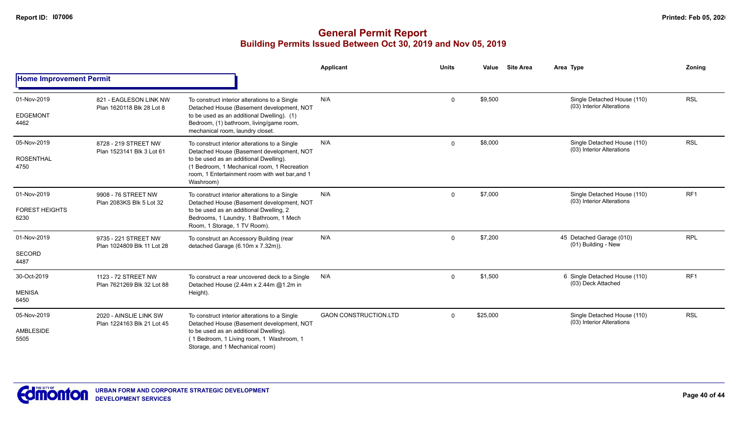# General Permit Report

## Building Permits Issued Between Oct 30, 2019 and Nov 05, 2019

| | | | Applicant | Units | Value | Site Area | Area Type | Zoning |
|---|---|---|---|---|---|---|---|---|
| **Home Improvement Permit** | | | | | | | | |
| 01-Nov-2019<br>EDGEMONT<br>4462 | 821 - EAGLESON LINK NW<br>Plan 1620118 Blk 28 Lot 8 | To construct interior alterations to a Single Detached House (Basement development, NOT to be used as an additional Dwelling). (1) Bedroom, (1) bathroom, living/game room, mechanical room, laundry closet. | N/A | 0 | $9,500 | | Single Detached House (110)<br>(03) Interior Alterations | RSL |
| 05-Nov-2019<br>ROSENTHAL<br>4750 | 8728 - 219 STREET NW<br>Plan 1523141 Blk 3 Lot 61 | To construct interior alterations to a Single Detached House (Basement development, NOT to be used as an additional Dwelling). (1 Bedroom, 1 Mechanical room, 1 Recreation room, 1 Entertainment room with wet bar,and 1 Washroom) | N/A | 0 | $8,000 | | Single Detached House (110)<br>(03) Interior Alterations | RSL |
| 01-Nov-2019<br>FOREST HEIGHTS<br>6230 | 9908 - 76 STREET NW<br>Plan 2083KS Blk 5 Lot 32 | To construct interior alterations to a Single Detached House (Basement development, NOT to be used as an additional Dwelling, 2 Bedrooms, 1 Laundry, 1 Bathroom, 1 Mech Room, 1 Storage, 1 TV Room). | N/A | 0 | $7,000 | | Single Detached House (110)<br>(03) Interior Alterations | RF1 |
| 01-Nov-2019<br>SECORD<br>4487 | 9735 - 221 STREET NW<br>Plan 1024809 Blk 11 Lot 28 | To construct an Accessory Building (rear detached Garage (6.10m x 7.32m)). | N/A | 0 | $7,200 | 45 | Detached Garage (010)<br>(01) Building - New | RPL |
| 30-Oct-2019<br>MENISA<br>6450 | 1123 - 72 STREET NW<br>Plan 7621269 Blk 32 Lot 88 | To construct a rear uncovered deck to a Single Detached House (2.44m x 2.44m @1.2m in Height). | N/A | 0 | $1,500 | 6 | Single Detached House (110)<br>(03) Deck Attached | RF1 |
| 05-Nov-2019<br>AMBLESIDE<br>5505 | 2020 - AINSLIE LINK SW<br>Plan 1224163 Blk 21 Lot 45 | To construct interior alterations to a Single Detached House (Basement development, NOT to be used as an additional Dwelling). ( 1 Bedroom, 1 Living room, 1 Washroom, 1 Storage, and 1 Mechanical room) | GAON CONSTRUCTION.LTD | 0 | $25,000 | | Single Detached House (110)<br>(03) Interior Alterations | RSL |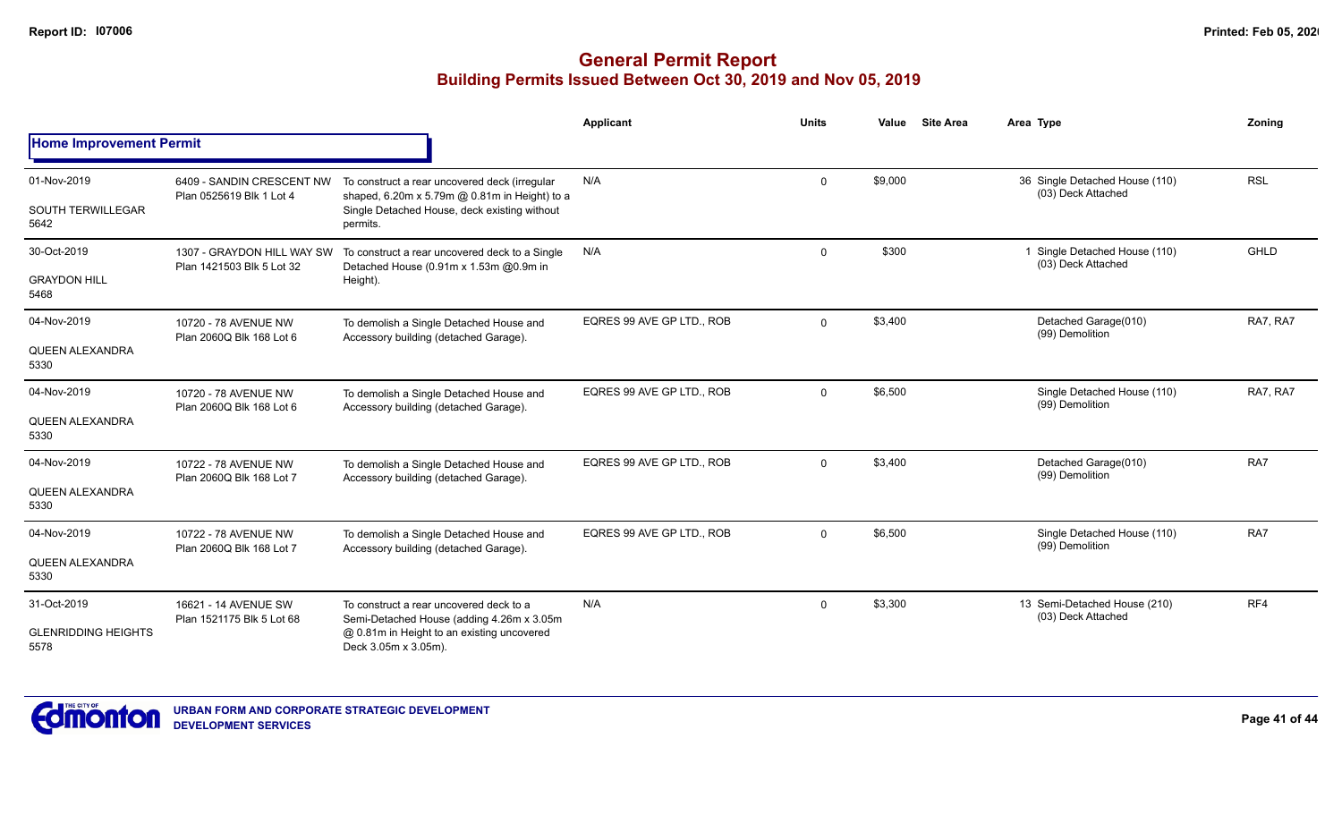# General Permit Report
## Building Permits Issued Between Oct 30, 2019 and Nov 05, 2019

### Home Improvement Permit

| Date / Neighbourhood | Address / Legal | Description | Applicant | Units | Value | Site Area | Area | Type | Zoning |
|---|---|---|---|---|---|---|---|---|---|
| 01-Nov-2019 SOUTH TERWILLEGAR 5642 | 6409 - SANDIN CRESCENT NW Plan 0525619 Blk 1 Lot 4 | To construct a rear uncovered deck (irregular shaped, 6.20m x 5.79m @ 0.81m in Height) to a Single Detached House, deck existing without permits. | N/A | 0 | $9,000 | | 36 | Single Detached House (110) (03) Deck Attached | RSL |
| 30-Oct-2019 GRAYDON HILL 5468 | 1307 - GRAYDON HILL WAY SW Plan 1421503 Blk 5 Lot 32 | To construct a rear uncovered deck to a Single Detached House (0.91m x 1.53m @0.9m in Height). | N/A | 0 | $300 | | 1 | Single Detached House (110) (03) Deck Attached | GHLD |
| 04-Nov-2019 QUEEN ALEXANDRA 5330 | 10720 - 78 AVENUE NW Plan 2060Q Blk 168 Lot 6 | To demolish a Single Detached House and Accessory building (detached Garage). | EQRES 99 AVE GP LTD., ROB | 0 | $3,400 | | | Detached Garage(010) (99) Demolition | RA7, RA7 |
| 04-Nov-2019 QUEEN ALEXANDRA 5330 | 10720 - 78 AVENUE NW Plan 2060Q Blk 168 Lot 6 | To demolish a Single Detached House and Accessory building (detached Garage). | EQRES 99 AVE GP LTD., ROB | 0 | $6,500 | | | Single Detached House (110) (99) Demolition | RA7, RA7 |
| 04-Nov-2019 QUEEN ALEXANDRA 5330 | 10722 - 78 AVENUE NW Plan 2060Q Blk 168 Lot 7 | To demolish a Single Detached House and Accessory building (detached Garage). | EQRES 99 AVE GP LTD., ROB | 0 | $3,400 | | | Detached Garage(010) (99) Demolition | RA7 |
| 04-Nov-2019 QUEEN ALEXANDRA 5330 | 10722 - 78 AVENUE NW Plan 2060Q Blk 168 Lot 7 | To demolish a Single Detached House and Accessory building (detached Garage). | EQRES 99 AVE GP LTD., ROB | 0 | $6,500 | | | Single Detached House (110) (99) Demolition | RA7 |
| 31-Oct-2019 GLENRIDDING HEIGHTS 5578 | 16621 - 14 AVENUE SW Plan 1521175 Blk 5 Lot 68 | To construct a rear uncovered deck to a Semi-Detached House (adding 4.26m x 3.05m @ 0.81m in Height to an existing uncovered Deck 3.05m x 3.05m). | N/A | 0 | $3,300 | | 13 | Semi-Detached House (210) (03) Deck Attached | RF4 |

URBAN FORM AND CORPORATE STRATEGIC DEVELOPMENT
DEVELOPMENT SERVICES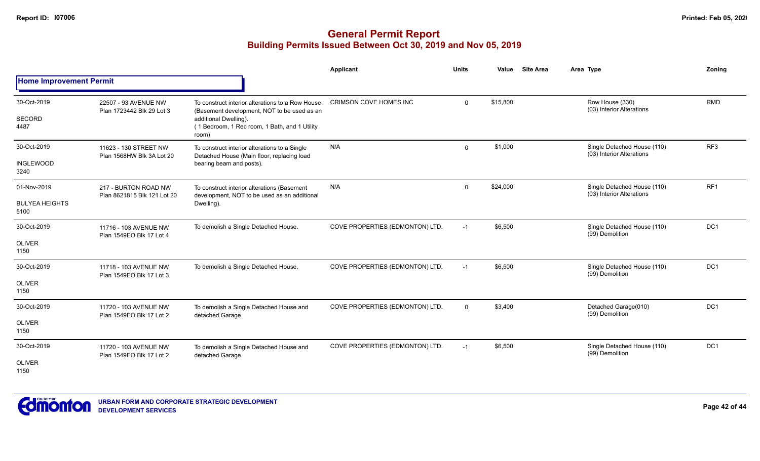# General Permit Report

## Building Permits Issued Between Oct 30, 2019 and Nov 05, 2019

| | | | Applicant | Units | Value | Site Area | Area Type | Zoning |
|---|---|---|---|---|---|---|---|---|
| **Home Improvement Permit** | | | | | | | | |
| 30-Oct-2019<br>SECORD<br>4487 | 22507 - 93 AVENUE NW<br>Plan 1723442 Blk 29 Lot 3 | To construct interior alterations to a Row House (Basement development, NOT to be used as an additional Dwelling).<br>(1 Bedroom, 1 Rec room, 1 Bath, and 1 Utility room) | CRIMSON COVE HOMES INC | 0 | $15,800 | | Row House (330)<br>(03) Interior Alterations | RMD |
| 30-Oct-2019<br>INGLEWOOD<br>3240 | 11623 - 130 STREET NW<br>Plan 1568HW Blk 3A Lot 20 | To construct interior alterations to a Single Detached House (Main floor, replacing load bearing beam and posts). | N/A | 0 | $1,000 | | Single Detached House (110)<br>(03) Interior Alterations | RF3 |
| 01-Nov-2019<br>BULYEA HEIGHTS<br>5100 | 217 - BURTON ROAD NW<br>Plan 8621815 Blk 121 Lot 20 | To construct interior alterations (Basement development, NOT to be used as an additional Dwelling). | N/A | 0 | $24,000 | | Single Detached House (110)<br>(03) Interior Alterations | RF1 |
| 30-Oct-2019<br>OLIVER<br>1150 | 11716 - 103 AVENUE NW<br>Plan 1549EO Blk 17 Lot 4 | To demolish a Single Detached House. | COVE PROPERTIES (EDMONTON) LTD. | -1 | $6,500 | | Single Detached House (110)<br>(99) Demolition | DC1 |
| 30-Oct-2019<br>OLIVER<br>1150 | 11718 - 103 AVENUE NW<br>Plan 1549EO Blk 17 Lot 3 | To demolish a Single Detached House. | COVE PROPERTIES (EDMONTON) LTD. | -1 | $6,500 | | Single Detached House (110)<br>(99) Demolition | DC1 |
| 30-Oct-2019<br>OLIVER<br>1150 | 11720 - 103 AVENUE NW<br>Plan 1549EO Blk 17 Lot 2 | To demolish a Single Detached House and detached Garage. | COVE PROPERTIES (EDMONTON) LTD. | 0 | $3,400 | | Detached Garage(010)<br>(99) Demolition | DC1 |
| 30-Oct-2019<br>OLIVER<br>1150 | 11720 - 103 AVENUE NW<br>Plan 1549EO Blk 17 Lot 2 | To demolish a Single Detached House and detached Garage. | COVE PROPERTIES (EDMONTON) LTD. | -1 | $6,500 | | Single Detached House (110)<br>(99) Demolition | DC1 |

URBAN FORM AND CORPORATE STRATEGIC DEVELOPMENT
DEVELOPMENT SERVICES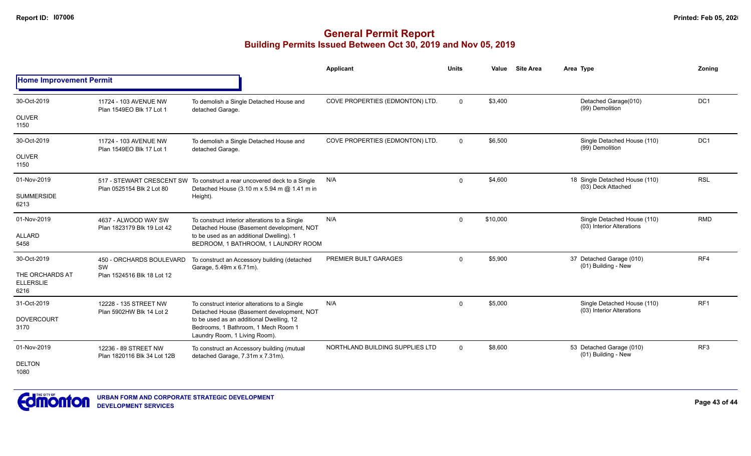# General Permit Report
## Building Permits Issued Between Oct 30, 2019 and Nov 05, 2019

**Home Improvement Permit**

| Date / Neighbourhood | Address / Legal | Description | Applicant | Units | Value | Site Area | Area | Type | Zoning |
|---|---|---|---|---|---|---|---|---|---|
| 30-Oct-2019<br>OLIVER<br>1150 | 11724 - 103 AVENUE NW<br>Plan 1549EO Blk 17 Lot 1 | To demolish a Single Detached House and detached Garage. | COVE PROPERTIES (EDMONTON) LTD. | 0 | $3,400 | | | Detached Garage(010)<br>(99) Demolition | DC1 |
| 30-Oct-2019<br>OLIVER<br>1150 | 11724 - 103 AVENUE NW<br>Plan 1549EO Blk 17 Lot 1 | To demolish a Single Detached House and detached Garage. | COVE PROPERTIES (EDMONTON) LTD. | 0 | $6,500 | | | Single Detached House (110)<br>(99) Demolition | DC1 |
| 01-Nov-2019<br>SUMMERSIDE<br>6213 | 517 - STEWART CRESCENT SW<br>Plan 0525154 Blk 2 Lot 80 | To construct a rear uncovered deck to a Single Detached House (3.10 m x 5.94 m @ 1.41 m in Height). | N/A | 0 | $4,600 | | 18 | Single Detached House (110)<br>(03) Deck Attached | RSL |
| 01-Nov-2019<br>ALLARD<br>5458 | 4637 - ALWOOD WAY SW<br>Plan 1823179 Blk 19 Lot 42 | To construct interior alterations to a Single Detached House (Basement development, NOT to be used as an additional Dwelling). 1 BEDROOM, 1 BATHROOM, 1 LAUNDRY ROOM | N/A | 0 | $10,000 | | | Single Detached House (110)<br>(03) Interior Alterations | RMD |
| 30-Oct-2019<br>THE ORCHARDS AT ELLERSLIE<br>6216 | 450 - ORCHARDS BOULEVARD SW<br>Plan 1524516 Blk 18 Lot 12 | To construct an Accessory building (detached Garage, 5.49m x 6.71m). | PREMIER BUILT GARAGES | 0 | $5,900 | | 37 | Detached Garage (010)<br>(01) Building - New | RF4 |
| 31-Oct-2019<br>DOVERCOURT<br>3170 | 12228 - 135 STREET NW<br>Plan 5902HW Blk 14 Lot 2 | To construct interior alterations to a Single Detached House (Basement development, NOT to be used as an additional Dwelling, 12 Bedrooms, 1 Bathroom, 1 Mech Room 1 Laundry Room, 1 Living Room). | N/A | 0 | $5,000 | | | Single Detached House (110)<br>(03) Interior Alterations | RF1 |
| 01-Nov-2019<br>DELTON<br>1080 | 12236 - 89 STREET NW<br>Plan 1820116 Blk 34 Lot 12B | To construct an Accessory building (mutual detached Garage, 7.31m x 7.31m). | NORTHLAND BUILDING SUPPLIES LTD | 0 | $8,600 | | 53 | Detached Garage (010)<br>(01) Building - New | RF3 |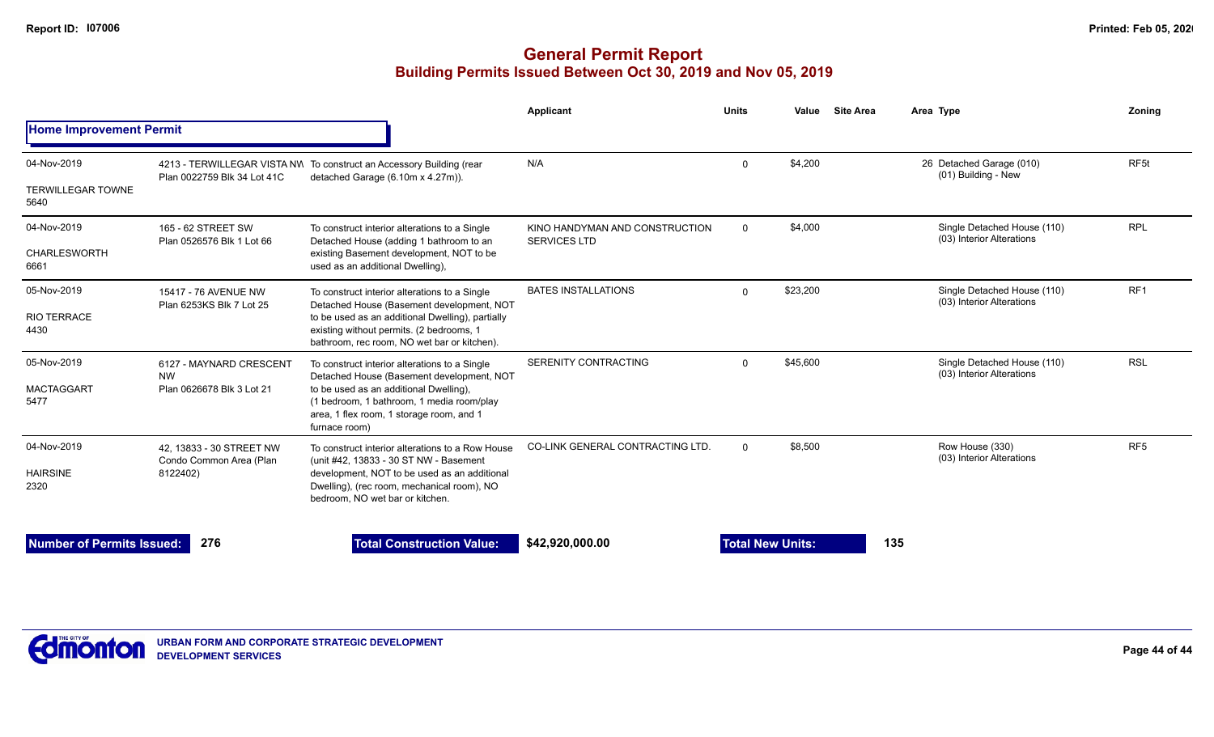# General Permit Report

## Building Permits Issued Between Oct 30, 2019 and Nov 05, 2019

### Home Improvement Permit

| Date / Neighbourhood | Address / Legal | Description | Applicant | Units | Value | Site Area | Area Type | Zoning |
|---|---|---|---|---|---|---|---|---|
| 04-Nov-2019<br>TERWILLEGAR TOWNE<br>5640 | 4213 - TERWILLEGAR VISTA NW<br>Plan 0022759 Blk 34 Lot 41C | To construct an Accessory Building (rear detached Garage (6.10m x 4.27m)). | N/A | 0 | $4,200 | | 26 Detached Garage (010)<br>(01) Building - New | RF5t |
| 04-Nov-2019<br>CHARLESWORTH<br>6661 | 165 - 62 STREET SW<br>Plan 0526576 Blk 1 Lot 66 | To construct interior alterations to a Single Detached House (adding 1 bathroom to an existing Basement development, NOT to be used as an additional Dwelling), | KINO HANDYMAN AND CONSTRUCTION SERVICES LTD | 0 | $4,000 | | Single Detached House (110)<br>(03) Interior Alterations | RPL |
| 05-Nov-2019<br>RIO TERRACE<br>4430 | 15417 - 76 AVENUE NW<br>Plan 6253KS Blk 7 Lot 25 | To construct interior alterations to a Single Detached House (Basement development, NOT to be used as an additional Dwelling), partially existing without permits. (2 bedrooms, 1 bathroom, rec room, NO wet bar or kitchen). | BATES INSTALLATIONS | 0 | $23,200 | | Single Detached House (110)<br>(03) Interior Alterations | RF1 |
| 05-Nov-2019<br>MACTAGGART<br>5477 | 6127 - MAYNARD CRESCENT NW<br>Plan 0626678 Blk 3 Lot 21 | To construct interior alterations to a Single Detached House (Basement development, NOT to be used as an additional Dwelling), (1 bedroom, 1 bathroom, 1 media room/play area, 1 flex room, 1 storage room, and 1 furnace room) | SERENITY CONTRACTING | 0 | $45,600 | | Single Detached House (110)<br>(03) Interior Alterations | RSL |
| 04-Nov-2019<br>HAIRSINE<br>2320 | 42, 13833 - 30 STREET NW<br>Condo Common Area (Plan 8122402) | To construct interior alterations to a Row House (unit #42, 13833 - 30 ST NW - Basement development, NOT to be used as an additional Dwelling), (rec room, mechanical room), NO bedroom, NO wet bar or kitchen. | CO-LINK GENERAL CONTRACTING LTD. | 0 | $8,500 | | Row House (330)<br>(03) Interior Alterations | RF5 |

**Number of Permits Issued:** 276 **Total Construction Value:** $42,920,000.00 **Total New Units:** 135